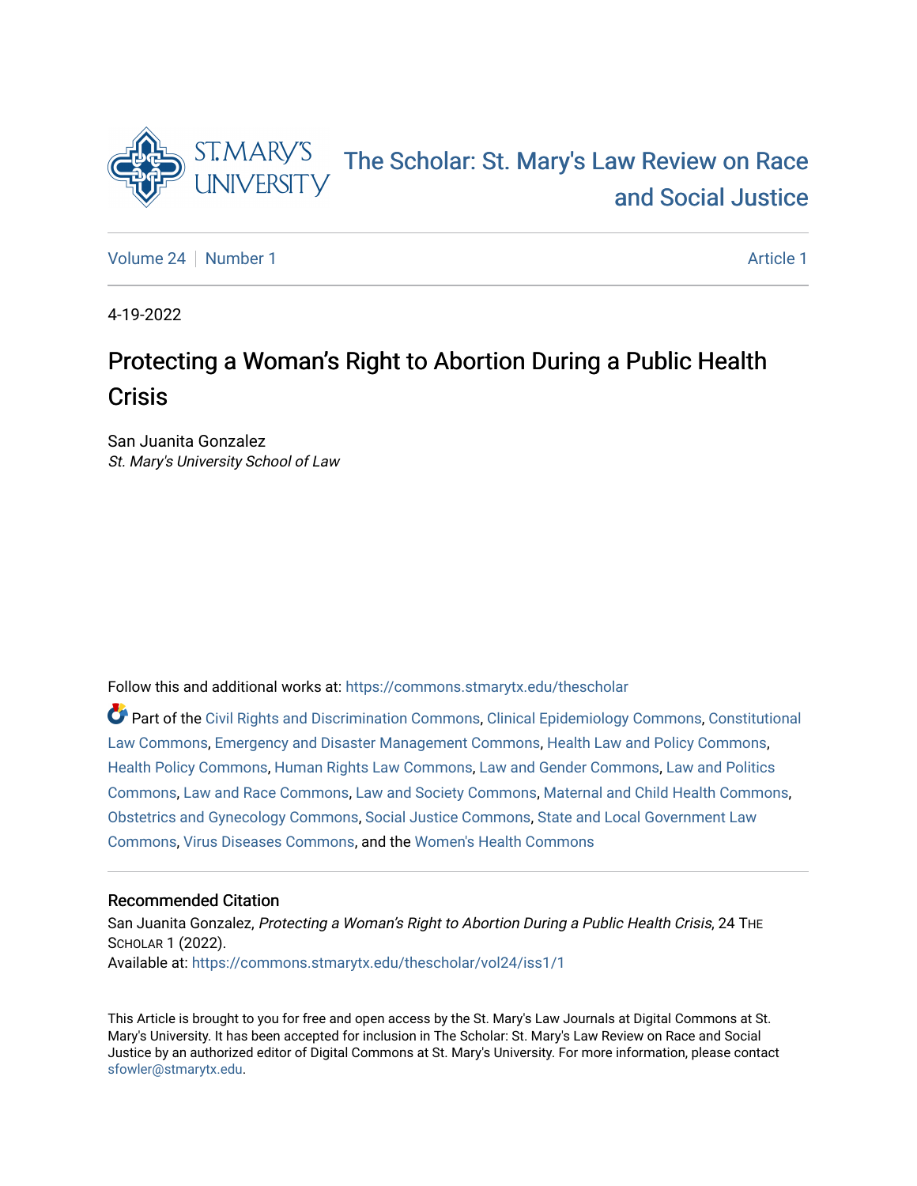# The Scholar: St. Mary's Law Review on Race and Social Justice

Volume 24 | Number 1 | Article 1

4-19-2022

## Protecting a Woman's Right to Abortion During a Public Health Crisis

San Juanita Gonzalez
*St. Mary's University School of Law*

Follow this and additional works at: https://commons.stmarytx.edu/thescholar

Part of the Civil Rights and Discrimination Commons, Clinical Epidemiology Commons, Constitutional Law Commons, Emergency and Disaster Management Commons, Health Law and Policy Commons, Health Policy Commons, Human Rights Law Commons, Law and Gender Commons, Law and Politics Commons, Law and Race Commons, Law and Society Commons, Maternal and Child Health Commons, Obstetrics and Gynecology Commons, Social Justice Commons, State and Local Government Law Commons, Virus Diseases Commons, and the Women's Health Commons

### Recommended Citation

San Juanita Gonzalez, *Protecting a Woman's Right to Abortion During a Public Health Crisis*, 24 THE SCHOLAR 1 (2022).
Available at: https://commons.stmarytx.edu/thescholar/vol24/iss1/1

This Article is brought to you for free and open access by the St. Mary's Law Journals at Digital Commons at St. Mary's University. It has been accepted for inclusion in The Scholar: St. Mary's Law Review on Race and Social Justice by an authorized editor of Digital Commons at St. Mary's University. For more information, please contact sfowler@stmarytx.edu.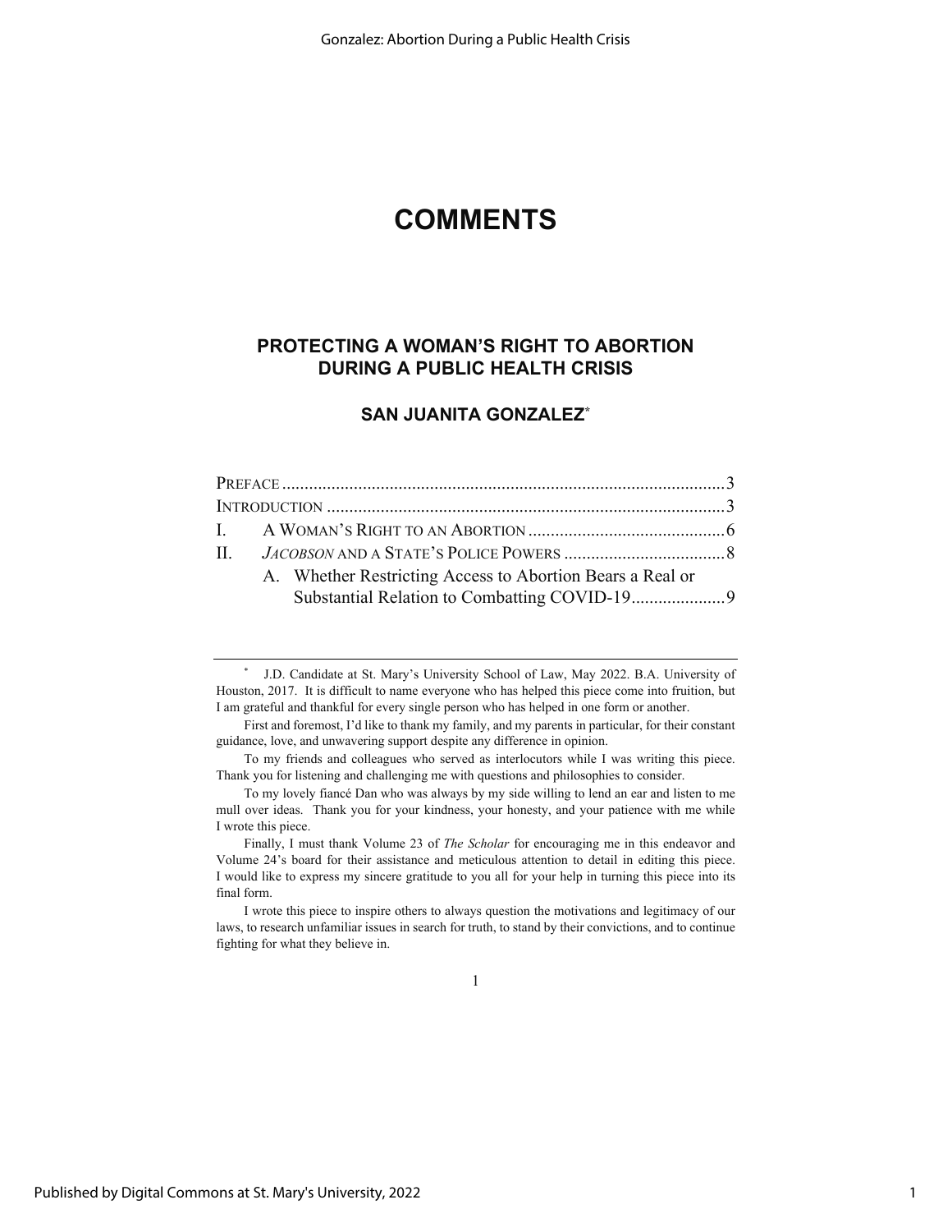# COMMENTS

## PROTECTING A WOMAN'S RIGHT TO ABORTION DURING A PUBLIC HEALTH CRISIS

### SAN JUANITA GONZALEZ*

PREFACE .................................................................................................. 3
INTRODUCTION ........................................................................................ 3
I. A WOMAN'S RIGHT TO AN ABORTION ............................................ 6
II. *JACOBSON* AND A STATE'S POLICE POWERS .................................... 8
   A. Whether Restricting Access to Abortion Bears a Real or Substantial Relation to Combatting COVID-19..................... 9

---

\* J.D. Candidate at St. Mary's University School of Law, May 2022. B.A. University of Houston, 2017. It is difficult to name everyone who has helped this piece come into fruition, but I am grateful and thankful for every single person who has helped in one form or another.

First and foremost, I'd like to thank my family, and my parents in particular, for their constant guidance, love, and unwavering support despite any difference in opinion.

To my friends and colleagues who served as interlocutors while I was writing this piece. Thank you for listening and challenging me with questions and philosophies to consider.

To my lovely fiancé Dan who was always by my side willing to lend an ear and listen to me mull over ideas. Thank you for your kindness, your honesty, and your patience with me while I wrote this piece.

Finally, I must thank Volume 23 of *The Scholar* for encouraging me in this endeavor and Volume 24's board for their assistance and meticulous attention to detail in editing this piece. I would like to express my sincere gratitude to you all for your help in turning this piece into its final form.

I wrote this piece to inspire others to always question the motivations and legitimacy of our laws, to research unfamiliar issues in search for truth, to stand by their convictions, and to continue fighting for what they believe in.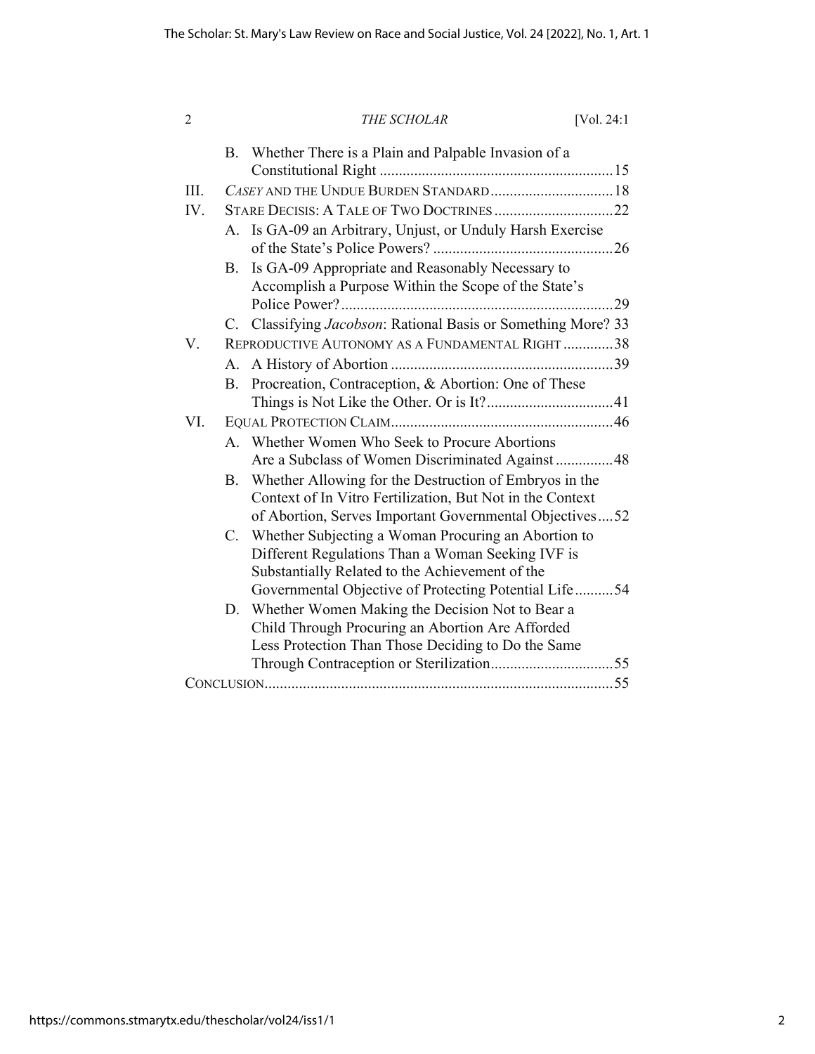B. Whether There is a Plain and Palpable Invasion of a Constitutional Right ............ 15

III. *CASEY* AND THE UNDUE BURDEN STANDARD ............ 18

IV. STARE DECISIS: A TALE OF TWO DOCTRINES ............ 22

A. Is GA-09 an Arbitrary, Unjust, or Unduly Harsh Exercise of the State's Police Powers? ............ 26

B. Is GA-09 Appropriate and Reasonably Necessary to Accomplish a Purpose Within the Scope of the State's Police Power? ............ 29

C. Classifying *Jacobson*: Rational Basis or Something More? 33

V. REPRODUCTIVE AUTONOMY AS A FUNDAMENTAL RIGHT ............ 38

A. A History of Abortion ............ 39

B. Procreation, Contraception, & Abortion: One of These Things is Not Like the Other. Or is It? ............ 41

VI. EQUAL PROTECTION CLAIM ............ 46

A. Whether Women Who Seek to Procure Abortions Are a Subclass of Women Discriminated Against ............ 48

B. Whether Allowing for the Destruction of Embryos in the Context of In Vitro Fertilization, But Not in the Context of Abortion, Serves Important Governmental Objectives ............ 52

C. Whether Subjecting a Woman Procuring an Abortion to Different Regulations Than a Woman Seeking IVF is Substantially Related to the Achievement of the Governmental Objective of Protecting Potential Life ............ 54

D. Whether Women Making the Decision Not to Bear a Child Through Procuring an Abortion Are Afforded Less Protection Than Those Deciding to Do the Same Through Contraception or Sterilization ............ 55

CONCLUSION ............ 55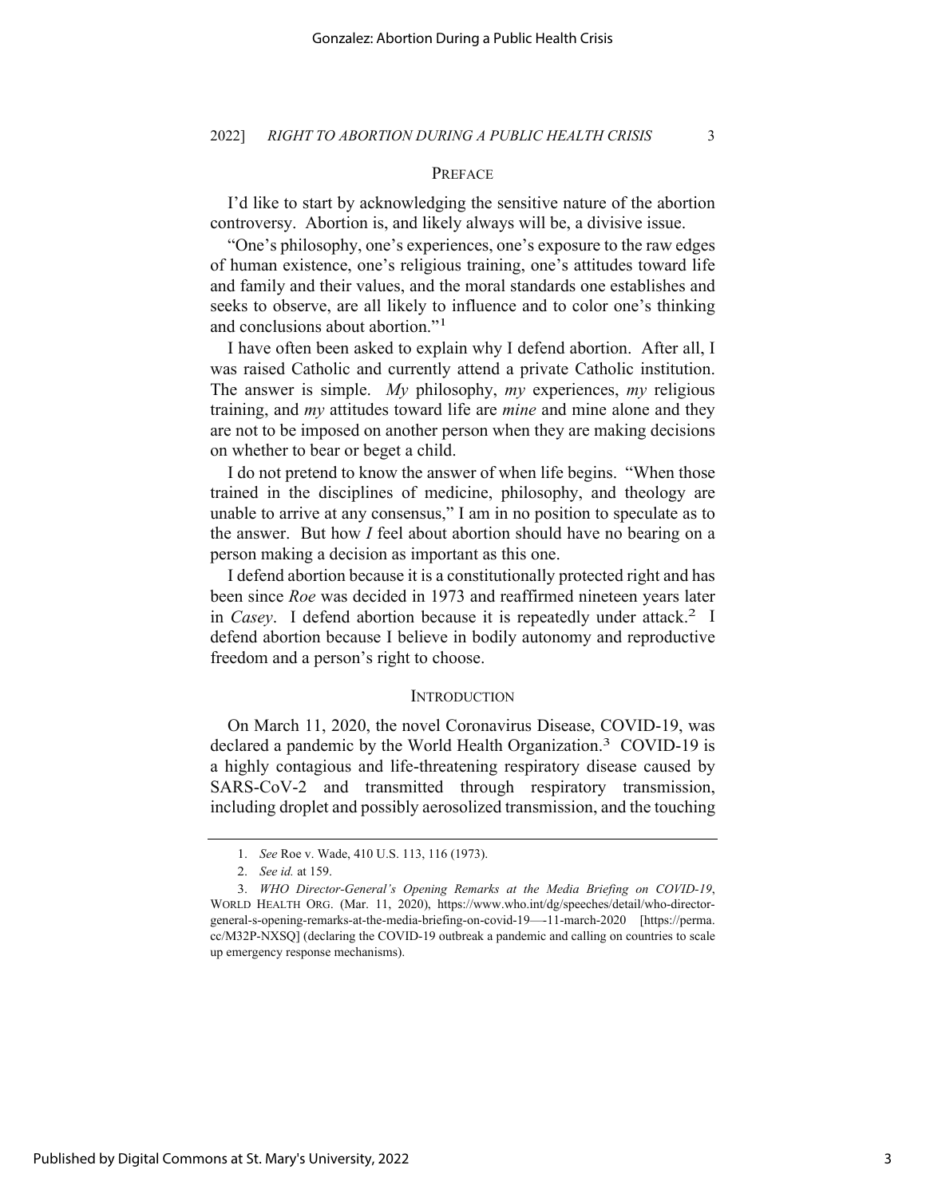## PREFACE

I'd like to start by acknowledging the sensitive nature of the abortion controversy. Abortion is, and likely always will be, a divisive issue.

"One's philosophy, one's experiences, one's exposure to the raw edges of human existence, one's religious training, one's attitudes toward life and family and their values, and the moral standards one establishes and seeks to observe, are all likely to influence and to color one's thinking and conclusions about abortion."[1]

I have often been asked to explain why I defend abortion. After all, I was raised Catholic and currently attend a private Catholic institution. The answer is simple. *My* philosophy, *my* experiences, *my* religious training, and *my* attitudes toward life are *mine* and mine alone and they are not to be imposed on another person when they are making decisions on whether to bear or beget a child.

I do not pretend to know the answer of when life begins. "When those trained in the disciplines of medicine, philosophy, and theology are unable to arrive at any consensus," I am in no position to speculate as to the answer. But how *I* feel about abortion should have no bearing on a person making a decision as important as this one.

I defend abortion because it is a constitutionally protected right and has been since *Roe* was decided in 1973 and reaffirmed nineteen years later in *Casey*. I defend abortion because it is repeatedly under attack.[2] I defend abortion because I believe in bodily autonomy and reproductive freedom and a person's right to choose.

## INTRODUCTION

On March 11, 2020, the novel Coronavirus Disease, COVID-19, was declared a pandemic by the World Health Organization.[3] COVID-19 is a highly contagious and life-threatening respiratory disease caused by SARS-CoV-2 and transmitted through respiratory transmission, including droplet and possibly aerosolized transmission, and the touching

---

1. *See* Roe v. Wade, 410 U.S. 113, 116 (1973).

2. *See id.* at 159.

3. *WHO Director-General's Opening Remarks at the Media Briefing on COVID-19*, WORLD HEALTH ORG. (Mar. 11, 2020), https://www.who.int/dg/speeches/detail/who-director-general-s-opening-remarks-at-the-media-briefing-on-covid-19—-11-march-2020 [https://perma.cc/M32P-NXSQ] (declaring the COVID-19 outbreak a pandemic and calling on countries to scale up emergency response mechanisms).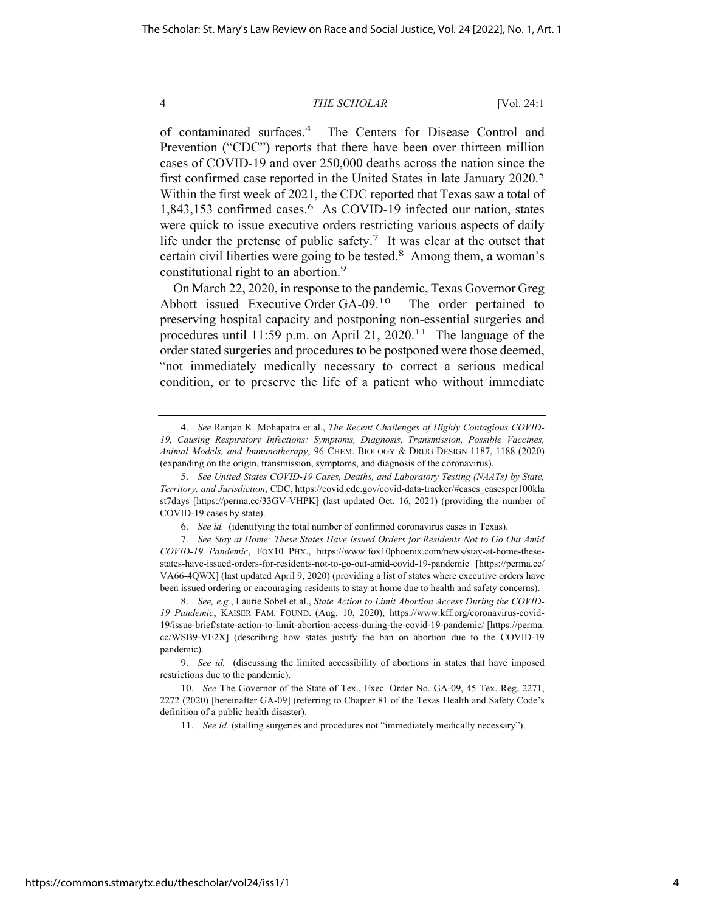of contaminated surfaces.[4] The Centers for Disease Control and Prevention ("CDC") reports that there have been over thirteen million cases of COVID-19 and over 250,000 deaths across the nation since the first confirmed case reported in the United States in late January 2020.[5] Within the first week of 2021, the CDC reported that Texas saw a total of 1,843,153 confirmed cases.[6] As COVID-19 infected our nation, states were quick to issue executive orders restricting various aspects of daily life under the pretense of public safety.[7] It was clear at the outset that certain civil liberties were going to be tested.[8] Among them, a woman's constitutional right to an abortion.[9]

On March 22, 2020, in response to the pandemic, Texas Governor Greg Abbott issued Executive Order GA-09.[10] The order pertained to preserving hospital capacity and postponing non-essential surgeries and procedures until 11:59 p.m. on April 21, 2020.[11] The language of the order stated surgeries and procedures to be postponed were those deemed, "not immediately medically necessary to correct a serious medical condition, or to preserve the life of a patient who without immediate

---

4. *See* Ranjan K. Mohapatra et al., *The Recent Challenges of Highly Contagious COVID-19, Causing Respiratory Infections: Symptoms, Diagnosis, Transmission, Possible Vaccines, Animal Models, and Immunotherapy*, 96 CHEM. BIOLOGY & DRUG DESIGN 1187, 1188 (2020) (expanding on the origin, transmission, symptoms, and diagnosis of the coronavirus).

5. *See United States COVID-19 Cases, Deaths, and Laboratory Testing (NAATs) by State, Territory, and Jurisdiction*, CDC, https://covid.cdc.gov/covid-data-tracker/#cases_casesper100klast7days [https://perma.cc/33GV-VHPK] (last updated Oct. 16, 2021) (providing the number of COVID-19 cases by state).

6. *See id.* (identifying the total number of confirmed coronavirus cases in Texas).

7. *See Stay at Home: These States Have Issued Orders for Residents Not to Go Out Amid COVID-19 Pandemic*, FOX10 PHX., https://www.fox10phoenix.com/news/stay-at-home-these-states-have-issued-orders-for-residents-not-to-go-out-amid-covid-19-pandemic [https://perma.cc/VA66-4QWX] (last updated April 9, 2020) (providing a list of states where executive orders have been issued ordering or encouraging residents to stay at home due to health and safety concerns).

8. *See, e.g.*, Laurie Sobel et al., *State Action to Limit Abortion Access During the COVID-19 Pandemic*, KAISER FAM. FOUND. (Aug. 10, 2020), https://www.kff.org/coronavirus-covid-19/issue-brief/state-action-to-limit-abortion-access-during-the-covid-19-pandemic/ [https://perma.cc/WSB9-VE2X] (describing how states justify the ban on abortion due to the COVID-19 pandemic).

9. *See id.* (discussing the limited accessibility of abortions in states that have imposed restrictions due to the pandemic).

10. *See* The Governor of the State of Tex., Exec. Order No. GA-09, 45 Tex. Reg. 2271, 2272 (2020) [hereinafter GA-09] (referring to Chapter 81 of the Texas Health and Safety Code's definition of a public health disaster).

11. *See id.* (stalling surgeries and procedures not "immediately medically necessary").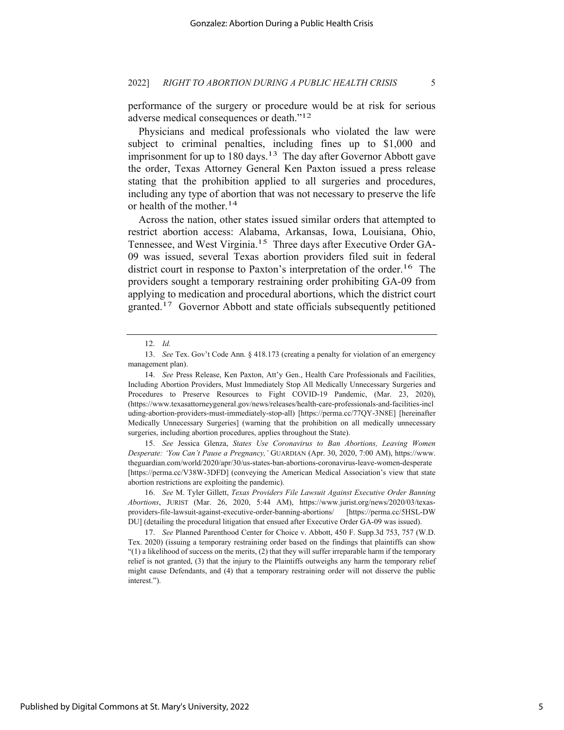performance of the surgery or procedure would be at risk for serious adverse medical consequences or death."[12]

Physicians and medical professionals who violated the law were subject to criminal penalties, including fines up to $1,000 and imprisonment for up to 180 days.[13] The day after Governor Abbott gave the order, Texas Attorney General Ken Paxton issued a press release stating that the prohibition applied to all surgeries and procedures, including any type of abortion that was not necessary to preserve the life or health of the mother.[14]

Across the nation, other states issued similar orders that attempted to restrict abortion access: Alabama, Arkansas, Iowa, Louisiana, Ohio, Tennessee, and West Virginia.[15] Three days after Executive Order GA-09 was issued, several Texas abortion providers filed suit in federal district court in response to Paxton's interpretation of the order.[16] The providers sought a temporary restraining order prohibiting GA-09 from applying to medication and procedural abortions, which the district court granted.[17] Governor Abbott and state officials subsequently petitioned

---

12. *Id.*

13. *See* Tex. Gov't Code Ann. § 418.173 (creating a penalty for violation of an emergency management plan).

14. *See* Press Release, Ken Paxton, Att'y Gen., Health Care Professionals and Facilities, Including Abortion Providers, Must Immediately Stop All Medically Unnecessary Surgeries and Procedures to Preserve Resources to Fight COVID-19 Pandemic, (Mar. 23, 2020), (https://www.texasattorneygeneral.gov/news/releases/health-care-professionals-and-facilities-including-abortion-providers-must-immediately-stop-all) [https://perma.cc/77QY-3N8E] [hereinafter Medically Unnecessary Surgeries] (warning that the prohibition on all medically unnecessary surgeries, including abortion procedures, applies throughout the State).

15. *See* Jessica Glenza, *States Use Coronavirus to Ban Abortions, Leaving Women Desperate: 'You Can't Pause a Pregnancy,'* GUARDIAN (Apr. 30, 2020, 7:00 AM), https://www.theguardian.com/world/2020/apr/30/us-states-ban-abortions-coronavirus-leave-women-desperate [https://perma.cc/V38W-3DFD] (conveying the American Medical Association's view that state abortion restrictions are exploiting the pandemic).

16. *See* M. Tyler Gillett, *Texas Providers File Lawsuit Against Executive Order Banning Abortions*, JURIST (Mar. 26, 2020, 5:44 AM), https://www.jurist.org/news/2020/03/texas-providers-file-lawsuit-against-executive-order-banning-abortions/ [https://perma.cc/5HSL-DWDU] (detailing the procedural litigation that ensued after Executive Order GA-09 was issued).

17. *See* Planned Parenthood Center for Choice v. Abbott, 450 F. Supp.3d 753, 757 (W.D. Tex. 2020) (issuing a temporary restraining order based on the findings that plaintiffs can show "(1) a likelihood of success on the merits, (2) that they will suffer irreparable harm if the temporary relief is not granted, (3) that the injury to the Plaintiffs outweighs any harm the temporary relief might cause Defendants, and (4) that a temporary restraining order will not disserve the public interest.").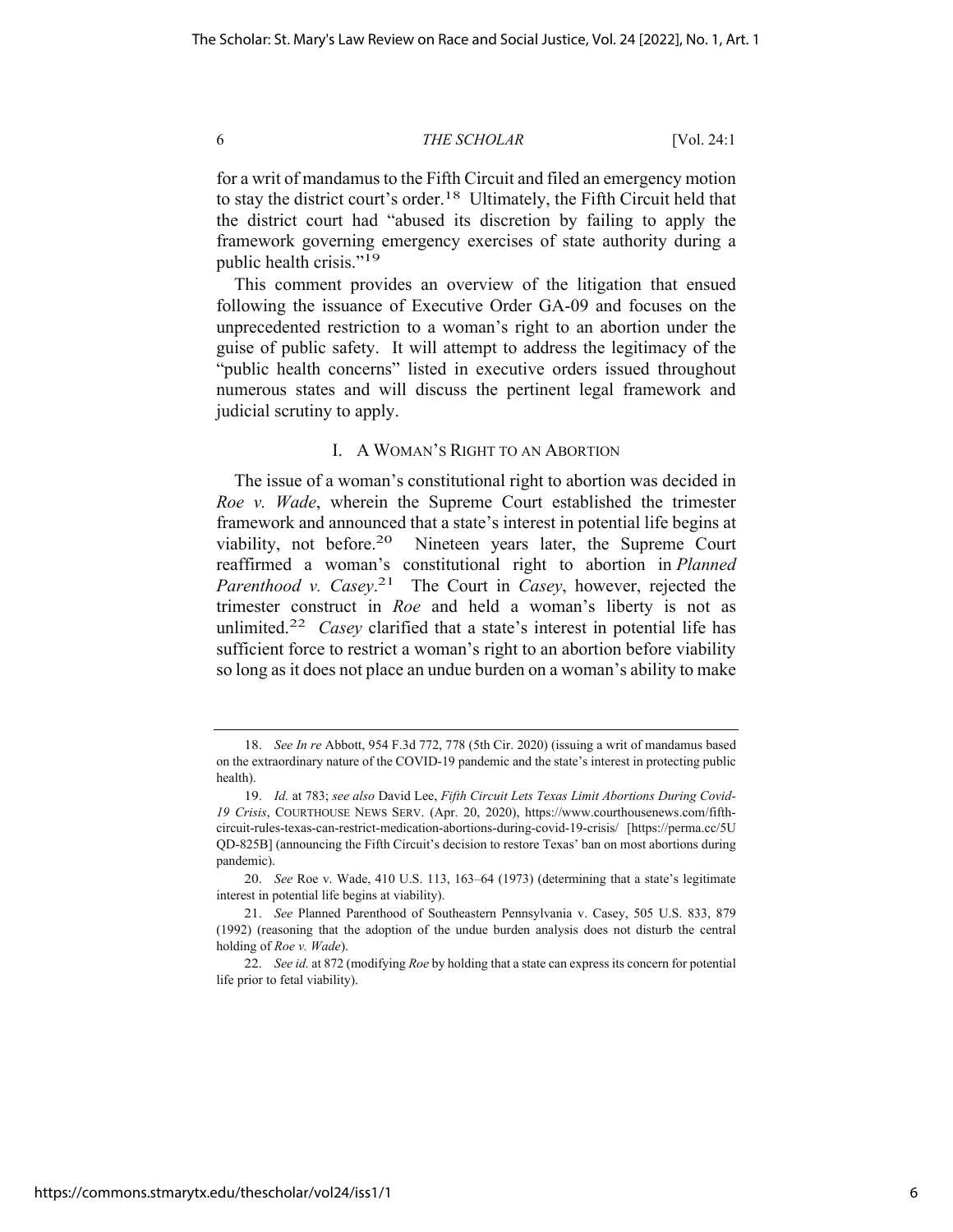for a writ of mandamus to the Fifth Circuit and filed an emergency motion to stay the district court's order.[18] Ultimately, the Fifth Circuit held that the district court had "abused its discretion by failing to apply the framework governing emergency exercises of state authority during a public health crisis."[19]

This comment provides an overview of the litigation that ensued following the issuance of Executive Order GA-09 and focuses on the unprecedented restriction to a woman's right to an abortion under the guise of public safety. It will attempt to address the legitimacy of the "public health concerns" listed in executive orders issued throughout numerous states and will discuss the pertinent legal framework and judicial scrutiny to apply.

## I. A WOMAN'S RIGHT TO AN ABORTION

The issue of a woman's constitutional right to abortion was decided in *Roe v. Wade*, wherein the Supreme Court established the trimester framework and announced that a state's interest in potential life begins at viability, not before.[20] Nineteen years later, the Supreme Court reaffirmed a woman's constitutional right to abortion in *Planned Parenthood v. Casey*.[21] The Court in *Casey*, however, rejected the trimester construct in *Roe* and held a woman's liberty is not as unlimited.[22] *Casey* clarified that a state's interest in potential life has sufficient force to restrict a woman's right to an abortion before viability so long as it does not place an undue burden on a woman's ability to make

---

18. *See In re* Abbott, 954 F.3d 772, 778 (5th Cir. 2020) (issuing a writ of mandamus based on the extraordinary nature of the COVID-19 pandemic and the state's interest in protecting public health).

19. *Id.* at 783; *see also* David Lee, *Fifth Circuit Lets Texas Limit Abortions During Covid-19 Crisis*, COURTHOUSE NEWS SERV. (Apr. 20, 2020), https://www.courthousenews.com/fifth-circuit-rules-texas-can-restrict-medication-abortions-during-covid-19-crisis/ [https://perma.cc/5UQD-825B] (announcing the Fifth Circuit's decision to restore Texas' ban on most abortions during pandemic).

20. *See* Roe v. Wade, 410 U.S. 113, 163–64 (1973) (determining that a state's legitimate interest in potential life begins at viability).

21. *See* Planned Parenthood of Southeastern Pennsylvania v. Casey, 505 U.S. 833, 879 (1992) (reasoning that the adoption of the undue burden analysis does not disturb the central holding of *Roe v. Wade*).

22. *See id.* at 872 (modifying *Roe* by holding that a state can express its concern for potential life prior to fetal viability).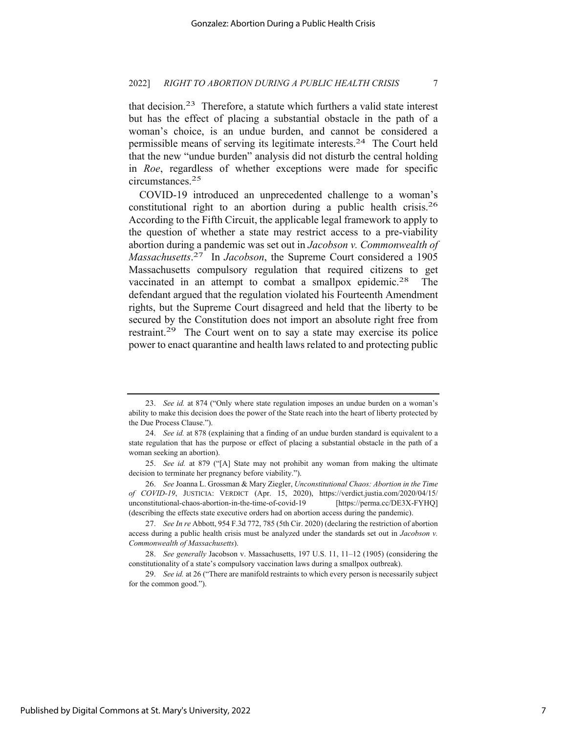that decision.[23] Therefore, a statute which furthers a valid state interest but has the effect of placing a substantial obstacle in the path of a woman's choice, is an undue burden, and cannot be considered a permissible means of serving its legitimate interests.[24] The Court held that the new "undue burden" analysis did not disturb the central holding in *Roe*, regardless of whether exceptions were made for specific circumstances.[25]

COVID-19 introduced an unprecedented challenge to a woman's constitutional right to an abortion during a public health crisis.[26] According to the Fifth Circuit, the applicable legal framework to apply to the question of whether a state may restrict access to a pre-viability abortion during a pandemic was set out in *Jacobson v. Commonwealth of Massachusetts*.[27] In *Jacobson*, the Supreme Court considered a 1905 Massachusetts compulsory regulation that required citizens to get vaccinated in an attempt to combat a smallpox epidemic.[28] The defendant argued that the regulation violated his Fourteenth Amendment rights, but the Supreme Court disagreed and held that the liberty to be secured by the Constitution does not import an absolute right free from restraint.[29] The Court went on to say a state may exercise its police power to enact quarantine and health laws related to and protecting public

---

23. *See id.* at 874 ("Only where state regulation imposes an undue burden on a woman's ability to make this decision does the power of the State reach into the heart of liberty protected by the Due Process Clause.").

24. *See id.* at 878 (explaining that a finding of an undue burden standard is equivalent to a state regulation that has the purpose or effect of placing a substantial obstacle in the path of a woman seeking an abortion).

25. *See id.* at 879 ("[A] State may not prohibit any woman from making the ultimate decision to terminate her pregnancy before viability.").

26. *See* Joanna L. Grossman & Mary Ziegler, *Unconstitutional Chaos: Abortion in the Time of COVID-19*, JUSTICIA: VERDICT (Apr. 15, 2020), https://verdict.justia.com/2020/04/15/unconstitutional-chaos-abortion-in-the-time-of-covid-19 [https://perma.cc/DE3X-FYHQ] (describing the effects state executive orders had on abortion access during the pandemic).

27. *See In re* Abbott, 954 F.3d 772, 785 (5th Cir. 2020) (declaring the restriction of abortion access during a public health crisis must be analyzed under the standards set out in *Jacobson v. Commonwealth of Massachusetts*).

28. *See generally* Jacobson v. Massachusetts, 197 U.S. 11, 11–12 (1905) (considering the constitutionality of a state's compulsory vaccination laws during a smallpox outbreak).

29. *See id.* at 26 ("There are manifold restraints to which every person is necessarily subject for the common good.").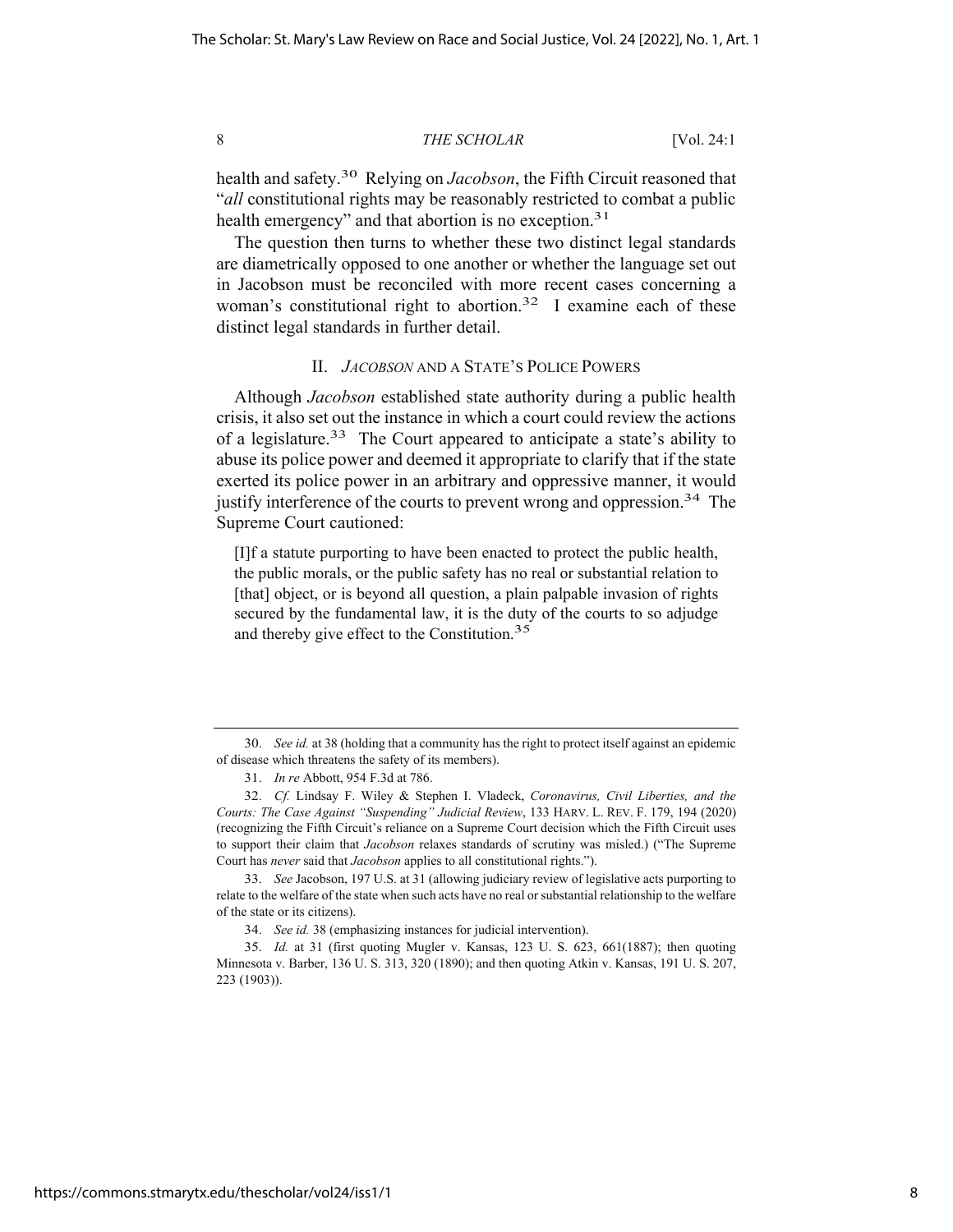health and safety.[30] Relying on *Jacobson*, the Fifth Circuit reasoned that "*all* constitutional rights may be reasonably restricted to combat a public health emergency" and that abortion is no exception.[31]

The question then turns to whether these two distinct legal standards are diametrically opposed to one another or whether the language set out in Jacobson must be reconciled with more recent cases concerning a woman's constitutional right to abortion.[32] I examine each of these distinct legal standards in further detail.

## II. *JACOBSON* AND A STATE'S POLICE POWERS

Although *Jacobson* established state authority during a public health crisis, it also set out the instance in which a court could review the actions of a legislature.[33] The Court appeared to anticipate a state's ability to abuse its police power and deemed it appropriate to clarify that if the state exerted its police power in an arbitrary and oppressive manner, it would justify interference of the courts to prevent wrong and oppression.[34] The Supreme Court cautioned:

> [I]f a statute purporting to have been enacted to protect the public health, the public morals, or the public safety has no real or substantial relation to [that] object, or is beyond all question, a plain palpable invasion of rights secured by the fundamental law, it is the duty of the courts to so adjudge and thereby give effect to the Constitution.[35]

---

30. *See id.* at 38 (holding that a community has the right to protect itself against an epidemic of disease which threatens the safety of its members).

31. *In re* Abbott, 954 F.3d at 786.

32. *Cf.* Lindsay F. Wiley & Stephen I. Vladeck, *Coronavirus, Civil Liberties, and the Courts: The Case Against "Suspending" Judicial Review*, 133 HARV. L. REV. F. 179, 194 (2020) (recognizing the Fifth Circuit's reliance on a Supreme Court decision which the Fifth Circuit uses to support their claim that *Jacobson* relaxes standards of scrutiny was misled.) ("The Supreme Court has *never* said that *Jacobson* applies to all constitutional rights.").

33. *See* Jacobson, 197 U.S. at 31 (allowing judiciary review of legislative acts purporting to relate to the welfare of the state when such acts have no real or substantial relationship to the welfare of the state or its citizens).

34. *See id.* 38 (emphasizing instances for judicial intervention).

35. *Id.* at 31 (first quoting Mugler v. Kansas, 123 U. S. 623, 661(1887); then quoting Minnesota v. Barber, 136 U. S. 313, 320 (1890); and then quoting Atkin v. Kansas, 191 U. S. 207, 223 (1903)).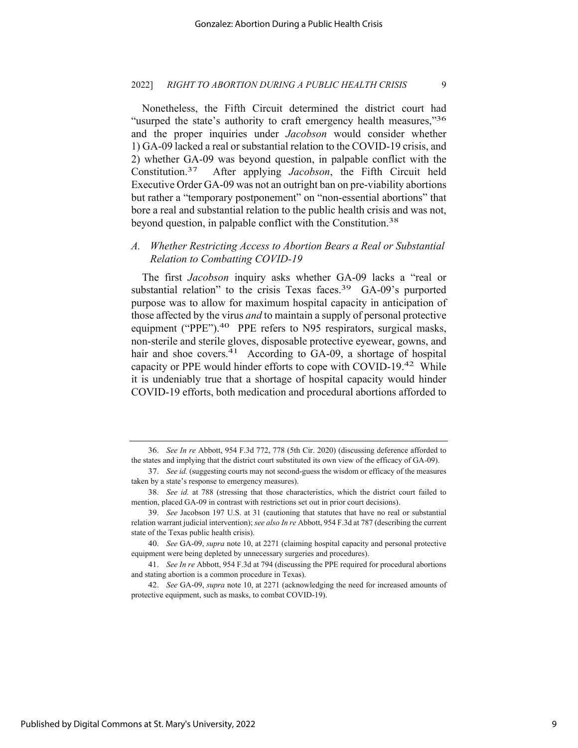Nonetheless, the Fifth Circuit determined the district court had "usurped the state's authority to craft emergency health measures,"[36] and the proper inquiries under *Jacobson* would consider whether 1) GA-09 lacked a real or substantial relation to the COVID-19 crisis, and 2) whether GA-09 was beyond question, in palpable conflict with the Constitution.[37] After applying *Jacobson*, the Fifth Circuit held Executive Order GA-09 was not an outright ban on pre-viability abortions but rather a "temporary postponement" on "non-essential abortions" that bore a real and substantial relation to the public health crisis and was not, beyond question, in palpable conflict with the Constitution.[38]

### *A. Whether Restricting Access to Abortion Bears a Real or Substantial Relation to Combatting COVID-19*

The first *Jacobson* inquiry asks whether GA-09 lacks a "real or substantial relation" to the crisis Texas faces.[39] GA-09's purported purpose was to allow for maximum hospital capacity in anticipation of those affected by the virus *and* to maintain a supply of personal protective equipment ("PPE").[40] PPE refers to N95 respirators, surgical masks, non-sterile and sterile gloves, disposable protective eyewear, gowns, and hair and shoe covers.[41] According to GA-09, a shortage of hospital capacity or PPE would hinder efforts to cope with COVID-19.[42] While it is undeniably true that a shortage of hospital capacity would hinder COVID-19 efforts, both medication and procedural abortions afforded to

---

36. *See In re* Abbott, 954 F.3d 772, 778 (5th Cir. 2020) (discussing deference afforded to the states and implying that the district court substituted its own view of the efficacy of GA-09).

37. *See id.* (suggesting courts may not second-guess the wisdom or efficacy of the measures taken by a state's response to emergency measures).

38. *See id.* at 788 (stressing that those characteristics, which the district court failed to mention, placed GA-09 in contrast with restrictions set out in prior court decisions).

39. *See* Jacobson 197 U.S. at 31 (cautioning that statutes that have no real or substantial relation warrant judicial intervention); *see also In re* Abbott, 954 F.3d at 787 (describing the current state of the Texas public health crisis).

40. *See* GA-09, *supra* note 10, at 2271 (claiming hospital capacity and personal protective equipment were being depleted by unnecessary surgeries and procedures).

41. *See In re* Abbott, 954 F.3d at 794 (discussing the PPE required for procedural abortions and stating abortion is a common procedure in Texas).

42. *See* GA-09, *supra* note 10, at 2271 (acknowledging the need for increased amounts of protective equipment, such as masks, to combat COVID-19).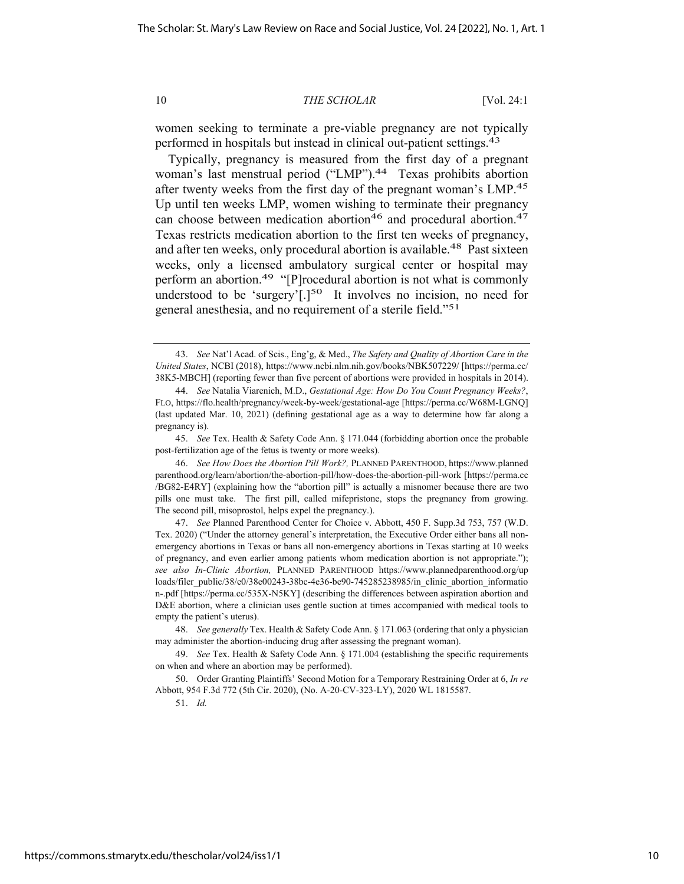women seeking to terminate a pre-viable pregnancy are not typically performed in hospitals but instead in clinical out-patient settings.[43]

Typically, pregnancy is measured from the first day of a pregnant woman's last menstrual period ("LMP").[44] Texas prohibits abortion after twenty weeks from the first day of the pregnant woman's LMP.[45] Up until ten weeks LMP, women wishing to terminate their pregnancy can choose between medication abortion[46] and procedural abortion.[47] Texas restricts medication abortion to the first ten weeks of pregnancy, and after ten weeks, only procedural abortion is available.[48] Past sixteen weeks, only a licensed ambulatory surgical center or hospital may perform an abortion.[49] "[P]rocedural abortion is not what is commonly understood to be 'surgery'[.][50] It involves no incision, no need for general anesthesia, and no requirement of a sterile field."[51]

---

43. *See* Nat'l Acad. of Scis., Eng'g, & Med., *The Safety and Quality of Abortion Care in the United States*, NCBI (2018), https://www.ncbi.nlm.nih.gov/books/NBK507229/ [https://perma.cc/38K5-MBCH] (reporting fewer than five percent of abortions were provided in hospitals in 2014).

44. *See* Natalia Viarenich, M.D., *Gestational Age: How Do You Count Pregnancy Weeks?*, FLO, https://flo.health/pregnancy/week-by-week/gestational-age [https://perma.cc/W68M-LGNQ] (last updated Mar. 10, 2021) (defining gestational age as a way to determine how far along a pregnancy is).

45. *See* Tex. Health & Safety Code Ann. § 171.044 (forbidding abortion once the probable post-fertilization age of the fetus is twenty or more weeks).

46. *See How Does the Abortion Pill Work?,* PLANNED PARENTHOOD, https://www.plannedparenthood.org/learn/abortion/the-abortion-pill/how-does-the-abortion-pill-work [https://perma.cc/BG82-E4RY] (explaining how the "abortion pill" is actually a misnomer because there are two pills one must take. The first pill, called mifepristone, stops the pregnancy from growing. The second pill, misoprostol, helps expel the pregnancy.).

47. *See* Planned Parenthood Center for Choice v. Abbott, 450 F. Supp.3d 753, 757 (W.D. Tex. 2020) ("Under the attorney general's interpretation, the Executive Order either bans all non-emergency abortions in Texas or bans all non-emergency abortions in Texas starting at 10 weeks of pregnancy, and even earlier among patients whom medication abortion is not appropriate."); *see also In-Clinic Abortion,* PLANNED PARENTHOOD https://www.plannedparenthood.org/uploads/filer_public/38/e0/38e00243-38bc-4e36-be90-745285238985/in_clinic_abortion_information-.pdf [https://perma.cc/535X-N5KY] (describing the differences between aspiration abortion and D&E abortion, where a clinician uses gentle suction at times accompanied with medical tools to empty the patient's uterus).

48. *See generally* Tex. Health & Safety Code Ann. § 171.063 (ordering that only a physician may administer the abortion-inducing drug after assessing the pregnant woman).

49. *See* Tex. Health & Safety Code Ann. § 171.004 (establishing the specific requirements on when and where an abortion may be performed).

50. Order Granting Plaintiffs' Second Motion for a Temporary Restraining Order at 6, *In re* Abbott, 954 F.3d 772 (5th Cir. 2020), (No. A-20-CV-323-LY), 2020 WL 1815587.

51. *Id.*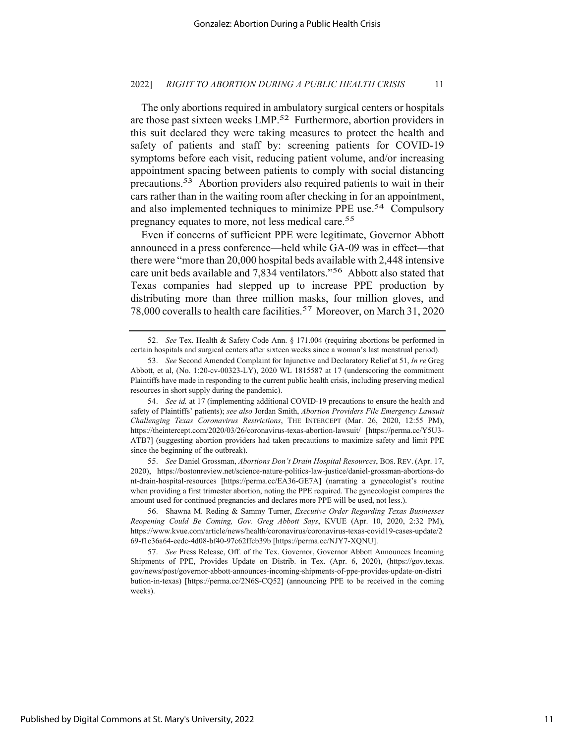The only abortions required in ambulatory surgical centers or hospitals are those past sixteen weeks LMP.[52] Furthermore, abortion providers in this suit declared they were taking measures to protect the health and safety of patients and staff by: screening patients for COVID-19 symptoms before each visit, reducing patient volume, and/or increasing appointment spacing between patients to comply with social distancing precautions.[53] Abortion providers also required patients to wait in their cars rather than in the waiting room after checking in for an appointment, and also implemented techniques to minimize PPE use.[54] Compulsory pregnancy equates to more, not less medical care.[55]

Even if concerns of sufficient PPE were legitimate, Governor Abbott announced in a press conference—held while GA-09 was in effect—that there were "more than 20,000 hospital beds available with 2,448 intensive care unit beds available and 7,834 ventilators."[56] Abbott also stated that Texas companies had stepped up to increase PPE production by distributing more than three million masks, four million gloves, and 78,000 coveralls to health care facilities.[57] Moreover, on March 31, 2020

---

52. *See* Tex. Health & Safety Code Ann. § 171.004 (requiring abortions be performed in certain hospitals and surgical centers after sixteen weeks since a woman's last menstrual period).

53. *See* Second Amended Complaint for Injunctive and Declaratory Relief at 51, *In re* Greg Abbott, et al, (No. 1:20-cv-00323-LY), 2020 WL 1815587 at 17 (underscoring the commitment Plaintiffs have made in responding to the current public health crisis, including preserving medical resources in short supply during the pandemic).

54. *See id.* at 17 (implementing additional COVID-19 precautions to ensure the health and safety of Plaintiffs' patients); *see also* Jordan Smith, *Abortion Providers File Emergency Lawsuit Challenging Texas Coronavirus Restrictions*, THE INTERCEPT (Mar. 26, 2020, 12:55 PM), https://theintercept.com/2020/03/26/coronavirus-texas-abortion-lawsuit/ [https://perma.cc/Y5U3-ATB7] (suggesting abortion providers had taken precautions to maximize safety and limit PPE since the beginning of the outbreak).

55. *See* Daniel Grossman, *Abortions Don't Drain Hospital Resources*, BOS. REV. (Apr. 17, 2020), https://bostonreview.net/science-nature-politics-law-justice/daniel-grossman-abortions-dont-drain-hospital-resources [https://perma.cc/EA36-GE7A] (narrating a gynecologist's routine when providing a first trimester abortion, noting the PPE required. The gynecologist compares the amount used for continued pregnancies and declares more PPE will be used, not less.).

56. Shawna M. Reding & Sammy Turner, *Executive Order Regarding Texas Businesses Reopening Could Be Coming, Gov. Greg Abbott Says*, KVUE (Apr. 10, 2020, 2:32 PM), https://www.kvue.com/article/news/health/coronavirus/coronavirus-texas-covid19-cases-update/269-f1c36a64-eedc-4d08-bf40-97c62ffcb39b [https://perma.cc/NJY7-XQNU].

57. *See* Press Release, Off. of the Tex. Governor, Governor Abbott Announces Incoming Shipments of PPE, Provides Update on Distrib. in Tex. (Apr. 6, 2020), (https://gov.texas.gov/news/post/governor-abbott-announces-incoming-shipments-of-ppe-provides-update-on-distribution-in-texas) [https://perma.cc/2N6S-CQ52] (announcing PPE to be received in the coming weeks).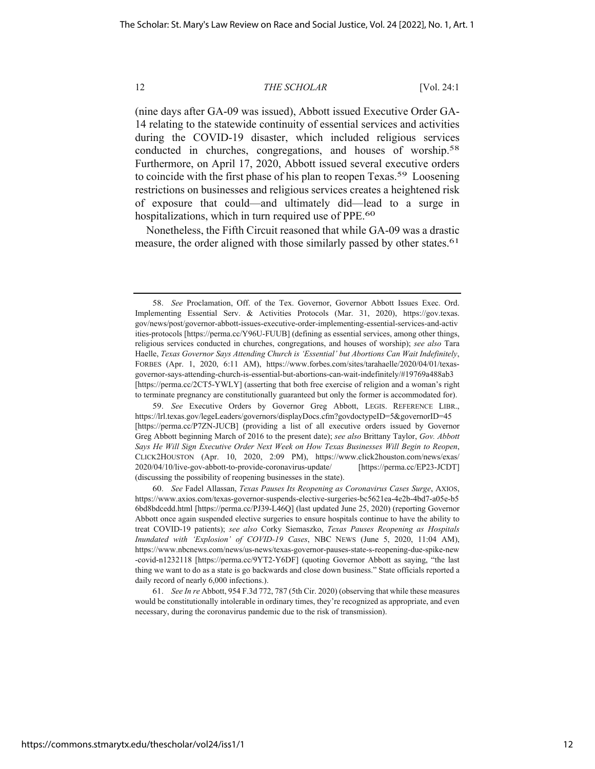(nine days after GA-09 was issued), Abbott issued Executive Order GA-14 relating to the statewide continuity of essential services and activities during the COVID-19 disaster, which included religious services conducted in churches, congregations, and houses of worship.[58] Furthermore, on April 17, 2020, Abbott issued several executive orders to coincide with the first phase of his plan to reopen Texas.[59] Loosening restrictions on businesses and religious services creates a heightened risk of exposure that could—and ultimately did—lead to a surge in hospitalizations, which in turn required use of PPE.[60]

Nonetheless, the Fifth Circuit reasoned that while GA-09 was a drastic measure, the order aligned with those similarly passed by other states.[61]

---

58. *See* Proclamation, Off. of the Tex. Governor, Governor Abbott Issues Exec. Ord. Implementing Essential Serv. & Activities Protocols (Mar. 31, 2020), https://gov.texas.gov/news/post/governor-abbott-issues-executive-order-implementing-essential-services-and-activities-protocols [https://perma.cc/Y96U-FUUB] (defining as essential services, among other things, religious services conducted in churches, congregations, and houses of worship); *see also* Tara Haelle, *Texas Governor Says Attending Church is 'Essential' but Abortions Can Wait Indefinitely*, FORBES (Apr. 1, 2020, 6:11 AM), https://www.forbes.com/sites/tarahaelle/2020/04/01/texas-governor-says-attending-church-is-essential-but-abortions-can-wait-indefinitely/#19769a488ab3 [https://perma.cc/2CT5-YWLY] (asserting that both free exercise of religion and a woman's right to terminate pregnancy are constitutionally guaranteed but only the former is accommodated for).

59. *See* Executive Orders by Governor Greg Abbott, LEGIS. REFERENCE LIBR., https://lrl.texas.gov/legeLeaders/governors/displayDocs.cfm?govdoctypeID=5&governorID=45 [https://perma.cc/P7ZN-JUCB] (providing a list of all executive orders issued by Governor Greg Abbott beginning March of 2016 to the present date); *see also* Brittany Taylor, *Gov. Abbott Says He Will Sign Executive Order Next Week on How Texas Businesses Will Begin to Reopen*, CLICK2HOUSTON (Apr. 10, 2020, 2:09 PM), https://www.click2houston.com/news/exas/2020/04/10/live-gov-abbott-to-provide-coronavirus-update/ [https://perma.cc/EP23-JCDT] (discussing the possibility of reopening businesses in the state).

60. *See* Fadel Allassan, *Texas Pauses Its Reopening as Coronavirus Cases Surge*, AXIOS, https://www.axios.com/texas-governor-suspends-elective-surgeries-bc5621ea-4e2b-4bd7-a05e-b56bd8bdcedd.html [https://perma.cc/PJ39-L46Q] (last updated June 25, 2020) (reporting Governor Abbott once again suspended elective surgeries to ensure hospitals continue to have the ability to treat COVID-19 patients); *see also* Corky Siemaszko, *Texas Pauses Reopening as Hospitals Inundated with 'Explosion' of COVID-19 Cases*, NBC NEWS (June 5, 2020, 11:04 AM), https://www.nbcnews.com/news/us-news/texas-governor-pauses-state-s-reopening-due-spike-new-covid-n1232118 [https://perma.cc/9YT2-Y6DF] (quoting Governor Abbott as saying, "the last thing we want to do as a state is go backwards and close down business." State officials reported a daily record of nearly 6,000 infections.).

61. *See In re* Abbott, 954 F.3d 772, 787 (5th Cir. 2020) (observing that while these measures would be constitutionally intolerable in ordinary times, they're recognized as appropriate, and even necessary, during the coronavirus pandemic due to the risk of transmission).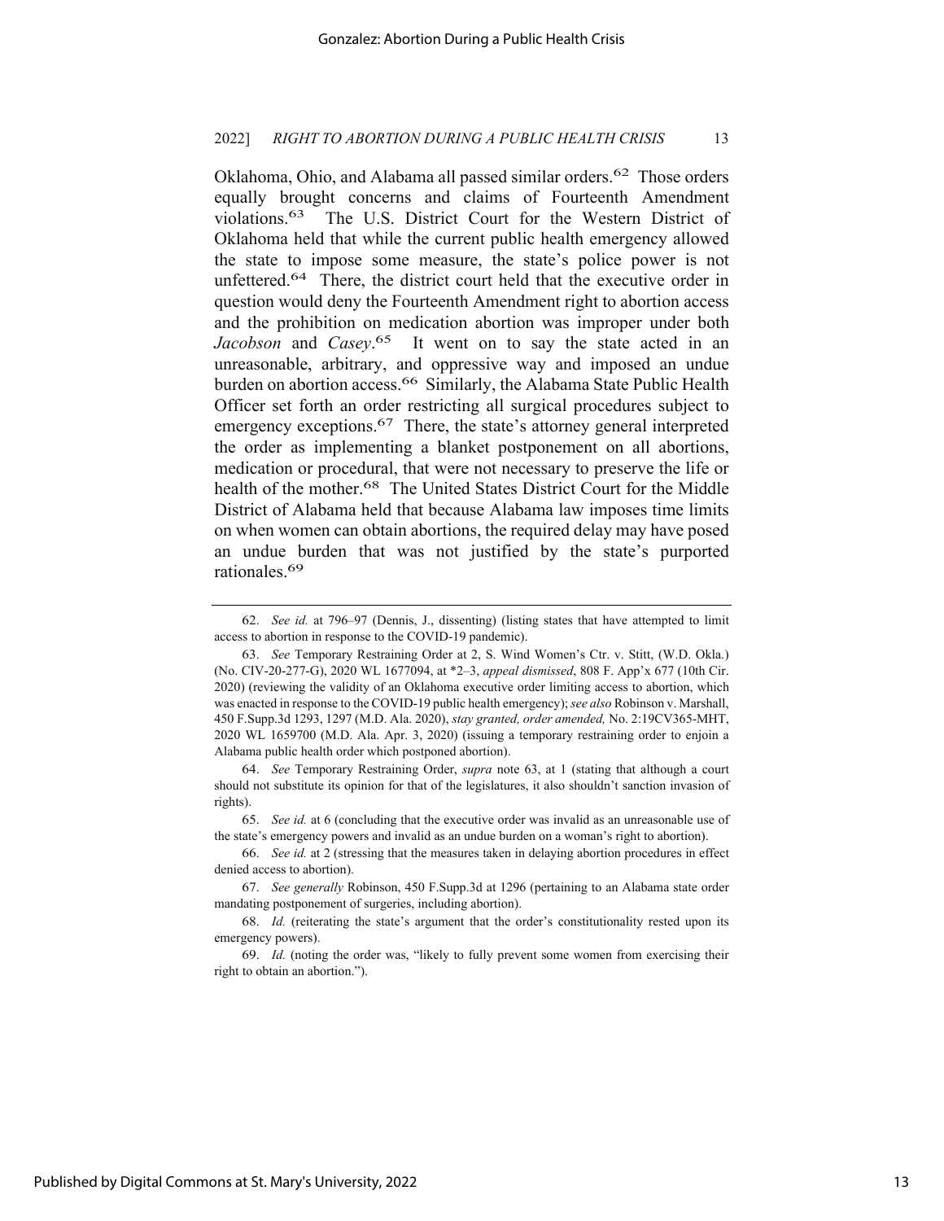Oklahoma, Ohio, and Alabama all passed similar orders.[62] Those orders equally brought concerns and claims of Fourteenth Amendment violations.[63] The U.S. District Court for the Western District of Oklahoma held that while the current public health emergency allowed the state to impose some measure, the state's police power is not unfettered.[64] There, the district court held that the executive order in question would deny the Fourteenth Amendment right to abortion access and the prohibition on medication abortion was improper under both *Jacobson* and *Casey*.[65] It went on to say the state acted in an unreasonable, arbitrary, and oppressive way and imposed an undue burden on abortion access.[66] Similarly, the Alabama State Public Health Officer set forth an order restricting all surgical procedures subject to emergency exceptions.[67] There, the state's attorney general interpreted the order as implementing a blanket postponement on all abortions, medication or procedural, that were not necessary to preserve the life or health of the mother.[68] The United States District Court for the Middle District of Alabama held that because Alabama law imposes time limits on when women can obtain abortions, the required delay may have posed an undue burden that was not justified by the state's purported rationales.[69]

---

62. *See id.* at 796–97 (Dennis, J., dissenting) (listing states that have attempted to limit access to abortion in response to the COVID-19 pandemic).

63. *See* Temporary Restraining Order at 2, S. Wind Women's Ctr. v. Stitt, (W.D. Okla.) (No. CIV-20-277-G), 2020 WL 1677094, at *2–3, *appeal dismissed*, 808 F. App'x 677 (10th Cir. 2020) (reviewing the validity of an Oklahoma executive order limiting access to abortion, which was enacted in response to the COVID-19 public health emergency); *see also* Robinson v. Marshall, 450 F.Supp.3d 1293, 1297 (M.D. Ala. 2020), *stay granted, order amended,* No. 2:19CV365-MHT, 2020 WL 1659700 (M.D. Ala. Apr. 3, 2020) (issuing a temporary restraining order to enjoin a Alabama public health order which postponed abortion).

64. *See* Temporary Restraining Order, *supra* note 63, at 1 (stating that although a court should not substitute its opinion for that of the legislatures, it also shouldn't sanction invasion of rights).

65. *See id.* at 6 (concluding that the executive order was invalid as an unreasonable use of the state's emergency powers and invalid as an undue burden on a woman's right to abortion).

66. *See id.* at 2 (stressing that the measures taken in delaying abortion procedures in effect denied access to abortion).

67. *See generally* Robinson, 450 F.Supp.3d at 1296 (pertaining to an Alabama state order mandating postponement of surgeries, including abortion).

68. *Id.* (reiterating the state's argument that the order's constitutionality rested upon its emergency powers).

69. *Id.* (noting the order was, "likely to fully prevent some women from exercising their right to obtain an abortion.").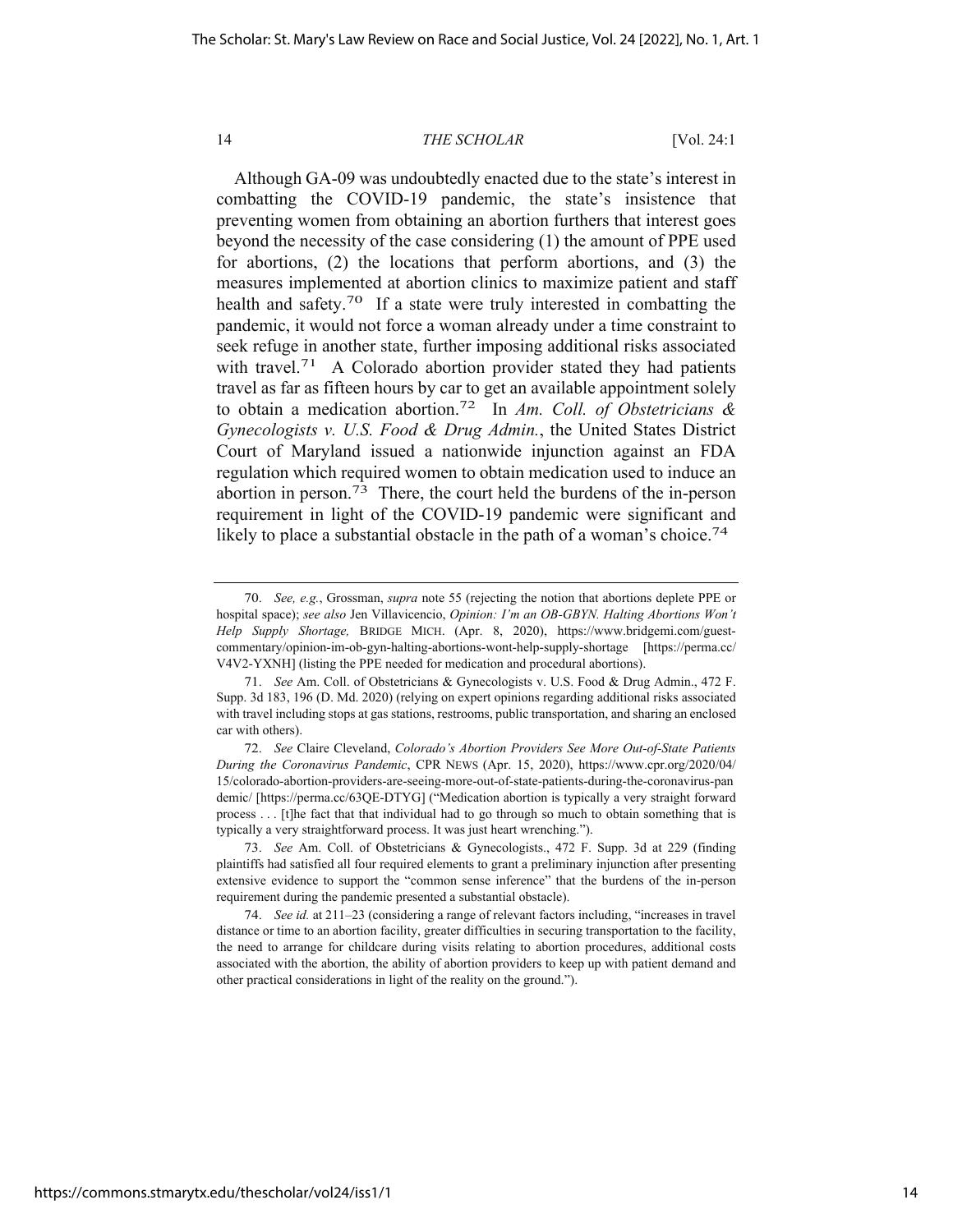Although GA-09 was undoubtedly enacted due to the state's interest in combatting the COVID-19 pandemic, the state's insistence that preventing women from obtaining an abortion furthers that interest goes beyond the necessity of the case considering (1) the amount of PPE used for abortions, (2) the locations that perform abortions, and (3) the measures implemented at abortion clinics to maximize patient and staff health and safety.[70] If a state were truly interested in combatting the pandemic, it would not force a woman already under a time constraint to seek refuge in another state, further imposing additional risks associated with travel.[71] A Colorado abortion provider stated they had patients travel as far as fifteen hours by car to get an available appointment solely to obtain a medication abortion.[72] In *Am. Coll. of Obstetricians & Gynecologists v. U.S. Food & Drug Admin.*, the United States District Court of Maryland issued a nationwide injunction against an FDA regulation which required women to obtain medication used to induce an abortion in person.[73] There, the court held the burdens of the in-person requirement in light of the COVID-19 pandemic were significant and likely to place a substantial obstacle in the path of a woman's choice.[74]

---

70. *See, e.g.*, Grossman, *supra* note 55 (rejecting the notion that abortions deplete PPE or hospital space); *see also* Jen Villavicencio, *Opinion: I'm an OB-GBYN. Halting Abortions Won't Help Supply Shortage,* BRIDGE MICH. (Apr. 8, 2020), https://www.bridgemi.com/guest-commentary/opinion-im-ob-gyn-halting-abortions-wont-help-supply-shortage [https://perma.cc/V4V2-YXNH] (listing the PPE needed for medication and procedural abortions).

71. *See* Am. Coll. of Obstetricians & Gynecologists v. U.S. Food & Drug Admin., 472 F. Supp. 3d 183, 196 (D. Md. 2020) (relying on expert opinions regarding additional risks associated with travel including stops at gas stations, restrooms, public transportation, and sharing an enclosed car with others).

72. *See* Claire Cleveland, *Colorado's Abortion Providers See More Out-of-State Patients During the Coronavirus Pandemic*, CPR NEWS (Apr. 15, 2020), https://www.cpr.org/2020/04/15/colorado-abortion-providers-are-seeing-more-out-of-state-patients-during-the-coronavirus-pandemic/ [https://perma.cc/63QE-DTYG] ("Medication abortion is typically a very straight forward process . . . [t]he fact that that individual had to go through so much to obtain something that is typically a very straightforward process. It was just heart wrenching.").

73. *See* Am. Coll. of Obstetricians & Gynecologists., 472 F. Supp. 3d at 229 (finding plaintiffs had satisfied all four required elements to grant a preliminary injunction after presenting extensive evidence to support the "common sense inference" that the burdens of the in-person requirement during the pandemic presented a substantial obstacle).

74. *See id.* at 211–23 (considering a range of relevant factors including, "increases in travel distance or time to an abortion facility, greater difficulties in securing transportation to the facility, the need to arrange for childcare during visits relating to abortion procedures, additional costs associated with the abortion, the ability of abortion providers to keep up with patient demand and other practical considerations in light of the reality on the ground.").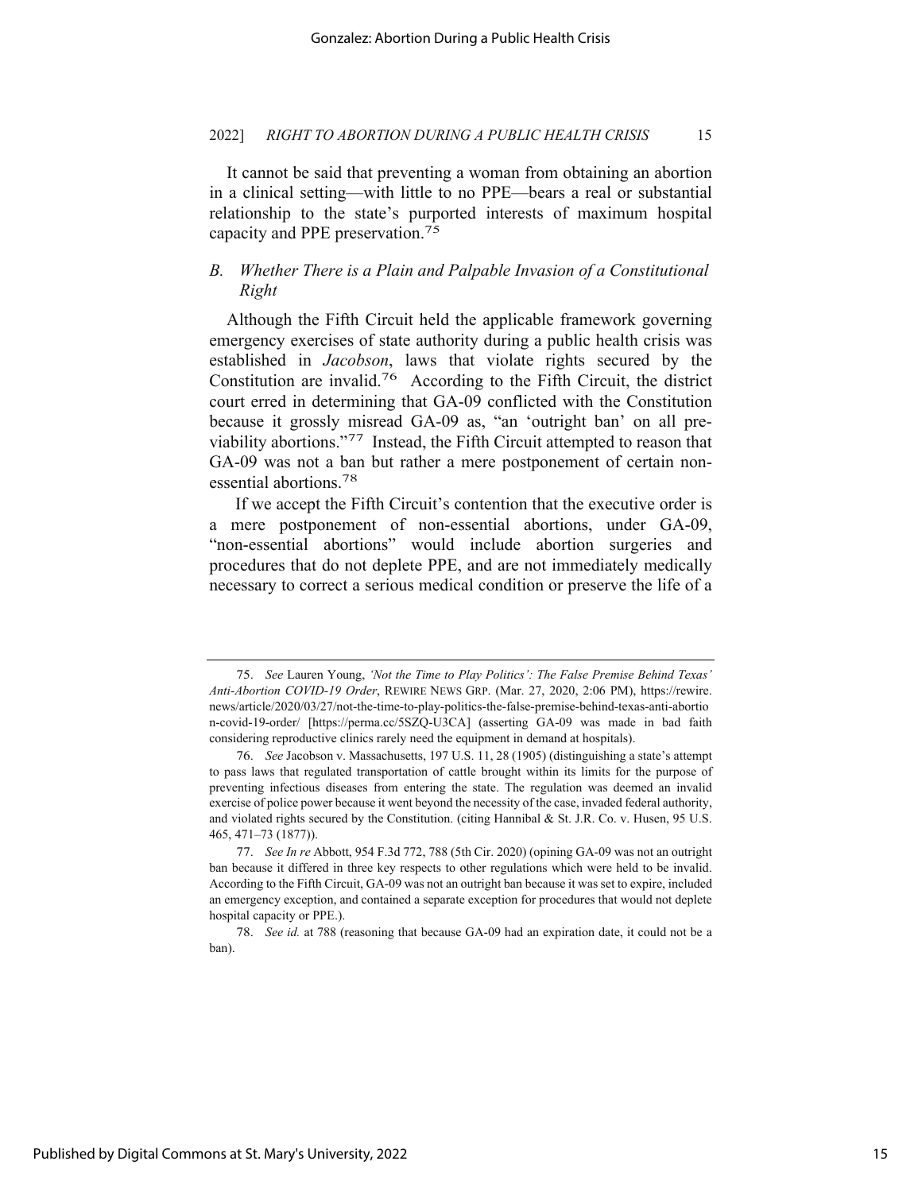It cannot be said that preventing a woman from obtaining an abortion in a clinical setting—with little to no PPE—bears a real or substantial relationship to the state's purported interests of maximum hospital capacity and PPE preservation.[75]

### B. *Whether There is a Plain and Palpable Invasion of a Constitutional Right*

Although the Fifth Circuit held the applicable framework governing emergency exercises of state authority during a public health crisis was established in *Jacobson*, laws that violate rights secured by the Constitution are invalid.[76] According to the Fifth Circuit, the district court erred in determining that GA-09 conflicted with the Constitution because it grossly misread GA-09 as, "an 'outright ban' on all pre-viability abortions."[77] Instead, the Fifth Circuit attempted to reason that GA-09 was not a ban but rather a mere postponement of certain non-essential abortions.[78]

If we accept the Fifth Circuit's contention that the executive order is a mere postponement of non-essential abortions, under GA-09, "non-essential abortions" would include abortion surgeries and procedures that do not deplete PPE, and are not immediately medically necessary to correct a serious medical condition or preserve the life of a

---

75. *See* Lauren Young, *'Not the Time to Play Politics': The False Premise Behind Texas' Anti-Abortion COVID-19 Order*, REWIRE NEWS GRP. (Mar. 27, 2020, 2:06 PM), https://rewire.news/article/2020/03/27/not-the-time-to-play-politics-the-false-premise-behind-texas-anti-abortion-covid-19-order/ [https://perma.cc/5SZQ-U3CA] (asserting GA-09 was made in bad faith considering reproductive clinics rarely need the equipment in demand at hospitals).

76. *See* Jacobson v. Massachusetts, 197 U.S. 11, 28 (1905) (distinguishing a state's attempt to pass laws that regulated transportation of cattle brought within its limits for the purpose of preventing infectious diseases from entering the state. The regulation was deemed an invalid exercise of police power because it went beyond the necessity of the case, invaded federal authority, and violated rights secured by the Constitution. (citing Hannibal & St. J.R. Co. v. Husen, 95 U.S. 465, 471–73 (1877)).

77. *See In re* Abbott, 954 F.3d 772, 788 (5th Cir. 2020) (opining GA-09 was not an outright ban because it differed in three key respects to other regulations which were held to be invalid. According to the Fifth Circuit, GA-09 was not an outright ban because it was set to expire, included an emergency exception, and contained a separate exception for procedures that would not deplete hospital capacity or PPE.).

78. *See id.* at 788 (reasoning that because GA-09 had an expiration date, it could not be a ban).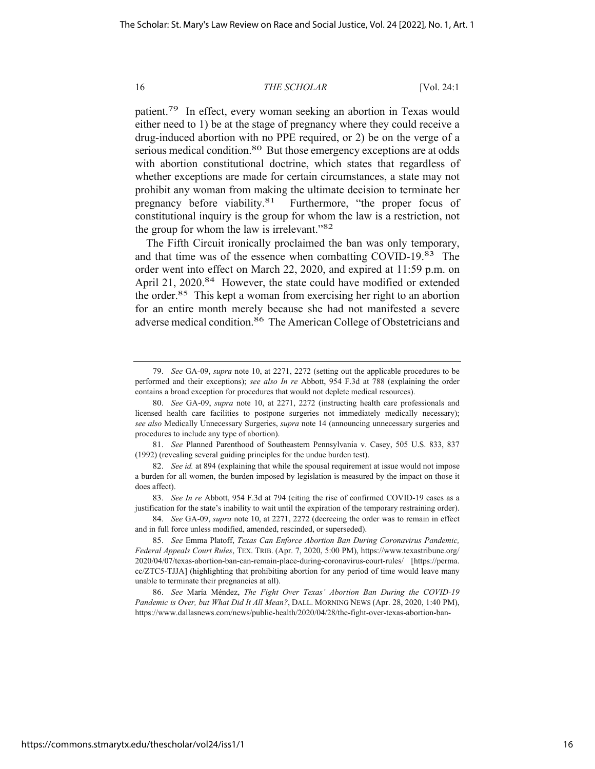patient.[79] In effect, every woman seeking an abortion in Texas would either need to 1) be at the stage of pregnancy where they could receive a drug-induced abortion with no PPE required, or 2) be on the verge of a serious medical condition.[80] But those emergency exceptions are at odds with abortion constitutional doctrine, which states that regardless of whether exceptions are made for certain circumstances, a state may not prohibit any woman from making the ultimate decision to terminate her pregnancy before viability.[81] Furthermore, "the proper focus of constitutional inquiry is the group for whom the law is a restriction, not the group for whom the law is irrelevant."[82]

The Fifth Circuit ironically proclaimed the ban was only temporary, and that time was of the essence when combatting COVID-19.[83] The order went into effect on March 22, 2020, and expired at 11:59 p.m. on April 21, 2020.[84] However, the state could have modified or extended the order.[85] This kept a woman from exercising her right to an abortion for an entire month merely because she had not manifested a severe adverse medical condition.[86] The American College of Obstetricians and

---

79. *See* GA-09, *supra* note 10, at 2271, 2272 (setting out the applicable procedures to be performed and their exceptions); *see also In re* Abbott, 954 F.3d at 788 (explaining the order contains a broad exception for procedures that would not deplete medical resources).

80. *See* GA-09, *supra* note 10, at 2271, 2272 (instructing health care professionals and licensed health care facilities to postpone surgeries not immediately medically necessary); *see also* Medically Unnecessary Surgeries, *supra* note 14 (announcing unnecessary surgeries and procedures to include any type of abortion).

81. *See* Planned Parenthood of Southeastern Pennsylvania v. Casey, 505 U.S. 833, 837 (1992) (revealing several guiding principles for the undue burden test).

82. *See id.* at 894 (explaining that while the spousal requirement at issue would not impose a burden for all women, the burden imposed by legislation is measured by the impact on those it does affect).

83. *See In re* Abbott, 954 F.3d at 794 (citing the rise of confirmed COVID-19 cases as a justification for the state's inability to wait until the expiration of the temporary restraining order).

84. *See* GA-09, *supra* note 10, at 2271, 2272 (decreeing the order was to remain in effect and in full force unless modified, amended, rescinded, or superseded).

85. *See* Emma Platoff, *Texas Can Enforce Abortion Ban During Coronavirus Pandemic, Federal Appeals Court Rules*, TEX. TRIB. (Apr. 7, 2020, 5:00 PM), https://www.texastribune.org/2020/04/07/texas-abortion-ban-can-remain-place-during-coronavirus-court-rules/ [https://perma.cc/ZTC5-TJJA] (highlighting that prohibiting abortion for any period of time would leave many unable to terminate their pregnancies at all).

86. *See* María Méndez, *The Fight Over Texas' Abortion Ban During the COVID-19 Pandemic is Over, but What Did It All Mean?*, DALL. MORNING NEWS (Apr. 28, 2020, 1:40 PM), https://www.dallasnews.com/news/public-health/2020/04/28/the-fight-over-texas-abortion-ban-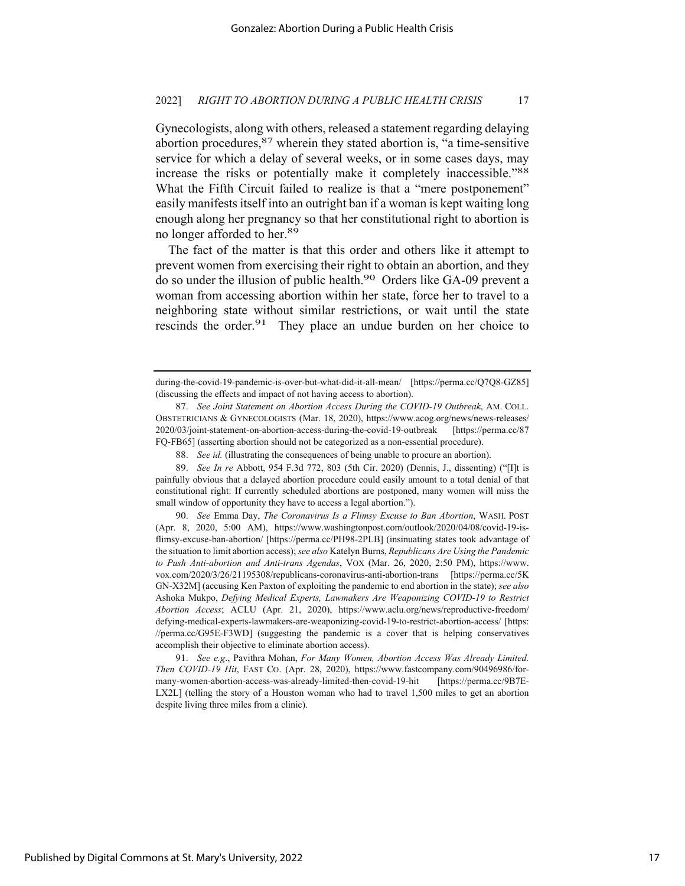Gynecologists, along with others, released a statement regarding delaying abortion procedures,[87] wherein they stated abortion is, "a time-sensitive service for which a delay of several weeks, or in some cases days, may increase the risks or potentially make it completely inaccessible."[88] What the Fifth Circuit failed to realize is that a "mere postponement" easily manifests itself into an outright ban if a woman is kept waiting long enough along her pregnancy so that her constitutional right to abortion is no longer afforded to her.[89]

The fact of the matter is that this order and others like it attempt to prevent women from exercising their right to obtain an abortion, and they do so under the illusion of public health.[90] Orders like GA-09 prevent a woman from accessing abortion within her state, force her to travel to a neighboring state without similar restrictions, or wait until the state rescinds the order.[91] They place an undue burden on her choice to

---

during-the-covid-19-pandemic-is-over-but-what-did-it-all-mean/ [https://perma.cc/Q7Q8-GZ85] (discussing the effects and impact of not having access to abortion).

87. *See Joint Statement on Abortion Access During the COVID-19 Outbreak*, AM. COLL. OBSTETRICIANS & GYNECOLOGISTS (Mar. 18, 2020), https://www.acog.org/news/news-releases/2020/03/joint-statement-on-abortion-access-during-the-covid-19-outbreak [https://perma.cc/87FQ-FB65] (asserting abortion should not be categorized as a non-essential procedure).

88. *See id.* (illustrating the consequences of being unable to procure an abortion).

89. *See In re* Abbott, 954 F.3d 772, 803 (5th Cir. 2020) (Dennis, J., dissenting) ("[I]t is painfully obvious that a delayed abortion procedure could easily amount to a total denial of that constitutional right: If currently scheduled abortions are postponed, many women will miss the small window of opportunity they have to access a legal abortion.").

90. *See* Emma Day, *The Coronavirus Is a Flimsy Excuse to Ban Abortion*, WASH. POST (Apr. 8, 2020, 5:00 AM), https://www.washingtonpost.com/outlook/2020/04/08/covid-19-is-flimsy-excuse-ban-abortion/ [https://perma.cc/PH98-2PLB] (insinuating states took advantage of the situation to limit abortion access); *see also* Katelyn Burns, *Republicans Are Using the Pandemic to Push Anti-abortion and Anti-trans Agendas*, VOX (Mar. 26, 2020, 2:50 PM), https://www.vox.com/2020/3/26/21195308/republicans-coronavirus-anti-abortion-trans [https://perma.cc/5KGN-X32M] (accusing Ken Paxton of exploiting the pandemic to end abortion in the state); *see also* Ashoka Mukpo, *Defying Medical Experts, Lawmakers Are Weaponizing COVID-19 to Restrict Abortion Access*; ACLU (Apr. 21, 2020), https://www.aclu.org/news/reproductive-freedom/defying-medical-experts-lawmakers-are-weaponizing-covid-19-to-restrict-abortion-access/ [https://perma.cc/G95E-F3WD] (suggesting the pandemic is a cover that is helping conservatives accomplish their objective to eliminate abortion access).

91. *See e.g*., Pavithra Mohan, *For Many Women, Abortion Access Was Already Limited. Then COVID-19 Hit*, FAST CO. (Apr. 28, 2020), https://www.fastcompany.com/90496986/for-many-women-abortion-access-was-already-limited-then-covid-19-hit [https://perma.cc/9B7E-LX2L] (telling the story of a Houston woman who had to travel 1,500 miles to get an abortion despite living three miles from a clinic).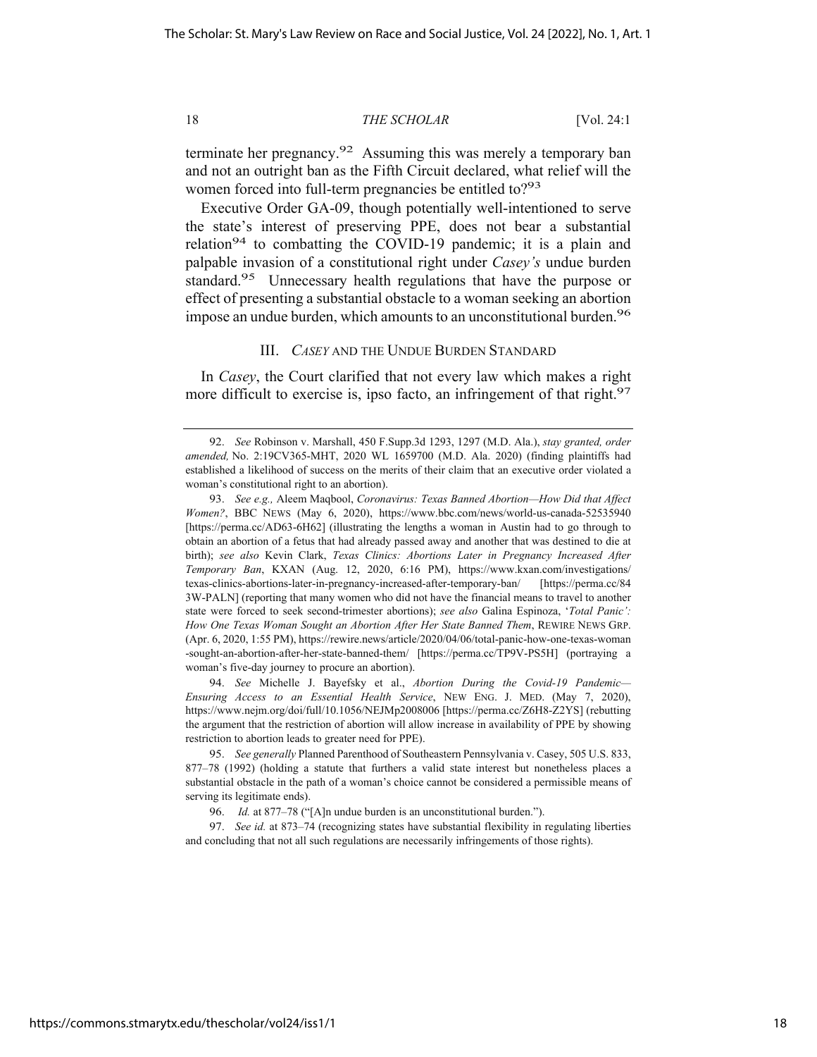terminate her pregnancy.[92] Assuming this was merely a temporary ban and not an outright ban as the Fifth Circuit declared, what relief will the women forced into full-term pregnancies be entitled to?[93]

Executive Order GA-09, though potentially well-intentioned to serve the state's interest of preserving PPE, does not bear a substantial relation[94] to combatting the COVID-19 pandemic; it is a plain and palpable invasion of a constitutional right under *Casey's* undue burden standard.[95] Unnecessary health regulations that have the purpose or effect of presenting a substantial obstacle to a woman seeking an abortion impose an undue burden, which amounts to an unconstitutional burden.[96]

## III. *CASEY* AND THE UNDUE BURDEN STANDARD

In *Casey*, the Court clarified that not every law which makes a right more difficult to exercise is, ipso facto, an infringement of that right.[97]

---

92. *See* Robinson v. Marshall, 450 F.Supp.3d 1293, 1297 (M.D. Ala.), *stay granted, order amended,* No. 2:19CV365-MHT, 2020 WL 1659700 (M.D. Ala. 2020) (finding plaintiffs had established a likelihood of success on the merits of their claim that an executive order violated a woman's constitutional right to an abortion).

93. *See e.g.,* Aleem Maqbool, *Coronavirus: Texas Banned Abortion—How Did that Affect Women?*, BBC NEWS (May 6, 2020), https://www.bbc.com/news/world-us-canada-52535940 [https://perma.cc/AD63-6H62] (illustrating the lengths a woman in Austin had to go through to obtain an abortion of a fetus that had already passed away and another that was destined to die at birth); *see also* Kevin Clark, *Texas Clinics: Abortions Later in Pregnancy Increased After Temporary Ban*, KXAN (Aug. 12, 2020, 6:16 PM), https://www.kxan.com/investigations/texas-clinics-abortions-later-in-pregnancy-increased-after-temporary-ban/ [https://perma.cc/843W-PALN] (reporting that many women who did not have the financial means to travel to another state were forced to seek second-trimester abortions); *see also* Galina Espinoza, '*Total Panic': How One Texas Woman Sought an Abortion After Her State Banned Them*, REWIRE NEWS GRP. (Apr. 6, 2020, 1:55 PM), https://rewire.news/article/2020/04/06/total-panic-how-one-texas-woman-sought-an-abortion-after-her-state-banned-them/ [https://perma.cc/TP9V-PS5H] (portraying a woman's five-day journey to procure an abortion).

94. *See* Michelle J. Bayefsky et al., *Abortion During the Covid-19 Pandemic—Ensuring Access to an Essential Health Service*, NEW ENG. J. MED. (May 7, 2020), https://www.nejm.org/doi/full/10.1056/NEJMp2008006 [https://perma.cc/Z6H8-Z2YS] (rebutting the argument that the restriction of abortion will allow increase in availability of PPE by showing restriction to abortion leads to greater need for PPE).

95. *See generally* Planned Parenthood of Southeastern Pennsylvania v. Casey, 505 U.S. 833, 877–78 (1992) (holding a statute that furthers a valid state interest but nonetheless places a substantial obstacle in the path of a woman's choice cannot be considered a permissible means of serving its legitimate ends).

96. *Id.* at 877–78 ("[A]n undue burden is an unconstitutional burden.").

97. *See id.* at 873–74 (recognizing states have substantial flexibility in regulating liberties and concluding that not all such regulations are necessarily infringements of those rights).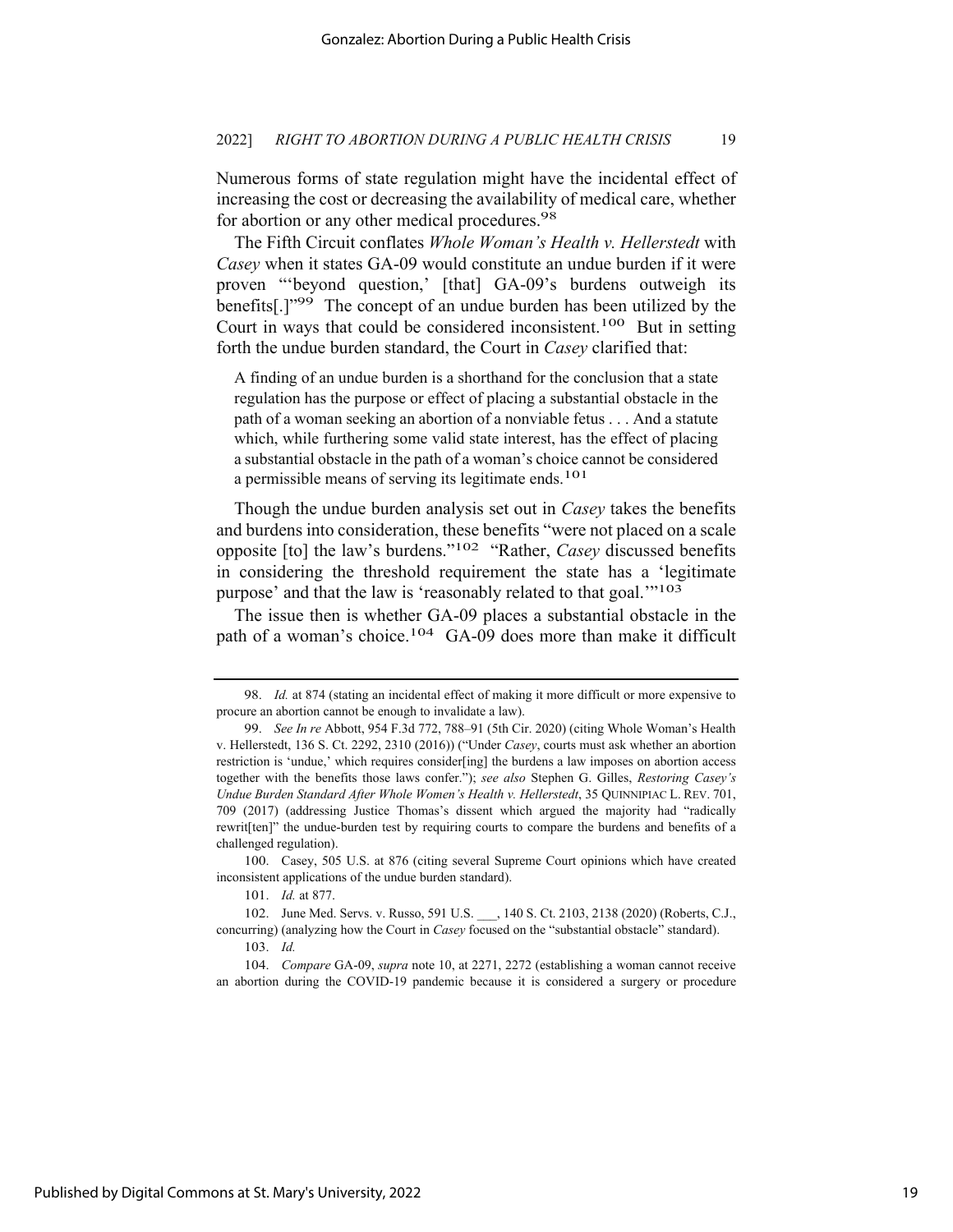Numerous forms of state regulation might have the incidental effect of increasing the cost or decreasing the availability of medical care, whether for abortion or any other medical procedures.[98]

The Fifth Circuit conflates *Whole Woman's Health v. Hellerstedt* with *Casey* when it states GA-09 would constitute an undue burden if it were proven "'beyond question,' [that] GA-09's burdens outweigh its benefits[.]"[99] The concept of an undue burden has been utilized by the Court in ways that could be considered inconsistent.[100] But in setting forth the undue burden standard, the Court in *Casey* clarified that:

> A finding of an undue burden is a shorthand for the conclusion that a state regulation has the purpose or effect of placing a substantial obstacle in the path of a woman seeking an abortion of a nonviable fetus . . . And a statute which, while furthering some valid state interest, has the effect of placing a substantial obstacle in the path of a woman's choice cannot be considered a permissible means of serving its legitimate ends.[101]

Though the undue burden analysis set out in *Casey* takes the benefits and burdens into consideration, these benefits "were not placed on a scale opposite [to] the law's burdens."[102] "Rather, *Casey* discussed benefits in considering the threshold requirement the state has a 'legitimate purpose' and that the law is 'reasonably related to that goal.'"[103]

The issue then is whether GA-09 places a substantial obstacle in the path of a woman's choice.[104] GA-09 does more than make it difficult

---

98. *Id.* at 874 (stating an incidental effect of making it more difficult or more expensive to procure an abortion cannot be enough to invalidate a law).

99. *See In re* Abbott, 954 F.3d 772, 788–91 (5th Cir. 2020) (citing Whole Woman's Health v. Hellerstedt, 136 S. Ct. 2292, 2310 (2016)) ("Under *Casey*, courts must ask whether an abortion restriction is 'undue,' which requires consider[ing] the burdens a law imposes on abortion access together with the benefits those laws confer."); *see also* Stephen G. Gilles, *Restoring Casey's Undue Burden Standard After Whole Women's Health v. Hellerstedt*, 35 QUINNIPIAC L. REV. 701, 709 (2017) (addressing Justice Thomas's dissent which argued the majority had "radically rewrit[ten]" the undue-burden test by requiring courts to compare the burdens and benefits of a challenged regulation).

100. Casey, 505 U.S. at 876 (citing several Supreme Court opinions which have created inconsistent applications of the undue burden standard).

101. *Id.* at 877.

102. June Med. Servs. v. Russo, 591 U.S. ___, 140 S. Ct. 2103, 2138 (2020) (Roberts, C.J., concurring) (analyzing how the Court in *Casey* focused on the "substantial obstacle" standard).

103. *Id.*

104. *Compare* GA-09, *supra* note 10, at 2271, 2272 (establishing a woman cannot receive an abortion during the COVID-19 pandemic because it is considered a surgery or procedure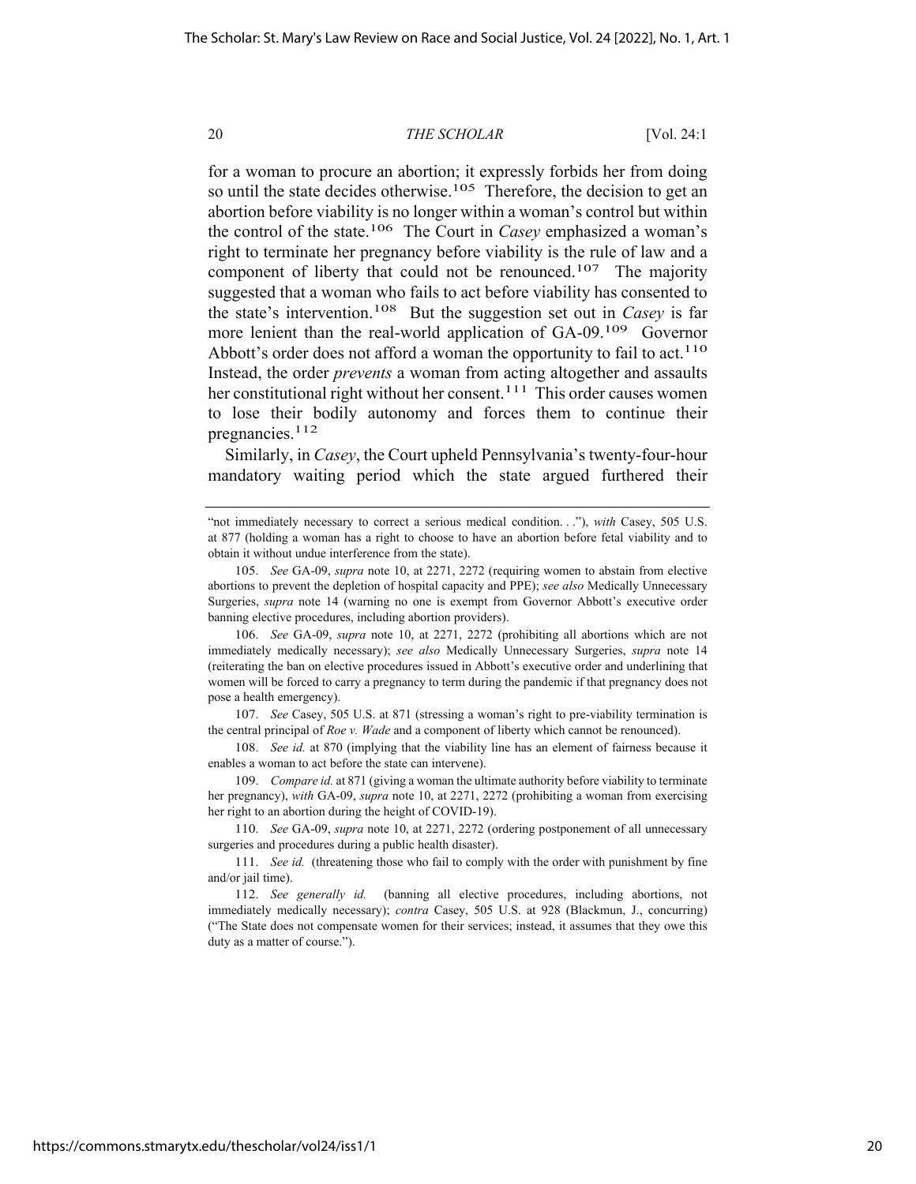for a woman to procure an abortion; it expressly forbids her from doing so until the state decides otherwise.[105] Therefore, the decision to get an abortion before viability is no longer within a woman's control but within the control of the state.[106] The Court in *Casey* emphasized a woman's right to terminate her pregnancy before viability is the rule of law and a component of liberty that could not be renounced.[107] The majority suggested that a woman who fails to act before viability has consented to the state's intervention.[108] But the suggestion set out in *Casey* is far more lenient than the real-world application of GA-09.[109] Governor Abbott's order does not afford a woman the opportunity to fail to act.[110] Instead, the order *prevents* a woman from acting altogether and assaults her constitutional right without her consent.[111] This order causes women to lose their bodily autonomy and forces them to continue their pregnancies.[112]

Similarly, in *Casey*, the Court upheld Pennsylvania's twenty-four-hour mandatory waiting period which the state argued furthered their

---

"not immediately necessary to correct a serious medical condition. . ."), *with* Casey, 505 U.S. at 877 (holding a woman has a right to choose to have an abortion before fetal viability and to obtain it without undue interference from the state).

105. *See* GA-09, *supra* note 10, at 2271, 2272 (requiring women to abstain from elective abortions to prevent the depletion of hospital capacity and PPE); *see also* Medically Unnecessary Surgeries, *supra* note 14 (warning no one is exempt from Governor Abbott's executive order banning elective procedures, including abortion providers).

106. *See* GA-09, *supra* note 10, at 2271, 2272 (prohibiting all abortions which are not immediately medically necessary); *see also* Medically Unnecessary Surgeries, *supra* note 14 (reiterating the ban on elective procedures issued in Abbott's executive order and underlining that women will be forced to carry a pregnancy to term during the pandemic if that pregnancy does not pose a health emergency).

107. *See* Casey, 505 U.S. at 871 (stressing a woman's right to pre-viability termination is the central principal of *Roe v. Wade* and a component of liberty which cannot be renounced).

108. *See id.* at 870 (implying that the viability line has an element of fairness because it enables a woman to act before the state can intervene).

109. *Compare id.* at 871 (giving a woman the ultimate authority before viability to terminate her pregnancy), *with* GA-09, *supra* note 10, at 2271, 2272 (prohibiting a woman from exercising her right to an abortion during the height of COVID-19).

110. *See* GA-09, *supra* note 10, at 2271, 2272 (ordering postponement of all unnecessary surgeries and procedures during a public health disaster).

111. *See id.* (threatening those who fail to comply with the order with punishment by fine and/or jail time).

112. *See generally id.* (banning all elective procedures, including abortions, not immediately medically necessary); *contra* Casey, 505 U.S. at 928 (Blackmun, J., concurring) ("The State does not compensate women for their services; instead, it assumes that they owe this duty as a matter of course.").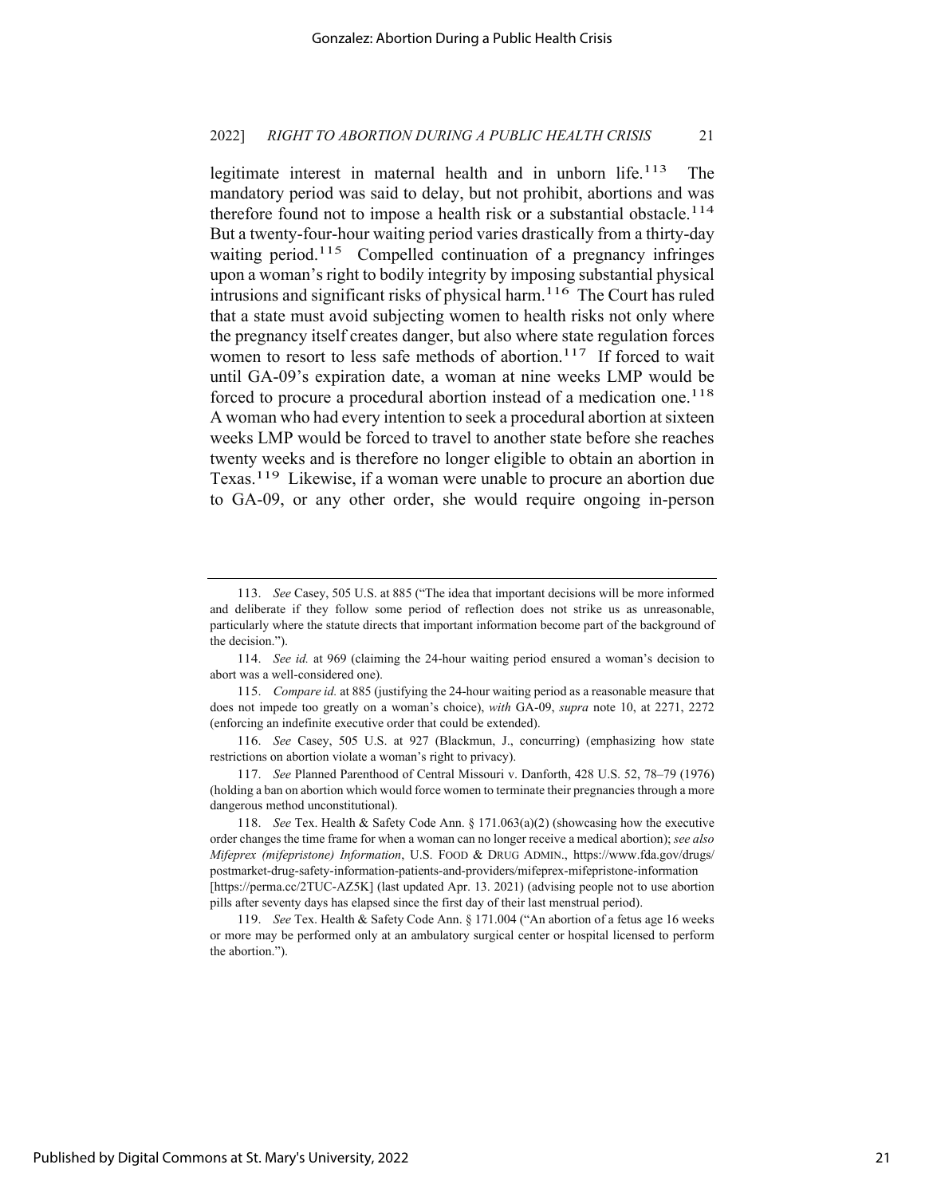legitimate interest in maternal health and in unborn life.[113] The mandatory period was said to delay, but not prohibit, abortions and was therefore found not to impose a health risk or a substantial obstacle.[114] But a twenty-four-hour waiting period varies drastically from a thirty-day waiting period.[115] Compelled continuation of a pregnancy infringes upon a woman's right to bodily integrity by imposing substantial physical intrusions and significant risks of physical harm.[116] The Court has ruled that a state must avoid subjecting women to health risks not only where the pregnancy itself creates danger, but also where state regulation forces women to resort to less safe methods of abortion.[117] If forced to wait until GA-09's expiration date, a woman at nine weeks LMP would be forced to procure a procedural abortion instead of a medication one.[118] A woman who had every intention to seek a procedural abortion at sixteen weeks LMP would be forced to travel to another state before she reaches twenty weeks and is therefore no longer eligible to obtain an abortion in Texas.[119] Likewise, if a woman were unable to procure an abortion due to GA-09, or any other order, she would require ongoing in-person

---

113. *See* Casey, 505 U.S. at 885 ("The idea that important decisions will be more informed and deliberate if they follow some period of reflection does not strike us as unreasonable, particularly where the statute directs that important information become part of the background of the decision.").

114. *See id.* at 969 (claiming the 24-hour waiting period ensured a woman's decision to abort was a well-considered one).

115. *Compare id.* at 885 (justifying the 24-hour waiting period as a reasonable measure that does not impede too greatly on a woman's choice), *with* GA-09, *supra* note 10, at 2271, 2272 (enforcing an indefinite executive order that could be extended).

116. *See* Casey, 505 U.S. at 927 (Blackmun, J., concurring) (emphasizing how state restrictions on abortion violate a woman's right to privacy).

117. *See* Planned Parenthood of Central Missouri v. Danforth, 428 U.S. 52, 78–79 (1976) (holding a ban on abortion which would force women to terminate their pregnancies through a more dangerous method unconstitutional).

118. *See* Tex. Health & Safety Code Ann. § 171.063(a)(2) (showcasing how the executive order changes the time frame for when a woman can no longer receive a medical abortion); *see also* *Mifeprex (mifepristone) Information*, U.S. FOOD & DRUG ADMIN., https://www.fda.gov/drugs/postmarket-drug-safety-information-patients-and-providers/mifeprex-mifepristone-information [https://perma.cc/2TUC-AZ5K] (last updated Apr. 13. 2021) (advising people not to use abortion pills after seventy days has elapsed since the first day of their last menstrual period).

119. *See* Tex. Health & Safety Code Ann. § 171.004 ("An abortion of a fetus age 16 weeks or more may be performed only at an ambulatory surgical center or hospital licensed to perform the abortion.").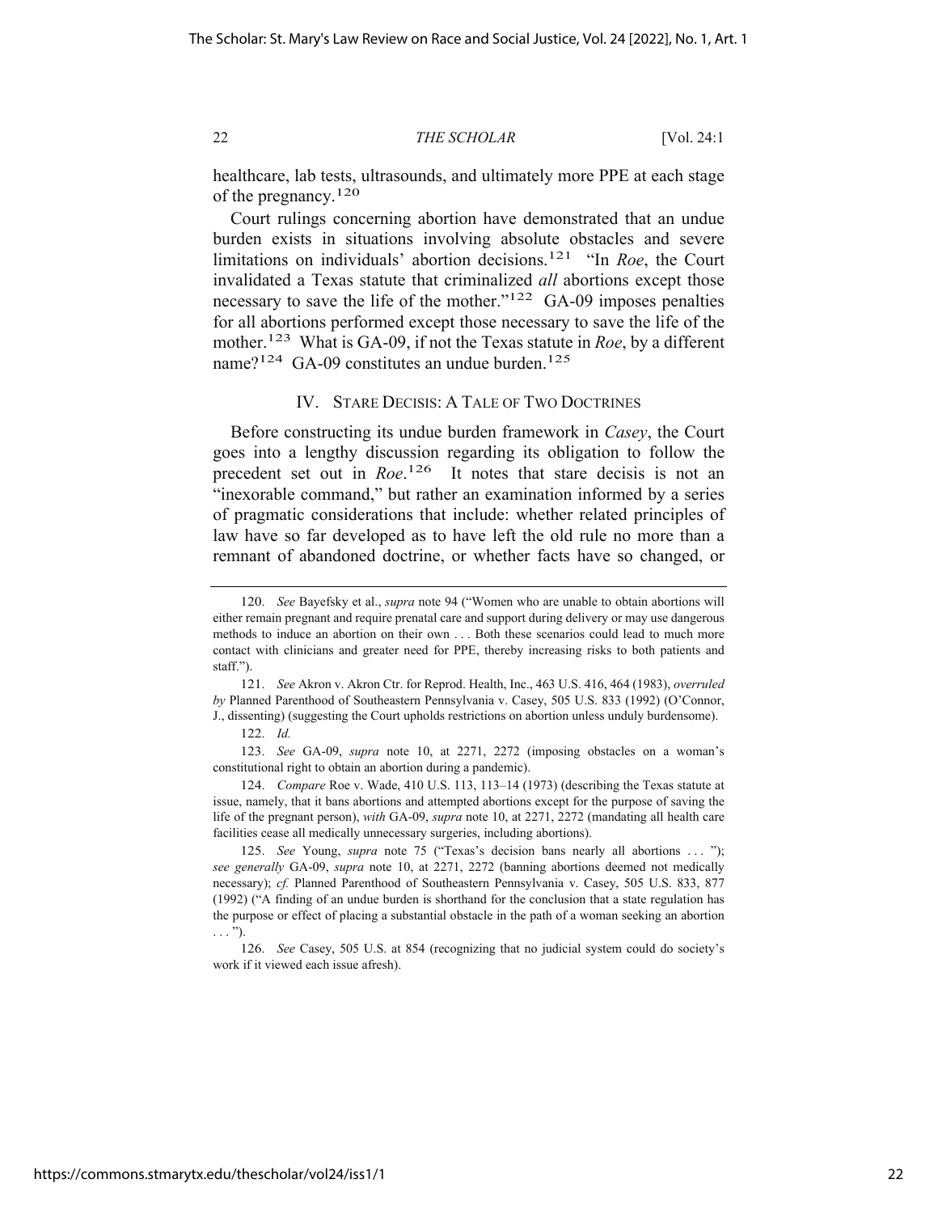healthcare, lab tests, ultrasounds, and ultimately more PPE at each stage of the pregnancy.[120]

Court rulings concerning abortion have demonstrated that an undue burden exists in situations involving absolute obstacles and severe limitations on individuals' abortion decisions.[121] "In *Roe*, the Court invalidated a Texas statute that criminalized *all* abortions except those necessary to save the life of the mother."[122] GA-09 imposes penalties for all abortions performed except those necessary to save the life of the mother.[123] What is GA-09, if not the Texas statute in *Roe*, by a different name?[124] GA-09 constitutes an undue burden.[125]

## IV. STARE DECISIS: A TALE OF TWO DOCTRINES

Before constructing its undue burden framework in *Casey*, the Court goes into a lengthy discussion regarding its obligation to follow the precedent set out in *Roe*.[126] It notes that stare decisis is not an "inexorable command," but rather an examination informed by a series of pragmatic considerations that include: whether related principles of law have so far developed as to have left the old rule no more than a remnant of abandoned doctrine, or whether facts have so changed, or

---

120. *See* Bayefsky et al., *supra* note 94 ("Women who are unable to obtain abortions will either remain pregnant and require prenatal care and support during delivery or may use dangerous methods to induce an abortion on their own . . . Both these scenarios could lead to much more contact with clinicians and greater need for PPE, thereby increasing risks to both patients and staff.").

121. *See* Akron v. Akron Ctr. for Reprod. Health, Inc., 463 U.S. 416, 464 (1983), *overruled by* Planned Parenthood of Southeastern Pennsylvania v. Casey, 505 U.S. 833 (1992) (O'Connor, J., dissenting) (suggesting the Court upholds restrictions on abortion unless unduly burdensome).

122. *Id.*

123. *See* GA-09, *supra* note 10, at 2271, 2272 (imposing obstacles on a woman's constitutional right to obtain an abortion during a pandemic).

124. *Compare* Roe v. Wade, 410 U.S. 113, 113–14 (1973) (describing the Texas statute at issue, namely, that it bans abortions and attempted abortions except for the purpose of saving the life of the pregnant person), *with* GA-09, *supra* note 10, at 2271, 2272 (mandating all health care facilities cease all medically unnecessary surgeries, including abortions).

125. *See* Young, *supra* note 75 ("Texas's decision bans nearly all abortions . . . "); *see generally* GA-09, *supra* note 10, at 2271, 2272 (banning abortions deemed not medically necessary); *cf.* Planned Parenthood of Southeastern Pennsylvania v. Casey, 505 U.S. 833, 877 (1992) ("A finding of an undue burden is shorthand for the conclusion that a state regulation has the purpose or effect of placing a substantial obstacle in the path of a woman seeking an abortion . . . ").

126. *See* Casey, 505 U.S. at 854 (recognizing that no judicial system could do society's work if it viewed each issue afresh).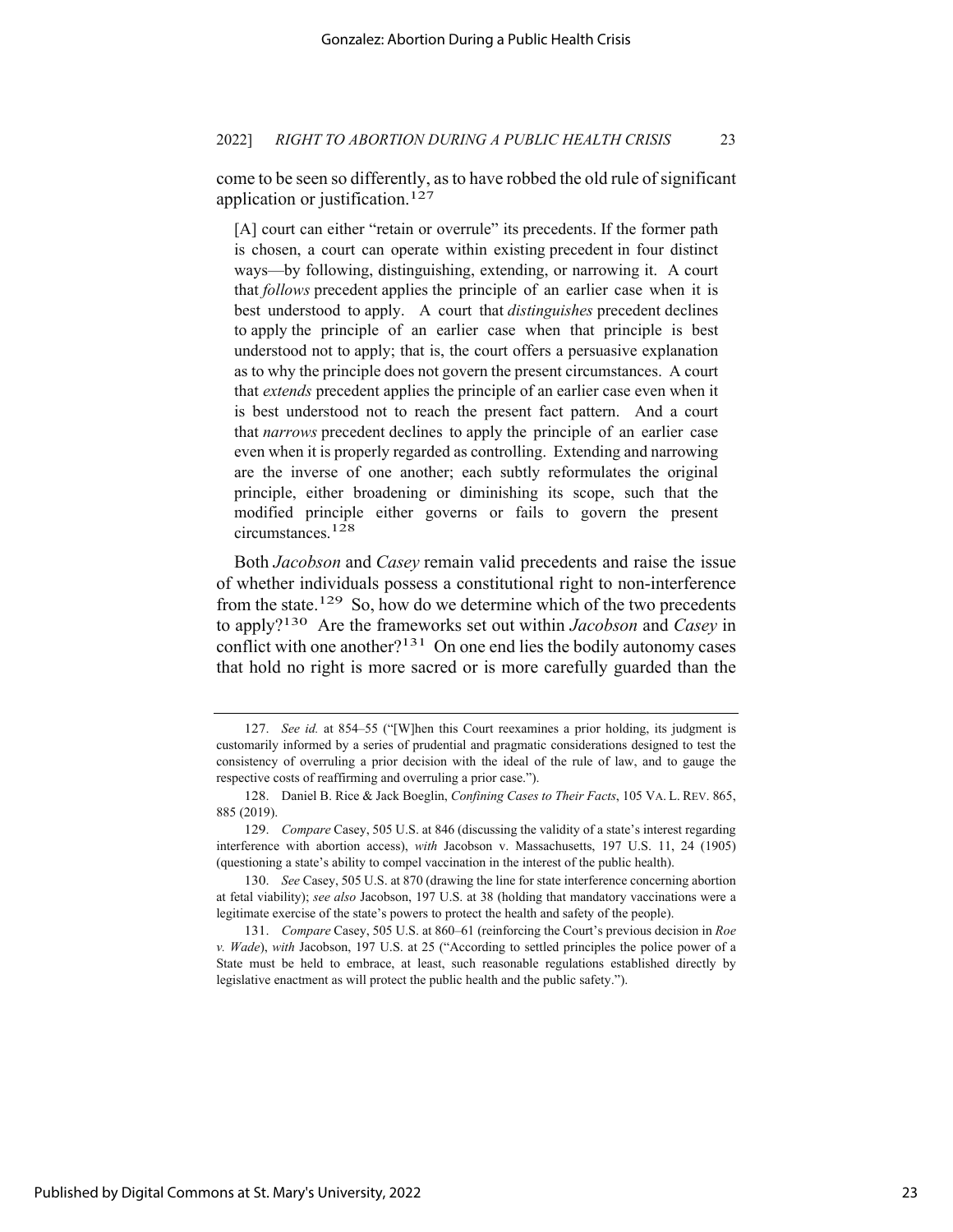come to be seen so differently, as to have robbed the old rule of significant application or justification.[127]

> [A] court can either "retain or overrule" its precedents. If the former path is chosen, a court can operate within existing precedent in four distinct ways—by following, distinguishing, extending, or narrowing it. A court that *follows* precedent applies the principle of an earlier case when it is best understood to apply. A court that *distinguishes* precedent declines to apply the principle of an earlier case when that principle is best understood not to apply; that is, the court offers a persuasive explanation as to why the principle does not govern the present circumstances. A court that *extends* precedent applies the principle of an earlier case even when it is best understood not to reach the present fact pattern. And a court that *narrows* precedent declines to apply the principle of an earlier case even when it is properly regarded as controlling. Extending and narrowing are the inverse of one another; each subtly reformulates the original principle, either broadening or diminishing its scope, such that the modified principle either governs or fails to govern the present circumstances.[128]

Both *Jacobson* and *Casey* remain valid precedents and raise the issue of whether individuals possess a constitutional right to non-interference from the state.[129] So, how do we determine which of the two precedents to apply?[130] Are the frameworks set out within *Jacobson* and *Casey* in conflict with one another?[131] On one end lies the bodily autonomy cases that hold no right is more sacred or is more carefully guarded than the

---

127. *See id.* at 854–55 ("[W]hen this Court reexamines a prior holding, its judgment is customarily informed by a series of prudential and pragmatic considerations designed to test the consistency of overruling a prior decision with the ideal of the rule of law, and to gauge the respective costs of reaffirming and overruling a prior case.").

128. Daniel B. Rice & Jack Boeglin, *Confining Cases to Their Facts*, 105 VA. L. REV. 865, 885 (2019).

129. *Compare* Casey, 505 U.S. at 846 (discussing the validity of a state's interest regarding interference with abortion access), *with* Jacobson v. Massachusetts, 197 U.S. 11, 24 (1905) (questioning a state's ability to compel vaccination in the interest of the public health).

130. *See* Casey, 505 U.S. at 870 (drawing the line for state interference concerning abortion at fetal viability); *see also* Jacobson, 197 U.S. at 38 (holding that mandatory vaccinations were a legitimate exercise of the state's powers to protect the health and safety of the people).

131. *Compare* Casey, 505 U.S. at 860–61 (reinforcing the Court's previous decision in *Roe v. Wade*), *with* Jacobson, 197 U.S. at 25 ("According to settled principles the police power of a State must be held to embrace, at least, such reasonable regulations established directly by legislative enactment as will protect the public health and the public safety.").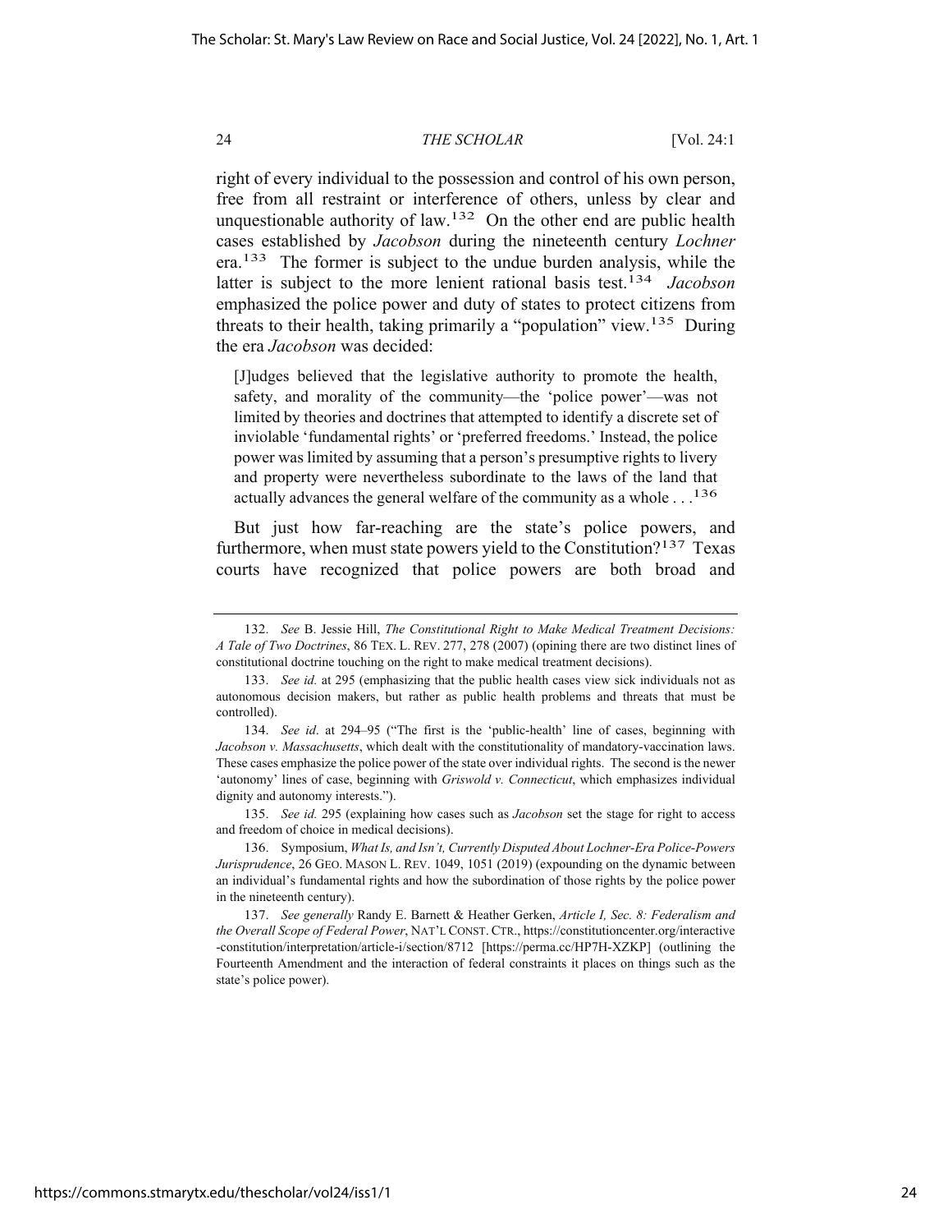right of every individual to the possession and control of his own person, free from all restraint or interference of others, unless by clear and unquestionable authority of law.[132] On the other end are public health cases established by *Jacobson* during the nineteenth century *Lochner* era.[133] The former is subject to the undue burden analysis, while the latter is subject to the more lenient rational basis test.[134] *Jacobson* emphasized the police power and duty of states to protect citizens from threats to their health, taking primarily a "population" view.[135] During the era *Jacobson* was decided:

> [J]udges believed that the legislative authority to promote the health, safety, and morality of the community—the 'police power'—was not limited by theories and doctrines that attempted to identify a discrete set of inviolable 'fundamental rights' or 'preferred freedoms.' Instead, the police power was limited by assuming that a person's presumptive rights to livery and property were nevertheless subordinate to the laws of the land that actually advances the general welfare of the community as a whole . . .[136]

But just how far-reaching are the state's police powers, and furthermore, when must state powers yield to the Constitution?[137] Texas courts have recognized that police powers are both broad and

---

132. *See* B. Jessie Hill, *The Constitutional Right to Make Medical Treatment Decisions: A Tale of Two Doctrines*, 86 TEX. L. REV. 277, 278 (2007) (opining there are two distinct lines of constitutional doctrine touching on the right to make medical treatment decisions).

133. *See id.* at 295 (emphasizing that the public health cases view sick individuals not as autonomous decision makers, but rather as public health problems and threats that must be controlled).

134. *See id*. at 294–95 ("The first is the 'public-health' line of cases, beginning with *Jacobson v. Massachusetts*, which dealt with the constitutionality of mandatory-vaccination laws. These cases emphasize the police power of the state over individual rights. The second is the newer 'autonomy' lines of case, beginning with *Griswold v. Connecticut*, which emphasizes individual dignity and autonomy interests.").

135. *See id.* 295 (explaining how cases such as *Jacobson* set the stage for right to access and freedom of choice in medical decisions).

136. Symposium, *What Is, and Isn't, Currently Disputed About Lochner-Era Police-Powers Jurisprudence*, 26 GEO. MASON L. REV. 1049, 1051 (2019) (expounding on the dynamic between an individual's fundamental rights and how the subordination of those rights by the police power in the nineteenth century).

137. *See generally* Randy E. Barnett & Heather Gerken, *Article I, Sec. 8: Federalism and the Overall Scope of Federal Power*, NAT'L CONST. CTR., https://constitutioncenter.org/interactive-constitution/interpretation/article-i/section/8712 [https://perma.cc/HP7H-XZKP] (outlining the Fourteenth Amendment and the interaction of federal constraints it places on things such as the state's police power).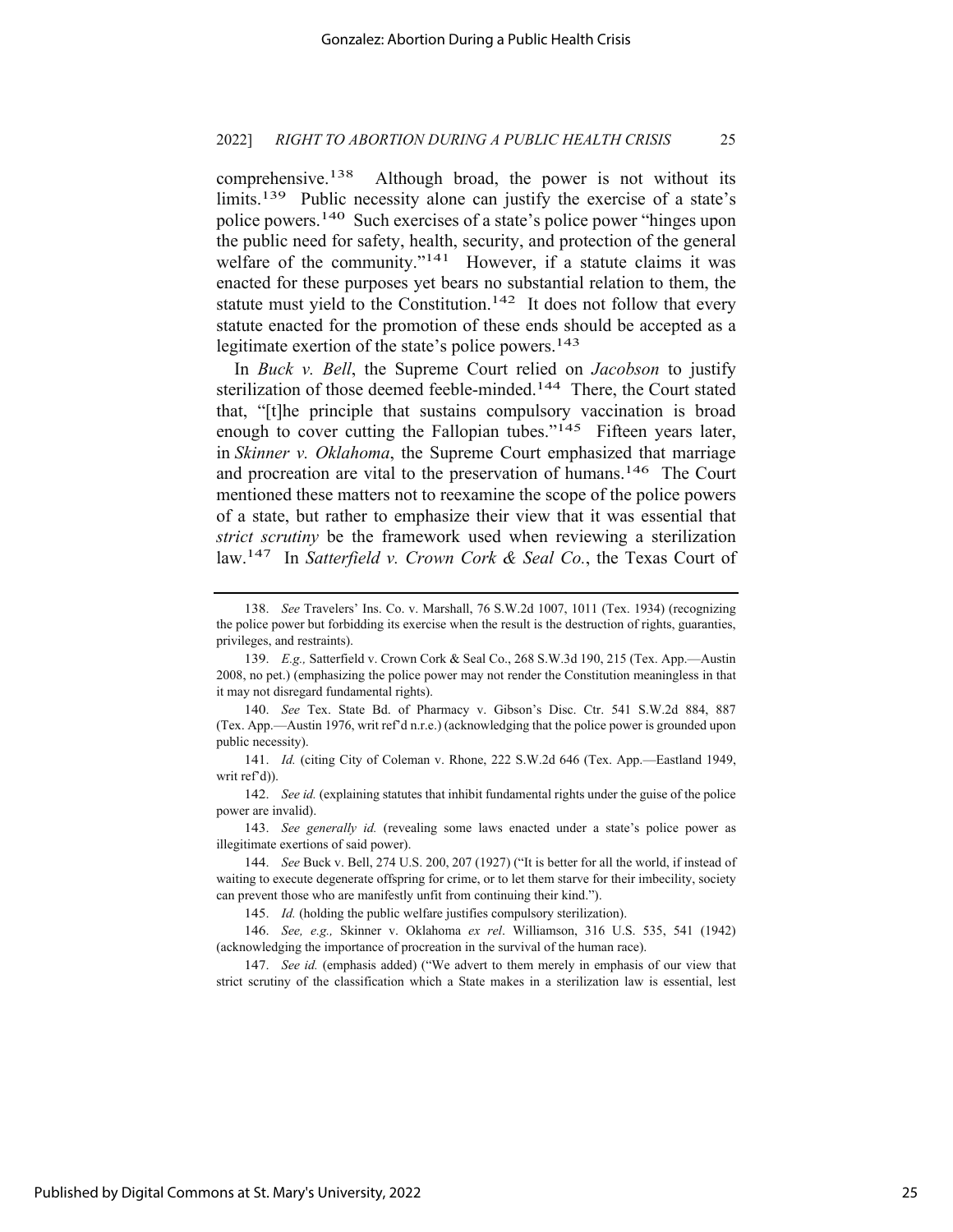comprehensive.[138] Although broad, the power is not without its limits.[139] Public necessity alone can justify the exercise of a state's police powers.[140] Such exercises of a state's police power "hinges upon the public need for safety, health, security, and protection of the general welfare of the community."[141] However, if a statute claims it was enacted for these purposes yet bears no substantial relation to them, the statute must yield to the Constitution.[142] It does not follow that every statute enacted for the promotion of these ends should be accepted as a legitimate exertion of the state's police powers.[143]

In *Buck v. Bell*, the Supreme Court relied on *Jacobson* to justify sterilization of those deemed feeble-minded.[144] There, the Court stated that, "[t]he principle that sustains compulsory vaccination is broad enough to cover cutting the Fallopian tubes."[145] Fifteen years later, in *Skinner v. Oklahoma*, the Supreme Court emphasized that marriage and procreation are vital to the preservation of humans.[146] The Court mentioned these matters not to reexamine the scope of the police powers of a state, but rather to emphasize their view that it was essential that *strict scrutiny* be the framework used when reviewing a sterilization law.[147] In *Satterfield v. Crown Cork & Seal Co.*, the Texas Court of

---

138. *See* Travelers' Ins. Co. v. Marshall, 76 S.W.2d 1007, 1011 (Tex. 1934) (recognizing the police power but forbidding its exercise when the result is the destruction of rights, guaranties, privileges, and restraints).

139. *E.g.,* Satterfield v. Crown Cork & Seal Co., 268 S.W.3d 190, 215 (Tex. App.—Austin 2008, no pet.) (emphasizing the police power may not render the Constitution meaningless in that it may not disregard fundamental rights).

140. *See* Tex. State Bd. of Pharmacy v. Gibson's Disc. Ctr. 541 S.W.2d 884, 887 (Tex. App.—Austin 1976, writ ref'd n.r.e.) (acknowledging that the police power is grounded upon public necessity).

141. *Id.* (citing City of Coleman v. Rhone, 222 S.W.2d 646 (Tex. App.—Eastland 1949, writ ref'd)).

142. *See id.* (explaining statutes that inhibit fundamental rights under the guise of the police power are invalid).

143. *See generally id.* (revealing some laws enacted under a state's police power as illegitimate exertions of said power).

144. *See* Buck v. Bell, 274 U.S. 200, 207 (1927) ("It is better for all the world, if instead of waiting to execute degenerate offspring for crime, or to let them starve for their imbecility, society can prevent those who are manifestly unfit from continuing their kind.").

145. *Id.* (holding the public welfare justifies compulsory sterilization).

146. *See, e.g.,* Skinner v. Oklahoma *ex rel*. Williamson, 316 U.S. 535, 541 (1942) (acknowledging the importance of procreation in the survival of the human race).

147. *See id.* (emphasis added) ("We advert to them merely in emphasis of our view that strict scrutiny of the classification which a State makes in a sterilization law is essential, lest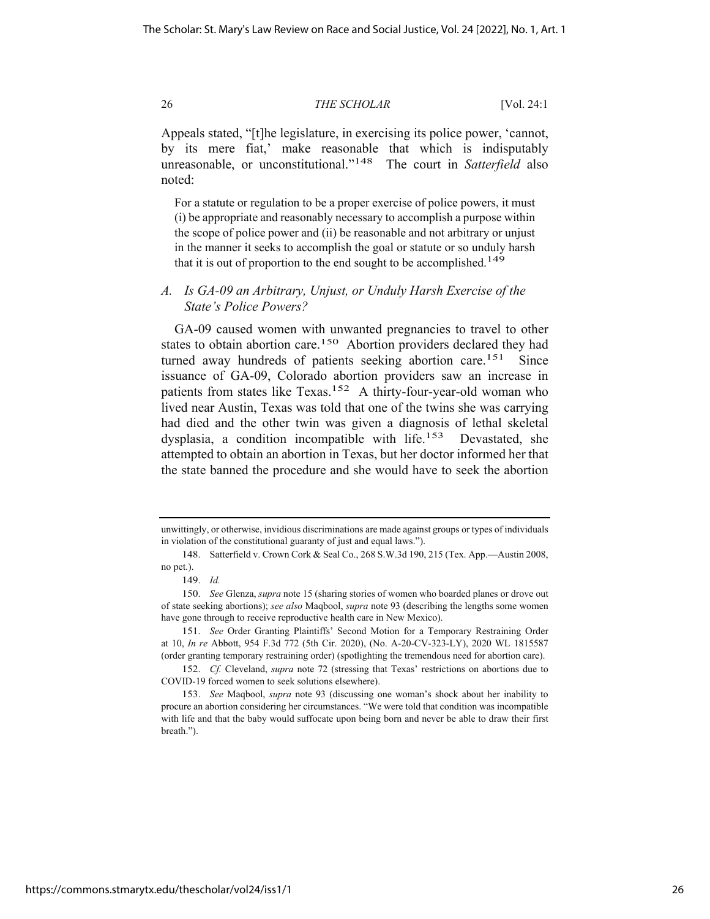Appeals stated, "[t]he legislature, in exercising its police power, 'cannot, by its mere fiat,' make reasonable that which is indisputably unreasonable, or unconstitutional."[148] The court in *Satterfield* also noted:

> For a statute or regulation to be a proper exercise of police powers, it must (i) be appropriate and reasonably necessary to accomplish a purpose within the scope of police power and (ii) be reasonable and not arbitrary or unjust in the manner it seeks to accomplish the goal or statute or so unduly harsh that it is out of proportion to the end sought to be accomplished.[149]

### A. *Is GA-09 an Arbitrary, Unjust, or Unduly Harsh Exercise of the State's Police Powers?*

GA-09 caused women with unwanted pregnancies to travel to other states to obtain abortion care.[150] Abortion providers declared they had turned away hundreds of patients seeking abortion care.[151] Since issuance of GA-09, Colorado abortion providers saw an increase in patients from states like Texas.[152] A thirty-four-year-old woman who lived near Austin, Texas was told that one of the twins she was carrying had died and the other twin was given a diagnosis of lethal skeletal dysplasia, a condition incompatible with life.[153] Devastated, she attempted to obtain an abortion in Texas, but her doctor informed her that the state banned the procedure and she would have to seek the abortion

---

unwittingly, or otherwise, invidious discriminations are made against groups or types of individuals in violation of the constitutional guaranty of just and equal laws.").

148. Satterfield v. Crown Cork & Seal Co., 268 S.W.3d 190, 215 (Tex. App.—Austin 2008, no pet.).

149. *Id.*

150. *See* Glenza, *supra* note 15 (sharing stories of women who boarded planes or drove out of state seeking abortions); *see also* Maqbool, *supra* note 93 (describing the lengths some women have gone through to receive reproductive health care in New Mexico).

151. *See* Order Granting Plaintiffs' Second Motion for a Temporary Restraining Order at 10, *In re* Abbott, 954 F.3d 772 (5th Cir. 2020), (No. A-20-CV-323-LY), 2020 WL 1815587 (order granting temporary restraining order) (spotlighting the tremendous need for abortion care).

152. *Cf.* Cleveland, *supra* note 72 (stressing that Texas' restrictions on abortions due to COVID-19 forced women to seek solutions elsewhere).

153. *See* Maqbool, *supra* note 93 (discussing one woman's shock about her inability to procure an abortion considering her circumstances. "We were told that condition was incompatible with life and that the baby would suffocate upon being born and never be able to draw their first breath.").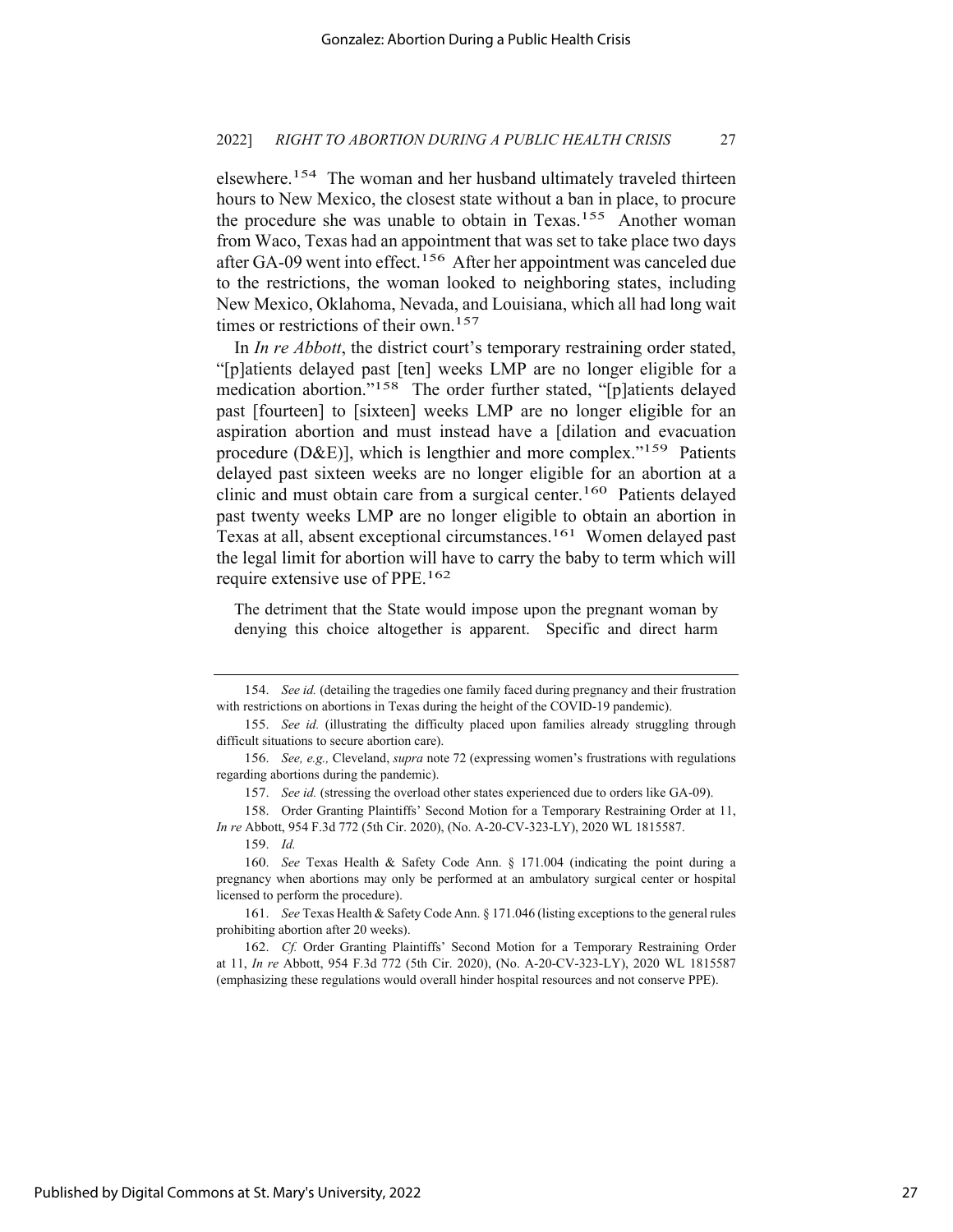elsewhere.[154] The woman and her husband ultimately traveled thirteen hours to New Mexico, the closest state without a ban in place, to procure the procedure she was unable to obtain in Texas.[155] Another woman from Waco, Texas had an appointment that was set to take place two days after GA-09 went into effect.[156] After her appointment was canceled due to the restrictions, the woman looked to neighboring states, including New Mexico, Oklahoma, Nevada, and Louisiana, which all had long wait times or restrictions of their own.[157]

In *In re Abbott*, the district court's temporary restraining order stated, "[p]atients delayed past [ten] weeks LMP are no longer eligible for a medication abortion."[158] The order further stated, "[p]atients delayed past [fourteen] to [sixteen] weeks LMP are no longer eligible for an aspiration abortion and must instead have a [dilation and evacuation procedure (D&E)], which is lengthier and more complex."[159] Patients delayed past sixteen weeks are no longer eligible for an abortion at a clinic and must obtain care from a surgical center.[160] Patients delayed past twenty weeks LMP are no longer eligible to obtain an abortion in Texas at all, absent exceptional circumstances.[161] Women delayed past the legal limit for abortion will have to carry the baby to term which will require extensive use of PPE.[162]

> The detriment that the State would impose upon the pregnant woman by denying this choice altogether is apparent. Specific and direct harm

---

154. *See id.* (detailing the tragedies one family faced during pregnancy and their frustration with restrictions on abortions in Texas during the height of the COVID-19 pandemic).

155. *See id.* (illustrating the difficulty placed upon families already struggling through difficult situations to secure abortion care).

156. *See, e.g.,* Cleveland, *supra* note 72 (expressing women's frustrations with regulations regarding abortions during the pandemic).

157. *See id.* (stressing the overload other states experienced due to orders like GA-09).

158. Order Granting Plaintiffs' Second Motion for a Temporary Restraining Order at 11, *In re* Abbott, 954 F.3d 772 (5th Cir. 2020), (No. A-20-CV-323-LY), 2020 WL 1815587.

159. *Id.*

160. *See* Texas Health & Safety Code Ann. § 171.004 (indicating the point during a pregnancy when abortions may only be performed at an ambulatory surgical center or hospital licensed to perform the procedure).

161. *See* Texas Health & Safety Code Ann. § 171.046 (listing exceptions to the general rules prohibiting abortion after 20 weeks).

162. *Cf.* Order Granting Plaintiffs' Second Motion for a Temporary Restraining Order at 11, *In re* Abbott, 954 F.3d 772 (5th Cir. 2020), (No. A-20-CV-323-LY), 2020 WL 1815587 (emphasizing these regulations would overall hinder hospital resources and not conserve PPE).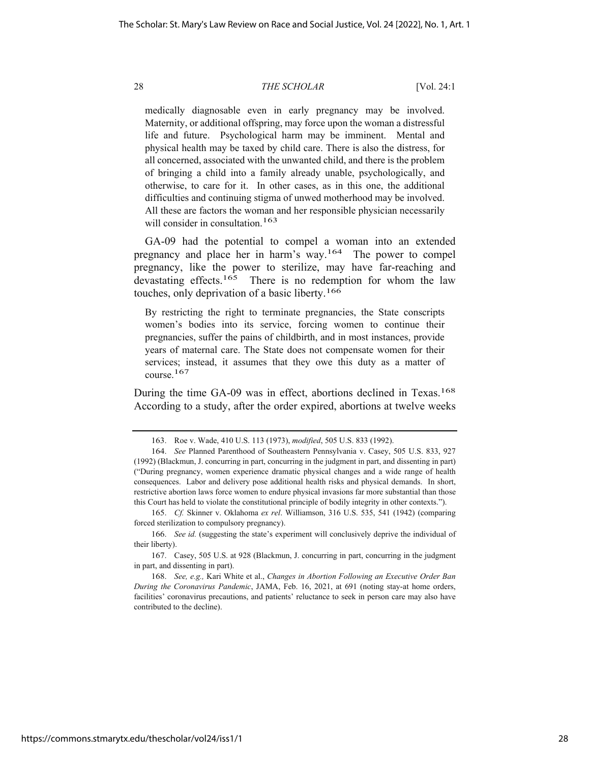> medically diagnosable even in early pregnancy may be involved. Maternity, or additional offspring, may force upon the woman a distressful life and future. Psychological harm may be imminent. Mental and physical health may be taxed by child care. There is also the distress, for all concerned, associated with the unwanted child, and there is the problem of bringing a child into a family already unable, psychologically, and otherwise, to care for it. In other cases, as in this one, the additional difficulties and continuing stigma of unwed motherhood may be involved. All these are factors the woman and her responsible physician necessarily will consider in consultation.[163]

GA-09 had the potential to compel a woman into an extended pregnancy and place her in harm's way.[164] The power to compel pregnancy, like the power to sterilize, may have far-reaching and devastating effects.[165] There is no redemption for whom the law touches, only deprivation of a basic liberty.[166]

> By restricting the right to terminate pregnancies, the State conscripts women's bodies into its service, forcing women to continue their pregnancies, suffer the pains of childbirth, and in most instances, provide years of maternal care. The State does not compensate women for their services; instead, it assumes that they owe this duty as a matter of course.[167]

During the time GA-09 was in effect, abortions declined in Texas.[168] According to a study, after the order expired, abortions at twelve weeks

---

163. Roe v. Wade, 410 U.S. 113 (1973), *modified*, 505 U.S. 833 (1992).

164. *See* Planned Parenthood of Southeastern Pennsylvania v. Casey, 505 U.S. 833, 927 (1992) (Blackmun, J. concurring in part, concurring in the judgment in part, and dissenting in part) ("During pregnancy, women experience dramatic physical changes and a wide range of health consequences. Labor and delivery pose additional health risks and physical demands. In short, restrictive abortion laws force women to endure physical invasions far more substantial than those this Court has held to violate the constitutional principle of bodily integrity in other contexts.").

165. *Cf.* Skinner v. Oklahoma *ex rel*. Williamson, 316 U.S. 535, 541 (1942) (comparing forced sterilization to compulsory pregnancy).

166. *See id.* (suggesting the state's experiment will conclusively deprive the individual of their liberty).

167. Casey, 505 U.S. at 928 (Blackmun, J. concurring in part, concurring in the judgment in part, and dissenting in part).

168. *See, e.g.,* Kari White et al., *Changes in Abortion Following an Executive Order Ban During the Coronavirus Pandemic*, JAMA, Feb. 16, 2021, at 691 (noting stay-at home orders, facilities' coronavirus precautions, and patients' reluctance to seek in person care may also have contributed to the decline).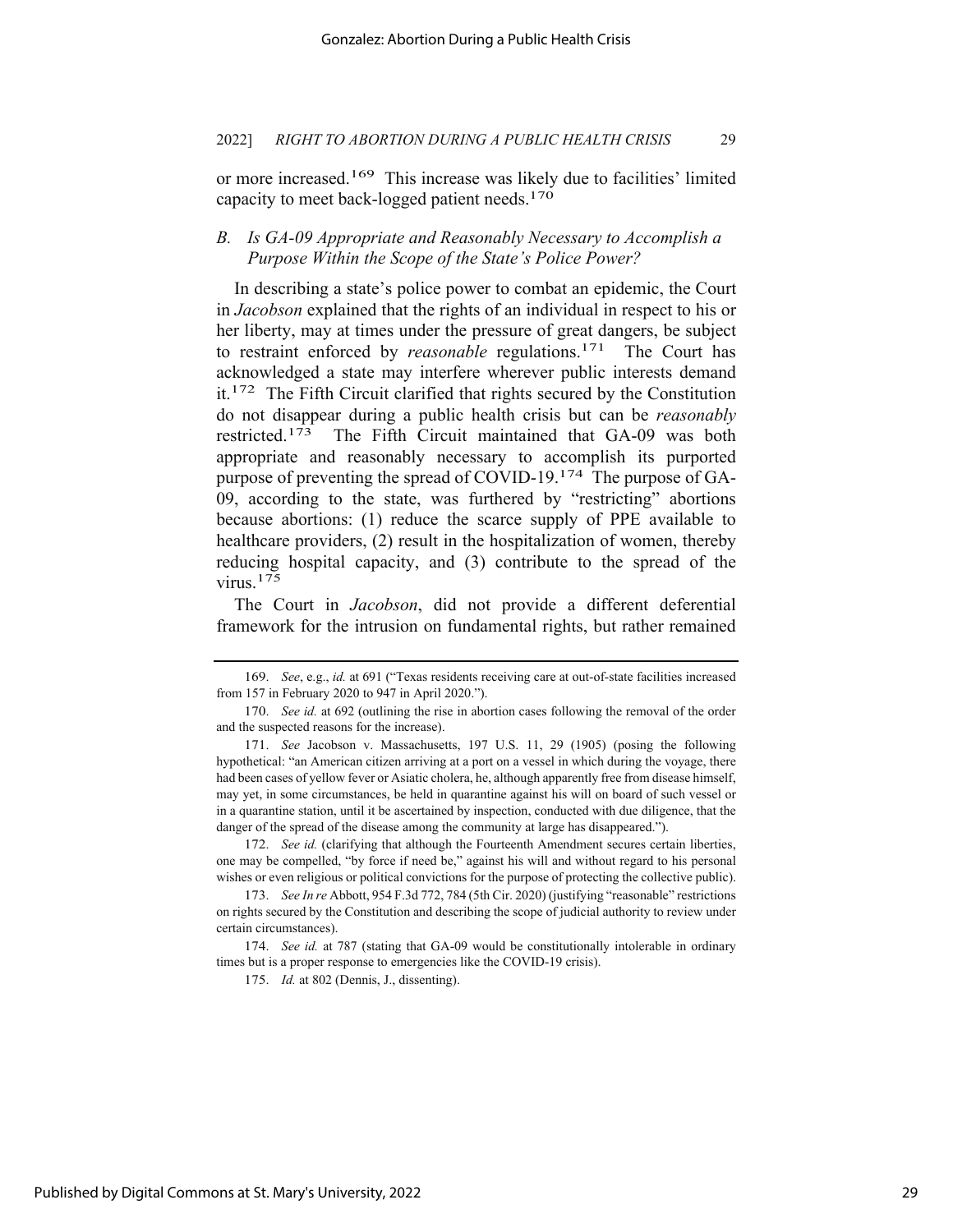or more increased.[169] This increase was likely due to facilities' limited capacity to meet back-logged patient needs.[170]

### *B. Is GA-09 Appropriate and Reasonably Necessary to Accomplish a Purpose Within the Scope of the State's Police Power?*

In describing a state's police power to combat an epidemic, the Court in *Jacobson* explained that the rights of an individual in respect to his or her liberty, may at times under the pressure of great dangers, be subject to restraint enforced by *reasonable* regulations.[171] The Court has acknowledged a state may interfere wherever public interests demand it.[172] The Fifth Circuit clarified that rights secured by the Constitution do not disappear during a public health crisis but can be *reasonably* restricted.[173] The Fifth Circuit maintained that GA-09 was both appropriate and reasonably necessary to accomplish its purported purpose of preventing the spread of COVID-19.[174] The purpose of GA-09, according to the state, was furthered by "restricting" abortions because abortions: (1) reduce the scarce supply of PPE available to healthcare providers, (2) result in the hospitalization of women, thereby reducing hospital capacity, and (3) contribute to the spread of the virus.[175]

The Court in *Jacobson*, did not provide a different deferential framework for the intrusion on fundamental rights, but rather remained

---

169. *See*, e.g., *id.* at 691 ("Texas residents receiving care at out-of-state facilities increased from 157 in February 2020 to 947 in April 2020.").

170. *See id.* at 692 (outlining the rise in abortion cases following the removal of the order and the suspected reasons for the increase).

171. *See* Jacobson v. Massachusetts, 197 U.S. 11, 29 (1905) (posing the following hypothetical: "an American citizen arriving at a port on a vessel in which during the voyage, there had been cases of yellow fever or Asiatic cholera, he, although apparently free from disease himself, may yet, in some circumstances, be held in quarantine against his will on board of such vessel or in a quarantine station, until it be ascertained by inspection, conducted with due diligence, that the danger of the spread of the disease among the community at large has disappeared.").

172. *See id.* (clarifying that although the Fourteenth Amendment secures certain liberties, one may be compelled, "by force if need be," against his will and without regard to his personal wishes or even religious or political convictions for the purpose of protecting the collective public).

173. *See In re* Abbott, 954 F.3d 772, 784 (5th Cir. 2020) (justifying "reasonable" restrictions on rights secured by the Constitution and describing the scope of judicial authority to review under certain circumstances).

174. *See id.* at 787 (stating that GA-09 would be constitutionally intolerable in ordinary times but is a proper response to emergencies like the COVID-19 crisis).

175. *Id.* at 802 (Dennis, J., dissenting).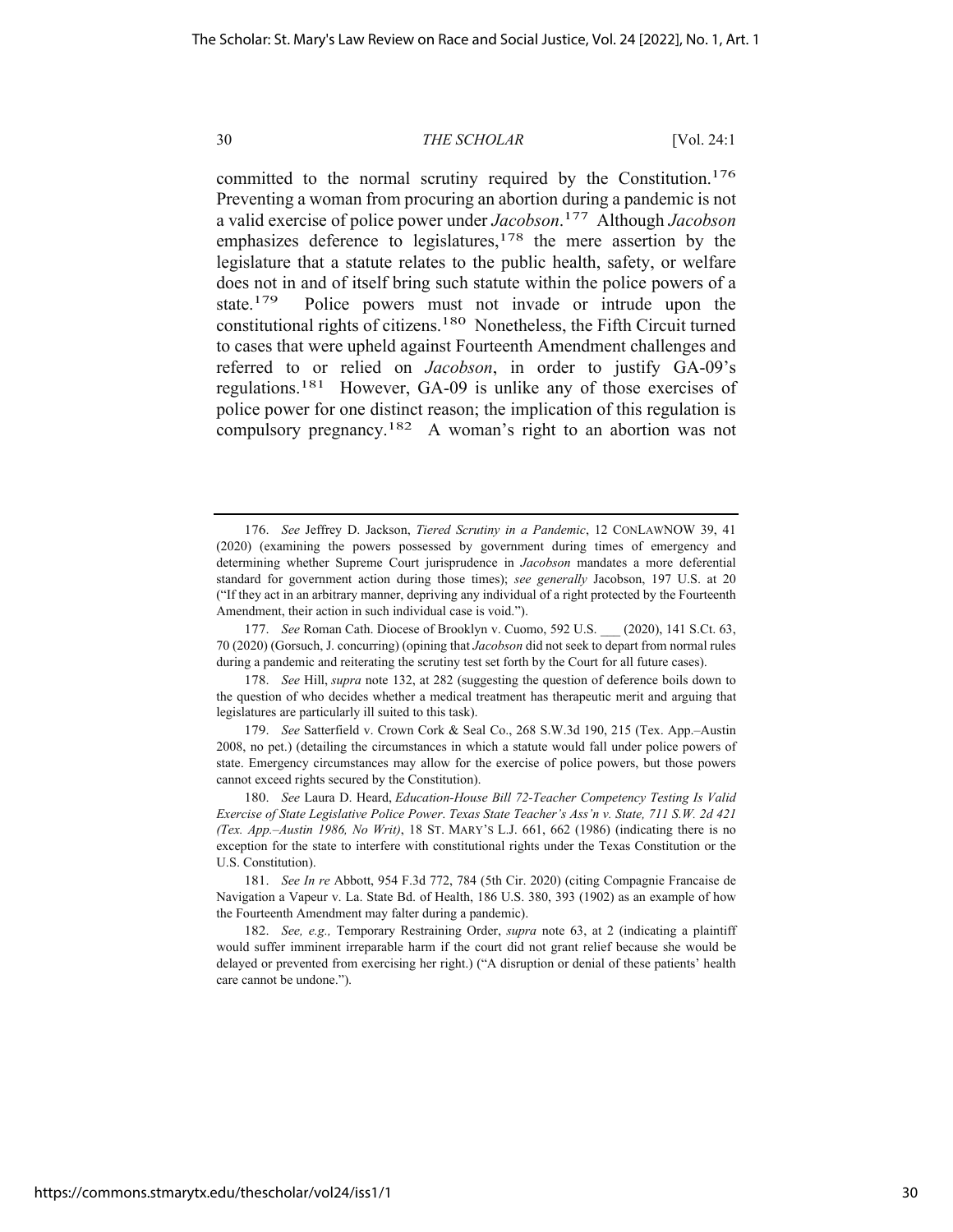committed to the normal scrutiny required by the Constitution.[176] Preventing a woman from procuring an abortion during a pandemic is not a valid exercise of police power under *Jacobson*.[177] Although *Jacobson* emphasizes deference to legislatures,[178] the mere assertion by the legislature that a statute relates to the public health, safety, or welfare does not in and of itself bring such statute within the police powers of a state.[179] Police powers must not invade or intrude upon the constitutional rights of citizens.[180] Nonetheless, the Fifth Circuit turned to cases that were upheld against Fourteenth Amendment challenges and referred to or relied on *Jacobson*, in order to justify GA-09's regulations.[181] However, GA-09 is unlike any of those exercises of police power for one distinct reason; the implication of this regulation is compulsory pregnancy.[182] A woman's right to an abortion was not

---

176. *See* Jeffrey D. Jackson, *Tiered Scrutiny in a Pandemic*, 12 CONLAWNOW 39, 41 (2020) (examining the powers possessed by government during times of emergency and determining whether Supreme Court jurisprudence in *Jacobson* mandates a more deferential standard for government action during those times); *see generally* Jacobson, 197 U.S. at 20 ("If they act in an arbitrary manner, depriving any individual of a right protected by the Fourteenth Amendment, their action in such individual case is void.").

177. *See* Roman Cath. Diocese of Brooklyn v. Cuomo, 592 U.S. ___ (2020), 141 S.Ct. 63, 70 (2020) (Gorsuch, J. concurring) (opining that *Jacobson* did not seek to depart from normal rules during a pandemic and reiterating the scrutiny test set forth by the Court for all future cases).

178. *See* Hill, *supra* note 132, at 282 (suggesting the question of deference boils down to the question of who decides whether a medical treatment has therapeutic merit and arguing that legislatures are particularly ill suited to this task).

179. *See* Satterfield v. Crown Cork & Seal Co., 268 S.W.3d 190, 215 (Tex. App.–Austin 2008, no pet.) (detailing the circumstances in which a statute would fall under police powers of state. Emergency circumstances may allow for the exercise of police powers, but those powers cannot exceed rights secured by the Constitution).

180. *See* Laura D. Heard, *Education-House Bill 72-Teacher Competency Testing Is Valid Exercise of State Legislative Police Power*. *Texas State Teacher's Ass'n v. State, 711 S.W. 2d 421 (Tex. App.–Austin 1986, No Writ)*, 18 ST. MARY'S L.J. 661, 662 (1986) (indicating there is no exception for the state to interfere with constitutional rights under the Texas Constitution or the U.S. Constitution).

181. *See In re* Abbott, 954 F.3d 772, 784 (5th Cir. 2020) (citing Compagnie Francaise de Navigation a Vapeur v. La. State Bd. of Health, 186 U.S. 380, 393 (1902) as an example of how the Fourteenth Amendment may falter during a pandemic).

182. *See, e.g.,* Temporary Restraining Order, *supra* note 63, at 2 (indicating a plaintiff would suffer imminent irreparable harm if the court did not grant relief because she would be delayed or prevented from exercising her right.) ("A disruption or denial of these patients' health care cannot be undone.").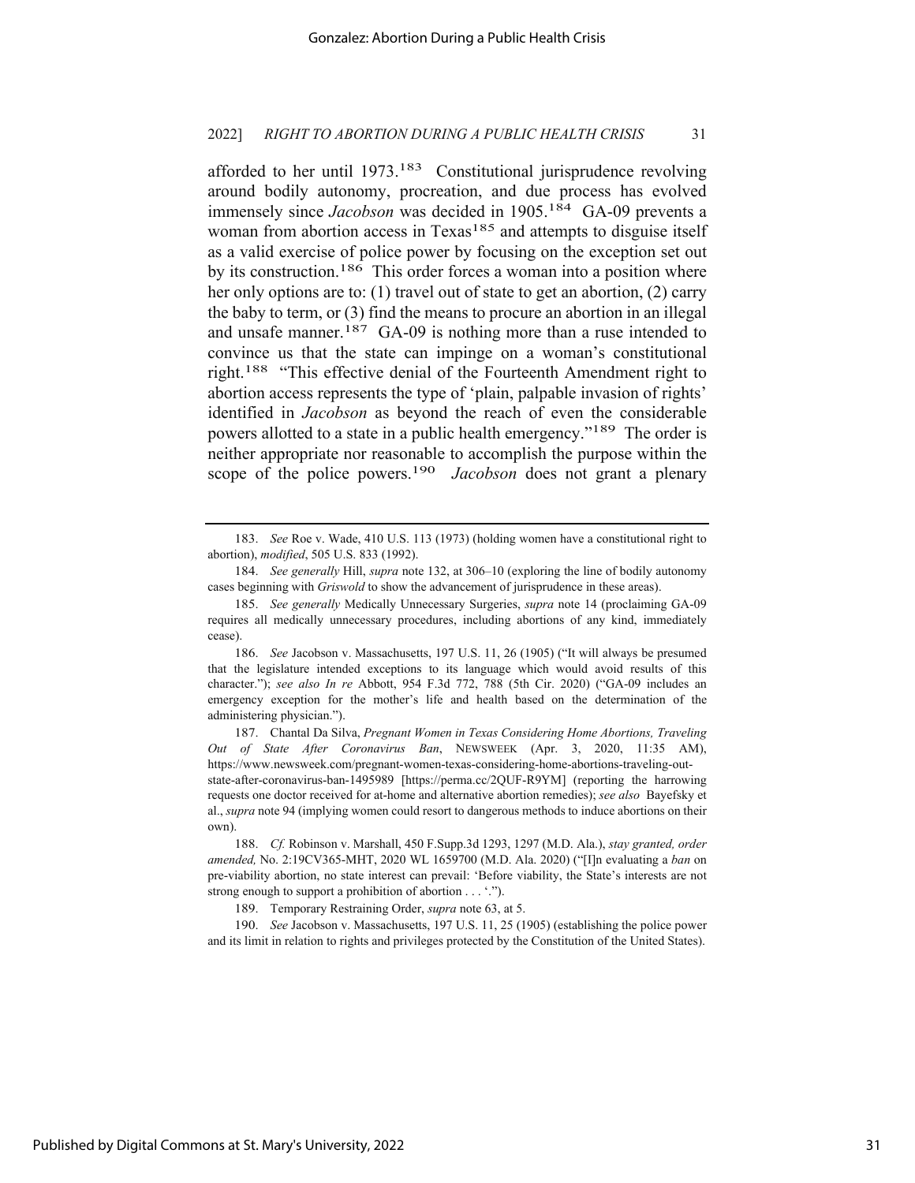afforded to her until 1973.[183] Constitutional jurisprudence revolving around bodily autonomy, procreation, and due process has evolved immensely since *Jacobson* was decided in 1905.[184] GA-09 prevents a woman from abortion access in Texas[185] and attempts to disguise itself as a valid exercise of police power by focusing on the exception set out by its construction.[186] This order forces a woman into a position where her only options are to: (1) travel out of state to get an abortion, (2) carry the baby to term, or (3) find the means to procure an abortion in an illegal and unsafe manner.[187] GA-09 is nothing more than a ruse intended to convince us that the state can impinge on a woman's constitutional right.[188] "This effective denial of the Fourteenth Amendment right to abortion access represents the type of 'plain, palpable invasion of rights' identified in *Jacobson* as beyond the reach of even the considerable powers allotted to a state in a public health emergency."[189] The order is neither appropriate nor reasonable to accomplish the purpose within the scope of the police powers.[190] *Jacobson* does not grant a plenary

---

183. *See* Roe v. Wade, 410 U.S. 113 (1973) (holding women have a constitutional right to abortion), *modified*, 505 U.S. 833 (1992).

184. *See generally* Hill, *supra* note 132, at 306–10 (exploring the line of bodily autonomy cases beginning with *Griswold* to show the advancement of jurisprudence in these areas).

185. *See generally* Medically Unnecessary Surgeries, *supra* note 14 (proclaiming GA-09 requires all medically unnecessary procedures, including abortions of any kind, immediately cease).

186. *See* Jacobson v. Massachusetts, 197 U.S. 11, 26 (1905) ("It will always be presumed that the legislature intended exceptions to its language which would avoid results of this character."); *see also In re* Abbott, 954 F.3d 772, 788 (5th Cir. 2020) ("GA-09 includes an emergency exception for the mother's life and health based on the determination of the administering physician.").

187. Chantal Da Silva, *Pregnant Women in Texas Considering Home Abortions, Traveling Out of State After Coronavirus Ban*, NEWSWEEK (Apr. 3, 2020, 11:35 AM), https://www.newsweek.com/pregnant-women-texas-considering-home-abortions-traveling-out-state-after-coronavirus-ban-1495989 [https://perma.cc/2QUF-R9YM] (reporting the harrowing requests one doctor received for at-home and alternative abortion remedies); *see also* Bayefsky et al., *supra* note 94 (implying women could resort to dangerous methods to induce abortions on their own).

188. *Cf.* Robinson v. Marshall, 450 F.Supp.3d 1293, 1297 (M.D. Ala.), *stay granted, order amended,* No. 2:19CV365-MHT, 2020 WL 1659700 (M.D. Ala. 2020) ("[I]n evaluating a *ban* on pre-viability abortion, no state interest can prevail: 'Before viability, the State's interests are not strong enough to support a prohibition of abortion . . . '.").

189. Temporary Restraining Order, *supra* note 63, at 5.

190. *See* Jacobson v. Massachusetts, 197 U.S. 11, 25 (1905) (establishing the police power and its limit in relation to rights and privileges protected by the Constitution of the United States).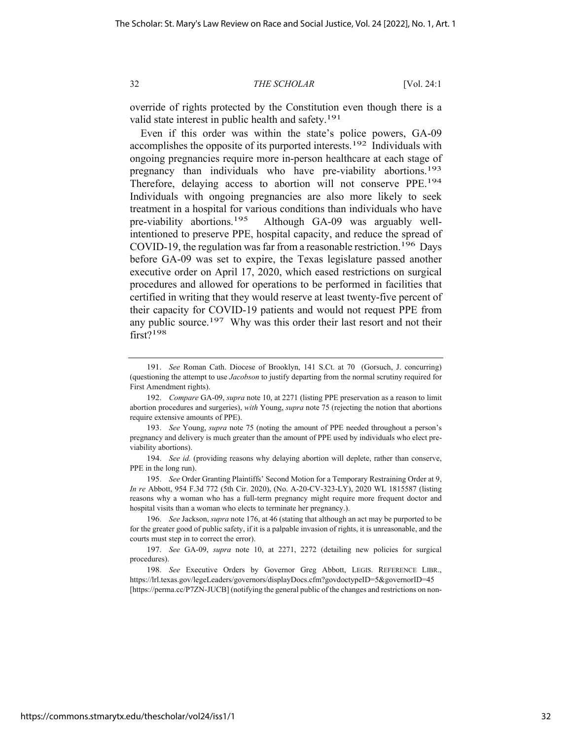override of rights protected by the Constitution even though there is a valid state interest in public health and safety.[191]

Even if this order was within the state's police powers, GA-09 accomplishes the opposite of its purported interests.[192] Individuals with ongoing pregnancies require more in-person healthcare at each stage of pregnancy than individuals who have pre-viability abortions.[193] Therefore, delaying access to abortion will not conserve PPE.[194] Individuals with ongoing pregnancies are also more likely to seek treatment in a hospital for various conditions than individuals who have pre-viability abortions.[195] Although GA-09 was arguably well-intentioned to preserve PPE, hospital capacity, and reduce the spread of COVID-19, the regulation was far from a reasonable restriction.[196] Days before GA-09 was set to expire, the Texas legislature passed another executive order on April 17, 2020, which eased restrictions on surgical procedures and allowed for operations to be performed in facilities that certified in writing that they would reserve at least twenty-five percent of their capacity for COVID-19 patients and would not request PPE from any public source.[197] Why was this order their last resort and not their first?[198]

---

191. *See* Roman Cath. Diocese of Brooklyn, 141 S.Ct. at 70 (Gorsuch, J. concurring) (questioning the attempt to use *Jacobson* to justify departing from the normal scrutiny required for First Amendment rights).

192. *Compare* GA-09, *supra* note 10, at 2271 (listing PPE preservation as a reason to limit abortion procedures and surgeries), *with* Young, *supra* note 75 (rejecting the notion that abortions require extensive amounts of PPE).

193. *See* Young, *supra* note 75 (noting the amount of PPE needed throughout a person's pregnancy and delivery is much greater than the amount of PPE used by individuals who elect pre-viability abortions).

194. *See id.* (providing reasons why delaying abortion will deplete, rather than conserve, PPE in the long run).

195. *See* Order Granting Plaintiffs' Second Motion for a Temporary Restraining Order at 9, *In re* Abbott, 954 F.3d 772 (5th Cir. 2020), (No. A-20-CV-323-LY), 2020 WL 1815587 (listing reasons why a woman who has a full-term pregnancy might require more frequent doctor and hospital visits than a woman who elects to terminate her pregnancy.).

196. *See* Jackson, *supra* note 176, at 46 (stating that although an act may be purported to be for the greater good of public safety, if it is a palpable invasion of rights, it is unreasonable, and the courts must step in to correct the error).

197. *See* GA-09, *supra* note 10, at 2271, 2272 (detailing new policies for surgical procedures).

198. *See* Executive Orders by Governor Greg Abbott, LEGIS. REFERENCE LIBR., https://lrl.texas.gov/legeLeaders/governors/displayDocs.cfm?govdoctypeID=5&governorID=45 [https://perma.cc/P7ZN-JUCB] (notifying the general public of the changes and restrictions on non-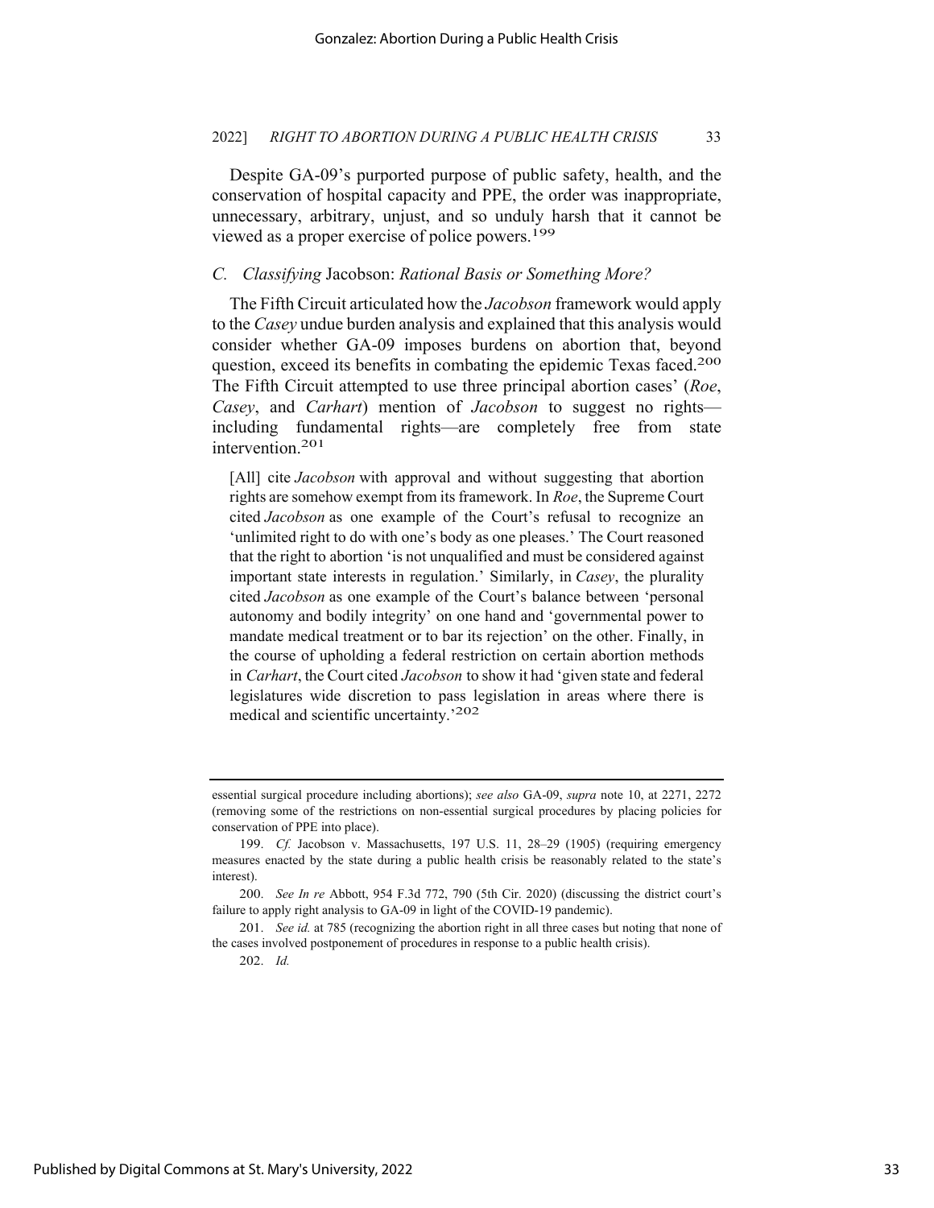Despite GA-09's purported purpose of public safety, health, and the conservation of hospital capacity and PPE, the order was inappropriate, unnecessary, arbitrary, unjust, and so unduly harsh that it cannot be viewed as a proper exercise of police powers.[199]

### *C. Classifying* Jacobson: *Rational Basis or Something More?*

The Fifth Circuit articulated how the *Jacobson* framework would apply to the *Casey* undue burden analysis and explained that this analysis would consider whether GA-09 imposes burdens on abortion that, beyond question, exceed its benefits in combating the epidemic Texas faced.[200] The Fifth Circuit attempted to use three principal abortion cases' (*Roe*, *Casey*, and *Carhart*) mention of *Jacobson* to suggest no rights—including fundamental rights—are completely free from state intervention.[201]

> [All] cite *Jacobson* with approval and without suggesting that abortion rights are somehow exempt from its framework. In *Roe*, the Supreme Court cited *Jacobson* as one example of the Court's refusal to recognize an 'unlimited right to do with one's body as one pleases.' The Court reasoned that the right to abortion 'is not unqualified and must be considered against important state interests in regulation.' Similarly, in *Casey*, the plurality cited *Jacobson* as one example of the Court's balance between 'personal autonomy and bodily integrity' on one hand and 'governmental power to mandate medical treatment or to bar its rejection' on the other. Finally, in the course of upholding a federal restriction on certain abortion methods in *Carhart*, the Court cited *Jacobson* to show it had 'given state and federal legislatures wide discretion to pass legislation in areas where there is medical and scientific uncertainty.'[202]

---

essential surgical procedure including abortions); *see also* GA-09, *supra* note 10, at 2271, 2272 (removing some of the restrictions on non-essential surgical procedures by placing policies for conservation of PPE into place).

199. *Cf.* Jacobson v. Massachusetts, 197 U.S. 11, 28–29 (1905) (requiring emergency measures enacted by the state during a public health crisis be reasonably related to the state's interest).

200. *See In re* Abbott, 954 F.3d 772, 790 (5th Cir. 2020) (discussing the district court's failure to apply right analysis to GA-09 in light of the COVID-19 pandemic).

201. *See id.* at 785 (recognizing the abortion right in all three cases but noting that none of the cases involved postponement of procedures in response to a public health crisis).

202. *Id.*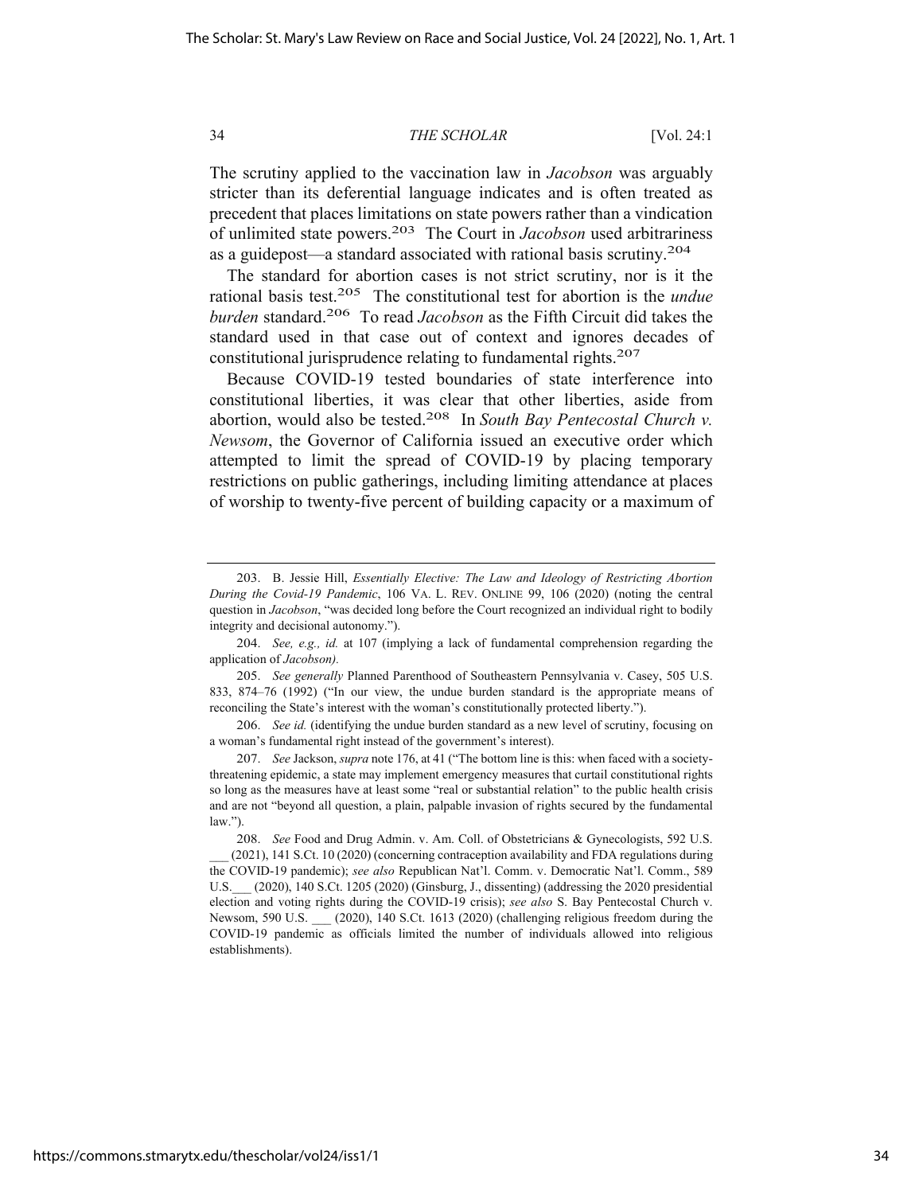The scrutiny applied to the vaccination law in *Jacobson* was arguably stricter than its deferential language indicates and is often treated as precedent that places limitations on state powers rather than a vindication of unlimited state powers.[203] The Court in *Jacobson* used arbitrariness as a guidepost—a standard associated with rational basis scrutiny.[204]

The standard for abortion cases is not strict scrutiny, nor is it the rational basis test.[205] The constitutional test for abortion is the *undue burden* standard.[206] To read *Jacobson* as the Fifth Circuit did takes the standard used in that case out of context and ignores decades of constitutional jurisprudence relating to fundamental rights.[207]

Because COVID-19 tested boundaries of state interference into constitutional liberties, it was clear that other liberties, aside from abortion, would also be tested.[208] In *South Bay Pentecostal Church v. Newsom*, the Governor of California issued an executive order which attempted to limit the spread of COVID-19 by placing temporary restrictions on public gatherings, including limiting attendance at places of worship to twenty-five percent of building capacity or a maximum of

---

203. B. Jessie Hill, *Essentially Elective: The Law and Ideology of Restricting Abortion During the Covid-19 Pandemic*, 106 VA. L. REV. ONLINE 99, 106 (2020) (noting the central question in *Jacobson*, "was decided long before the Court recognized an individual right to bodily integrity and decisional autonomy.").

204. *See, e.g., id.* at 107 (implying a lack of fundamental comprehension regarding the application of *Jacobson).*

205. *See generally* Planned Parenthood of Southeastern Pennsylvania v. Casey, 505 U.S. 833, 874–76 (1992) ("In our view, the undue burden standard is the appropriate means of reconciling the State's interest with the woman's constitutionally protected liberty.").

206. *See id.* (identifying the undue burden standard as a new level of scrutiny, focusing on a woman's fundamental right instead of the government's interest).

207. *See* Jackson, *supra* note 176, at 41 ("The bottom line is this: when faced with a society-threatening epidemic, a state may implement emergency measures that curtail constitutional rights so long as the measures have at least some "real or substantial relation" to the public health crisis and are not "beyond all question, a plain, palpable invasion of rights secured by the fundamental law.").

208. *See* Food and Drug Admin. v. Am. Coll. of Obstetricians & Gynecologists, 592 U.S. ___ (2021), 141 S.Ct. 10 (2020) (concerning contraception availability and FDA regulations during the COVID-19 pandemic); *see also* Republican Nat'l. Comm. v. Democratic Nat'l. Comm., 589 U.S.___ (2020), 140 S.Ct. 1205 (2020) (Ginsburg, J., dissenting) (addressing the 2020 presidential election and voting rights during the COVID-19 crisis); *see also* S. Bay Pentecostal Church v. Newsom, 590 U.S. ___ (2020), 140 S.Ct. 1613 (2020) (challenging religious freedom during the COVID-19 pandemic as officials limited the number of individuals allowed into religious establishments).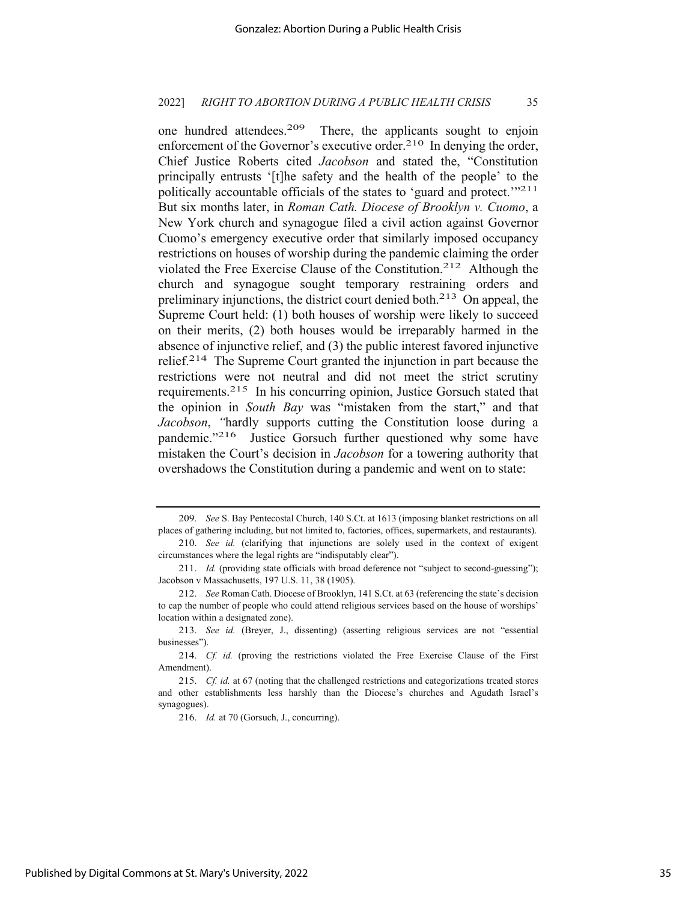one hundred attendees.[209] There, the applicants sought to enjoin enforcement of the Governor's executive order.[210] In denying the order, Chief Justice Roberts cited *Jacobson* and stated the, "Constitution principally entrusts '[t]he safety and the health of the people' to the politically accountable officials of the states to 'guard and protect.'"[211] But six months later, in *Roman Cath. Diocese of Brooklyn v. Cuomo*, a New York church and synagogue filed a civil action against Governor Cuomo's emergency executive order that similarly imposed occupancy restrictions on houses of worship during the pandemic claiming the order violated the Free Exercise Clause of the Constitution.[212] Although the church and synagogue sought temporary restraining orders and preliminary injunctions, the district court denied both.[213] On appeal, the Supreme Court held: (1) both houses of worship were likely to succeed on their merits, (2) both houses would be irreparably harmed in the absence of injunctive relief, and (3) the public interest favored injunctive relief.[214] The Supreme Court granted the injunction in part because the restrictions were not neutral and did not meet the strict scrutiny requirements.[215] In his concurring opinion, Justice Gorsuch stated that the opinion in *South Bay* was "mistaken from the start," and that *Jacobson*, "hardly supports cutting the Constitution loose during a pandemic."[216] Justice Gorsuch further questioned why some have mistaken the Court's decision in *Jacobson* for a towering authority that overshadows the Constitution during a pandemic and went on to state:

---

209. *See* S. Bay Pentecostal Church, 140 S.Ct. at 1613 (imposing blanket restrictions on all places of gathering including, but not limited to, factories, offices, supermarkets, and restaurants).

210. *See id.* (clarifying that injunctions are solely used in the context of exigent circumstances where the legal rights are "indisputably clear").

211. *Id.* (providing state officials with broad deference not "subject to second-guessing"); Jacobson v Massachusetts, 197 U.S. 11, 38 (1905).

212. *See* Roman Cath. Diocese of Brooklyn, 141 S.Ct. at 63 (referencing the state's decision to cap the number of people who could attend religious services based on the house of worships' location within a designated zone).

213. *See id.* (Breyer, J., dissenting) (asserting religious services are not "essential businesses").

214. *Cf. id.* (proving the restrictions violated the Free Exercise Clause of the First Amendment).

215. *Cf. id.* at 67 (noting that the challenged restrictions and categorizations treated stores and other establishments less harshly than the Diocese's churches and Agudath Israel's synagogues).

216. *Id.* at 70 (Gorsuch, J., concurring).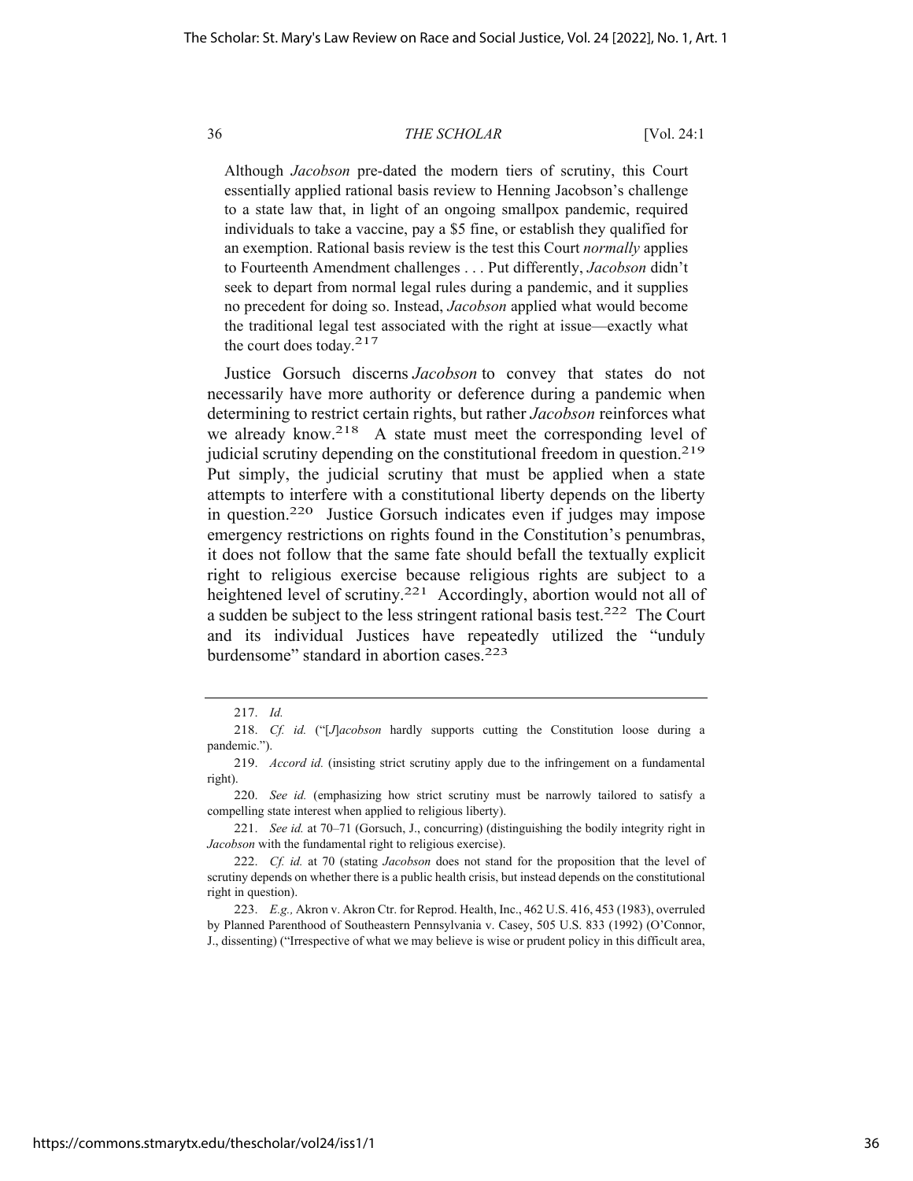> Although *Jacobson* pre-dated the modern tiers of scrutiny, this Court essentially applied rational basis review to Henning Jacobson's challenge to a state law that, in light of an ongoing smallpox pandemic, required individuals to take a vaccine, pay a $5 fine, or establish they qualified for an exemption. Rational basis review is the test this Court *normally* applies to Fourteenth Amendment challenges . . . Put differently, *Jacobson* didn't seek to depart from normal legal rules during a pandemic, and it supplies no precedent for doing so. Instead, *Jacobson* applied what would become the traditional legal test associated with the right at issue—exactly what the court does today.[217]

Justice Gorsuch discerns *Jacobson* to convey that states do not necessarily have more authority or deference during a pandemic when determining to restrict certain rights, but rather *Jacobson* reinforces what we already know.[218] A state must meet the corresponding level of judicial scrutiny depending on the constitutional freedom in question.[219] Put simply, the judicial scrutiny that must be applied when a state attempts to interfere with a constitutional liberty depends on the liberty in question.[220] Justice Gorsuch indicates even if judges may impose emergency restrictions on rights found in the Constitution's penumbras, it does not follow that the same fate should befall the textually explicit right to religious exercise because religious rights are subject to a heightened level of scrutiny.[221] Accordingly, abortion would not all of a sudden be subject to the less stringent rational basis test.[222] The Court and its individual Justices have repeatedly utilized the "unduly burdensome" standard in abortion cases.[223]

---

217. *Id.*

218. *Cf. id.* ("[*J*]*acobson* hardly supports cutting the Constitution loose during a pandemic.").

219. *Accord id.* (insisting strict scrutiny apply due to the infringement on a fundamental right).

220. *See id.* (emphasizing how strict scrutiny must be narrowly tailored to satisfy a compelling state interest when applied to religious liberty).

221. *See id.* at 70–71 (Gorsuch, J., concurring) (distinguishing the bodily integrity right in *Jacobson* with the fundamental right to religious exercise).

222. *Cf. id.* at 70 (stating *Jacobson* does not stand for the proposition that the level of scrutiny depends on whether there is a public health crisis, but instead depends on the constitutional right in question).

223. *E.g.,* Akron v. Akron Ctr. for Reprod. Health, Inc., 462 U.S. 416, 453 (1983), overruled by Planned Parenthood of Southeastern Pennsylvania v. Casey, 505 U.S. 833 (1992) (O'Connor, J., dissenting) ("Irrespective of what we may believe is wise or prudent policy in this difficult area,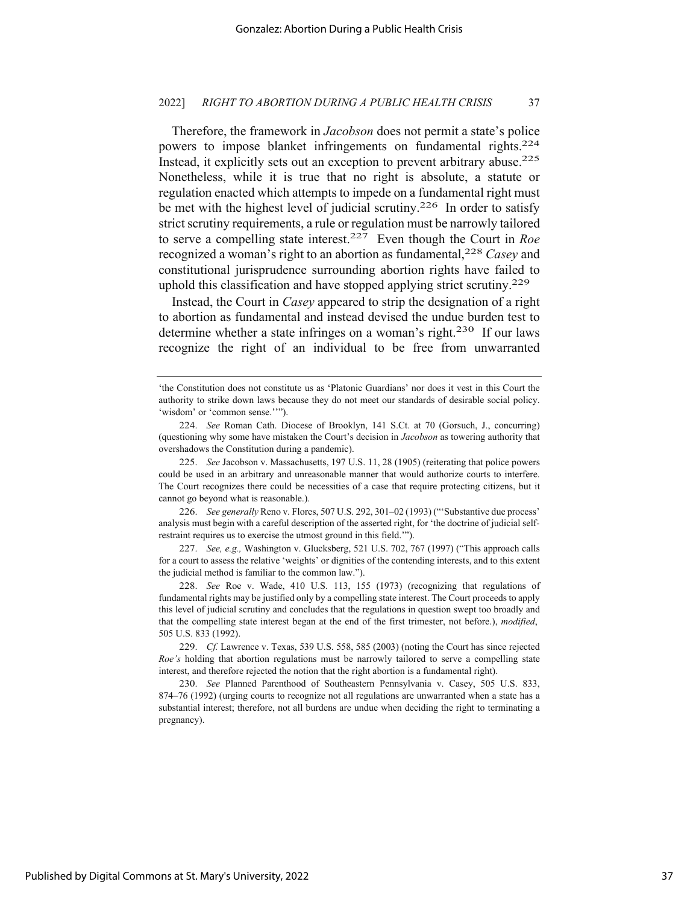Therefore, the framework in *Jacobson* does not permit a state's police powers to impose blanket infringements on fundamental rights.[224] Instead, it explicitly sets out an exception to prevent arbitrary abuse.[225] Nonetheless, while it is true that no right is absolute, a statute or regulation enacted which attempts to impede on a fundamental right must be met with the highest level of judicial scrutiny.[226] In order to satisfy strict scrutiny requirements, a rule or regulation must be narrowly tailored to serve a compelling state interest.[227] Even though the Court in *Roe* recognized a woman's right to an abortion as fundamental,[228] *Casey* and constitutional jurisprudence surrounding abortion rights have failed to uphold this classification and have stopped applying strict scrutiny.[229]

Instead, the Court in *Casey* appeared to strip the designation of a right to abortion as fundamental and instead devised the undue burden test to determine whether a state infringes on a woman's right.[230] If our laws recognize the right of an individual to be free from unwarranted

---

'the Constitution does not constitute us as 'Platonic Guardians' nor does it vest in this Court the authority to strike down laws because they do not meet our standards of desirable social policy. 'wisdom' or 'common sense.''").

224. *See* Roman Cath. Diocese of Brooklyn, 141 S.Ct. at 70 (Gorsuch, J., concurring) (questioning why some have mistaken the Court's decision in *Jacobson* as towering authority that overshadows the Constitution during a pandemic).

225. *See* Jacobson v. Massachusetts, 197 U.S. 11, 28 (1905) (reiterating that police powers could be used in an arbitrary and unreasonable manner that would authorize courts to interfere. The Court recognizes there could be necessities of a case that require protecting citizens, but it cannot go beyond what is reasonable.).

226. *See generally* Reno v. Flores, 507 U.S. 292, 301–02 (1993) ("'Substantive due process' analysis must begin with a careful description of the asserted right, for 'the doctrine of judicial self-restraint requires us to exercise the utmost ground in this field.'").

227. *See, e.g.,* Washington v. Glucksberg, 521 U.S. 702, 767 (1997) ("This approach calls for a court to assess the relative 'weights' or dignities of the contending interests, and to this extent the judicial method is familiar to the common law.").

228. *See* Roe v. Wade, 410 U.S. 113, 155 (1973) (recognizing that regulations of fundamental rights may be justified only by a compelling state interest. The Court proceeds to apply this level of judicial scrutiny and concludes that the regulations in question swept too broadly and that the compelling state interest began at the end of the first trimester, not before.), *modified*, 505 U.S. 833 (1992).

229. *Cf.* Lawrence v. Texas, 539 U.S. 558, 585 (2003) (noting the Court has since rejected *Roe's* holding that abortion regulations must be narrowly tailored to serve a compelling state interest, and therefore rejected the notion that the right abortion is a fundamental right).

230. *See* Planned Parenthood of Southeastern Pennsylvania v. Casey, 505 U.S. 833, 874–76 (1992) (urging courts to recognize not all regulations are unwarranted when a state has a substantial interest; therefore, not all burdens are undue when deciding the right to terminating a pregnancy).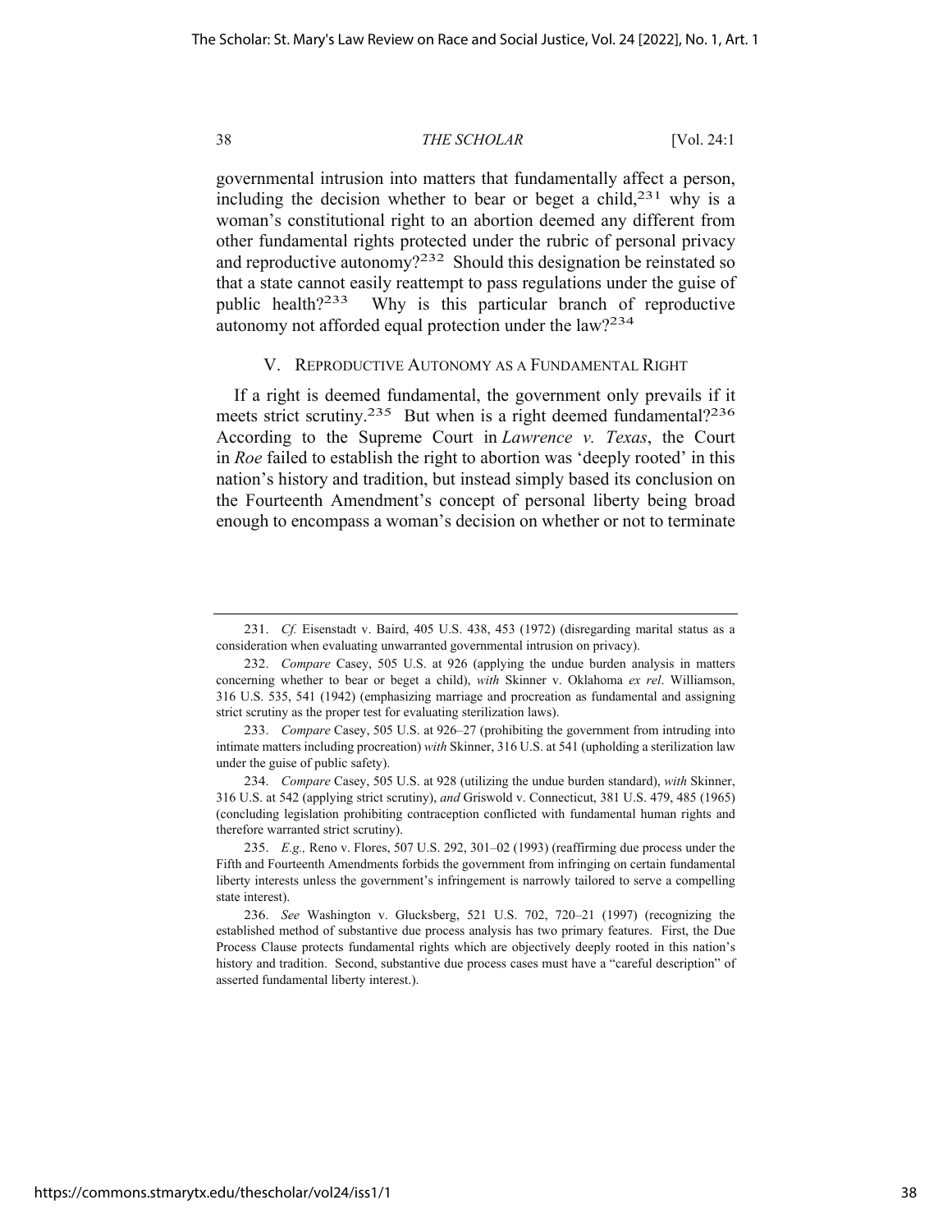governmental intrusion into matters that fundamentally affect a person, including the decision whether to bear or beget a child,[231] why is a woman's constitutional right to an abortion deemed any different from other fundamental rights protected under the rubric of personal privacy and reproductive autonomy?[232] Should this designation be reinstated so that a state cannot easily reattempt to pass regulations under the guise of public health?[233] Why is this particular branch of reproductive autonomy not afforded equal protection under the law?[234]

## V. Reproductive Autonomy as a Fundamental Right

If a right is deemed fundamental, the government only prevails if it meets strict scrutiny.[235] But when is a right deemed fundamental?[236] According to the Supreme Court in *Lawrence v. Texas*, the Court in *Roe* failed to establish the right to abortion was 'deeply rooted' in this nation's history and tradition, but instead simply based its conclusion on the Fourteenth Amendment's concept of personal liberty being broad enough to encompass a woman's decision on whether or not to terminate

---

231. *Cf.* Eisenstadt v. Baird, 405 U.S. 438, 453 (1972) (disregarding marital status as a consideration when evaluating unwarranted governmental intrusion on privacy).

232. *Compare* Casey, 505 U.S. at 926 (applying the undue burden analysis in matters concerning whether to bear or beget a child), *with* Skinner v. Oklahoma *ex rel*. Williamson, 316 U.S. 535, 541 (1942) (emphasizing marriage and procreation as fundamental and assigning strict scrutiny as the proper test for evaluating sterilization laws).

233. *Compare* Casey, 505 U.S. at 926–27 (prohibiting the government from intruding into intimate matters including procreation) *with* Skinner, 316 U.S. at 541 (upholding a sterilization law under the guise of public safety).

234. *Compare* Casey, 505 U.S. at 928 (utilizing the undue burden standard), *with* Skinner, 316 U.S. at 542 (applying strict scrutiny), *and* Griswold v. Connecticut, 381 U.S. 479, 485 (1965) (concluding legislation prohibiting contraception conflicted with fundamental human rights and therefore warranted strict scrutiny).

235. *E.g.,* Reno v. Flores, 507 U.S. 292, 301–02 (1993) (reaffirming due process under the Fifth and Fourteenth Amendments forbids the government from infringing on certain fundamental liberty interests unless the government's infringement is narrowly tailored to serve a compelling state interest).

236. *See* Washington v. Glucksberg, 521 U.S. 702, 720–21 (1997) (recognizing the established method of substantive due process analysis has two primary features. First, the Due Process Clause protects fundamental rights which are objectively deeply rooted in this nation's history and tradition. Second, substantive due process cases must have a "careful description" of asserted fundamental liberty interest.).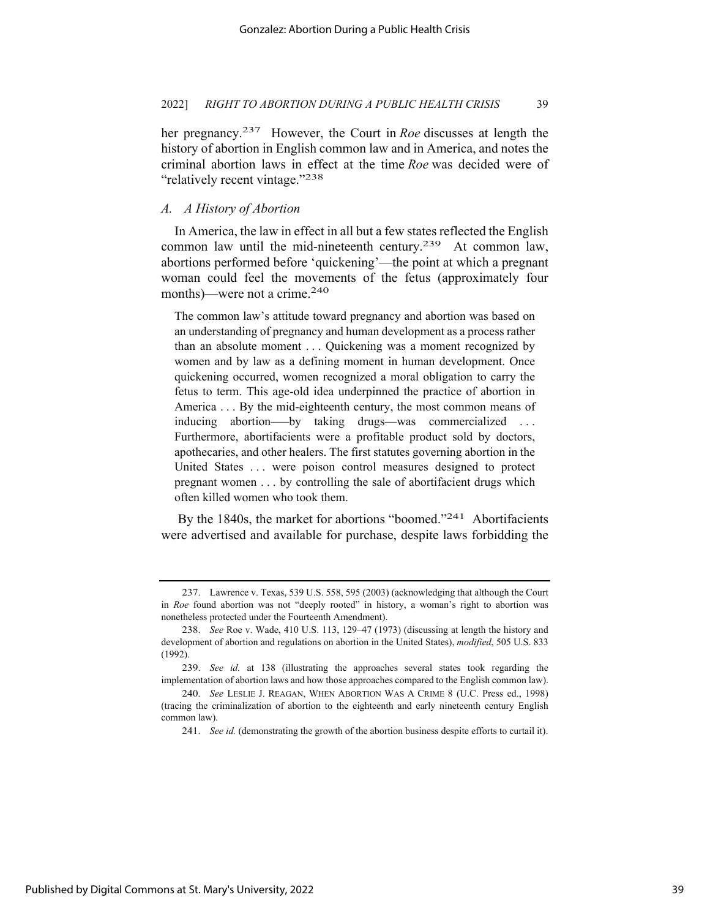her pregnancy.[237] However, the Court in *Roe* discusses at length the history of abortion in English common law and in America, and notes the criminal abortion laws in effect at the time *Roe* was decided were of "relatively recent vintage."[238]

### *A. A History of Abortion*

In America, the law in effect in all but a few states reflected the English common law until the mid-nineteenth century.[239] At common law, abortions performed before 'quickening'—the point at which a pregnant woman could feel the movements of the fetus (approximately four months)—were not a crime.[240]

> The common law's attitude toward pregnancy and abortion was based on an understanding of pregnancy and human development as a process rather than an absolute moment . . . Quickening was a moment recognized by women and by law as a defining moment in human development. Once quickening occurred, women recognized a moral obligation to carry the fetus to term. This age-old idea underpinned the practice of abortion in America . . . By the mid-eighteenth century, the most common means of inducing abortion—–by taking drugs—was commercialized . . . Furthermore, abortifacients were a profitable product sold by doctors, apothecaries, and other healers. The first statutes governing abortion in the United States . . . were poison control measures designed to protect pregnant women . . . by controlling the sale of abortifacient drugs which often killed women who took them.

By the 1840s, the market for abortions "boomed."[241] Abortifacients were advertised and available for purchase, despite laws forbidding the

---

237. Lawrence v. Texas, 539 U.S. 558, 595 (2003) (acknowledging that although the Court in *Roe* found abortion was not "deeply rooted" in history, a woman's right to abortion was nonetheless protected under the Fourteenth Amendment).

238. *See* Roe v. Wade, 410 U.S. 113, 129–47 (1973) (discussing at length the history and development of abortion and regulations on abortion in the United States), *modified*, 505 U.S. 833 (1992).

239. *See id.* at 138 (illustrating the approaches several states took regarding the implementation of abortion laws and how those approaches compared to the English common law).

240. *See* LESLIE J. REAGAN, WHEN ABORTION WAS A CRIME 8 (U.C. Press ed., 1998) (tracing the criminalization of abortion to the eighteenth and early nineteenth century English common law).

241. *See id.* (demonstrating the growth of the abortion business despite efforts to curtail it).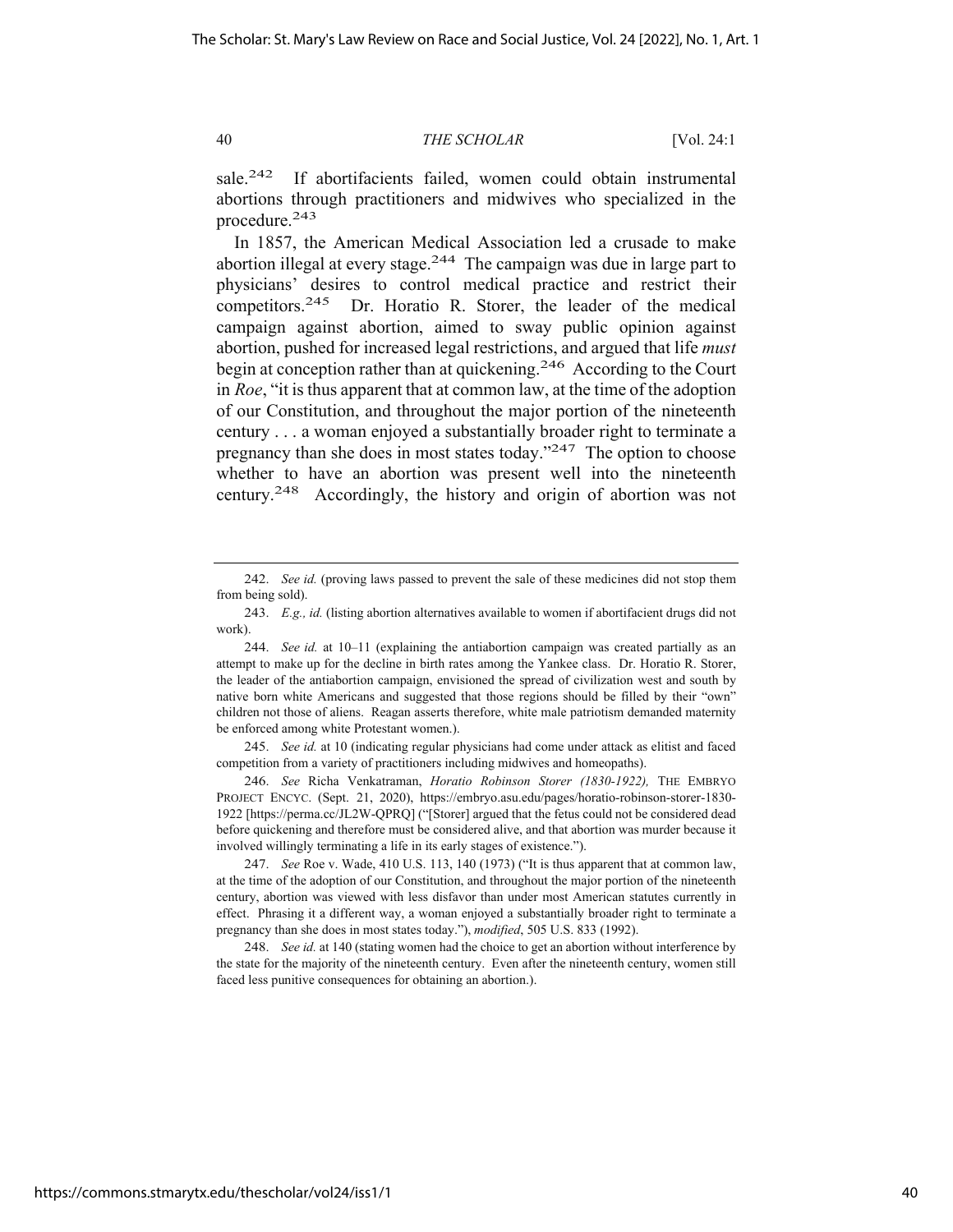sale.[242] If abortifacients failed, women could obtain instrumental abortions through practitioners and midwives who specialized in the procedure.[243]

In 1857, the American Medical Association led a crusade to make abortion illegal at every stage.[244] The campaign was due in large part to physicians' desires to control medical practice and restrict their competitors.[245] Dr. Horatio R. Storer, the leader of the medical campaign against abortion, aimed to sway public opinion against abortion, pushed for increased legal restrictions, and argued that life *must* begin at conception rather than at quickening.[246] According to the Court in *Roe*, "it is thus apparent that at common law, at the time of the adoption of our Constitution, and throughout the major portion of the nineteenth century . . . a woman enjoyed a substantially broader right to terminate a pregnancy than she does in most states today."[247] The option to choose whether to have an abortion was present well into the nineteenth century.[248] Accordingly, the history and origin of abortion was not

---

242. *See id.* (proving laws passed to prevent the sale of these medicines did not stop them from being sold).

243. *E.g., id.* (listing abortion alternatives available to women if abortifacient drugs did not work).

244. *See id.* at 10–11 (explaining the antiabortion campaign was created partially as an attempt to make up for the decline in birth rates among the Yankee class. Dr. Horatio R. Storer, the leader of the antiabortion campaign, envisioned the spread of civilization west and south by native born white Americans and suggested that those regions should be filled by their "own" children not those of aliens. Reagan asserts therefore, white male patriotism demanded maternity be enforced among white Protestant women.).

245. *See id.* at 10 (indicating regular physicians had come under attack as elitist and faced competition from a variety of practitioners including midwives and homeopaths).

246. *See* Richa Venkatraman, *Horatio Robinson Storer (1830-1922),* THE EMBRYO PROJECT ENCYC. (Sept. 21, 2020), https://embryo.asu.edu/pages/horatio-robinson-storer-1830-1922 [https://perma.cc/JL2W-QPRQ] ("[Storer] argued that the fetus could not be considered dead before quickening and therefore must be considered alive, and that abortion was murder because it involved willingly terminating a life in its early stages of existence.").

247. *See* Roe v. Wade, 410 U.S. 113, 140 (1973) ("It is thus apparent that at common law, at the time of the adoption of our Constitution, and throughout the major portion of the nineteenth century, abortion was viewed with less disfavor than under most American statutes currently in effect. Phrasing it a different way, a woman enjoyed a substantially broader right to terminate a pregnancy than she does in most states today."), *modified*, 505 U.S. 833 (1992).

248. *See id.* at 140 (stating women had the choice to get an abortion without interference by the state for the majority of the nineteenth century. Even after the nineteenth century, women still faced less punitive consequences for obtaining an abortion.).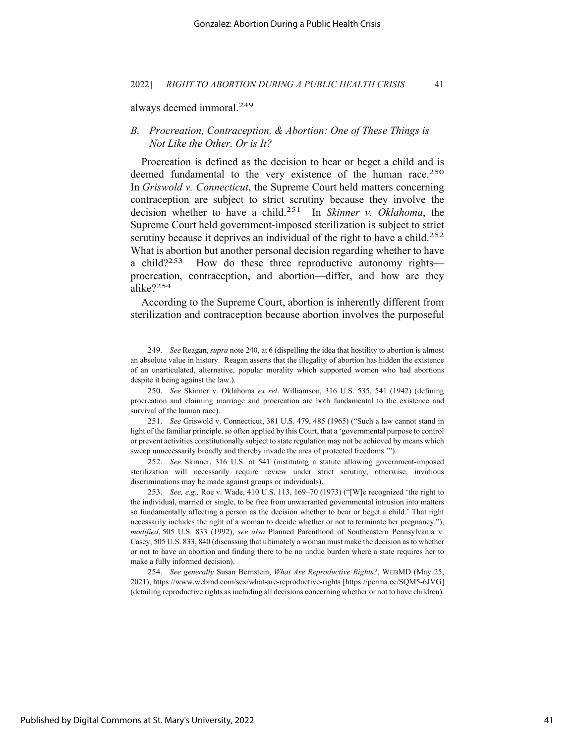always deemed immoral.[249]

### B. *Procreation, Contraception, & Abortion: One of These Things is Not Like the Other. Or is It?*

Procreation is defined as the decision to bear or beget a child and is deemed fundamental to the very existence of the human race.[250] In *Griswold v. Connecticut*, the Supreme Court held matters concerning contraception are subject to strict scrutiny because they involve the decision whether to have a child.[251] In *Skinner v. Oklahoma*, the Supreme Court held government-imposed sterilization is subject to strict scrutiny because it deprives an individual of the right to have a child.[252] What is abortion but another personal decision regarding whether to have a child?[253] How do these three reproductive autonomy rights—procreation, contraception, and abortion—differ, and how are they alike?[254]

According to the Supreme Court, abortion is inherently different from sterilization and contraception because abortion involves the purposeful

---

249. *See* Reagan, *supra* note 240, at 6 (dispelling the idea that hostility to abortion is almost an absolute value in history. Reagan asserts that the illegality of abortion has hidden the existence of an unarticulated, alternative, popular morality which supported women who had abortions despite it being against the law.).

250. *See* Skinner v. Oklahoma *ex rel*. Williamson, 316 U.S. 535, 541 (1942) (defining procreation and claiming marriage and procreation are both fundamental to the existence and survival of the human race).

251. *See* Griswold v. Connecticut, 381 U.S. 479, 485 (1965) ("Such a law cannot stand in light of the familiar principle, so often applied by this Court, that a 'governmental purpose to control or prevent activities constitutionally subject to state regulation may not be achieved by means which sweep unnecessarily broadly and thereby invade the area of protected freedoms.'").

252. *See* Skinner, 316 U.S. at 541 (instituting a statute allowing government-imposed sterilization will necessarily require review under strict scrutiny, otherwise, invidious discriminations may be made against groups or individuals).

253. *See, e.g.,* Roe v. Wade, 410 U.S. 113, 169–70 (1973) ("[W]e recognized 'the right to the individual, married or single, to be free from unwarranted governmental intrusion into matters so fundamentally affecting a person as the decision whether to bear or beget a child.' That right necessarily includes the right of a woman to decide whether or not to terminate her pregnancy."), *modified*, 505 U.S. 833 (1992); *see also* Planned Parenthood of Southeastern Pennsylvania v. Casey, 505 U.S. 833, 840 (discussing that ultimately a woman must make the decision as to whether or not to have an abortion and finding there to be no undue burden where a state requires her to make a fully informed decision).

254. *See generally* Susan Bernstein, *What Are Reproductive Rights?*, WEBMD (May 25, 2021), https://www.webmd.com/sex/what-are-reproductive-rights [https://perma.cc/SQM5-6JVG] (detailing reproductive rights as including all decisions concerning whether or not to have children).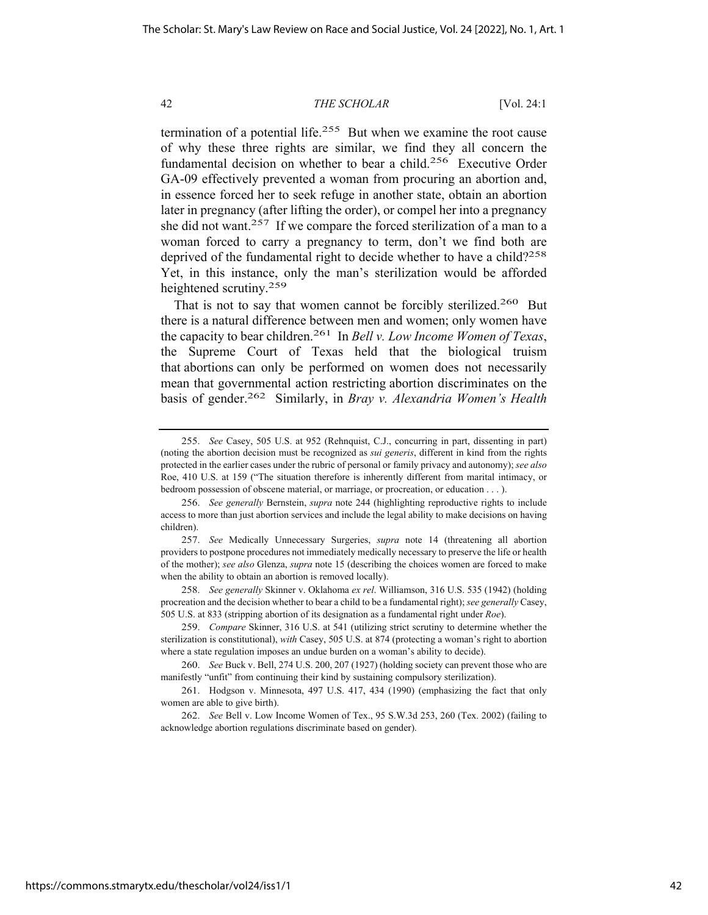termination of a potential life.[255] But when we examine the root cause of why these three rights are similar, we find they all concern the fundamental decision on whether to bear a child.[256] Executive Order GA-09 effectively prevented a woman from procuring an abortion and, in essence forced her to seek refuge in another state, obtain an abortion later in pregnancy (after lifting the order), or compel her into a pregnancy she did not want.[257] If we compare the forced sterilization of a man to a woman forced to carry a pregnancy to term, don't we find both are deprived of the fundamental right to decide whether to have a child?[258] Yet, in this instance, only the man's sterilization would be afforded heightened scrutiny.[259]

That is not to say that women cannot be forcibly sterilized.[260] But there is a natural difference between men and women; only women have the capacity to bear children.[261] In *Bell v. Low Income Women of Texas*, the Supreme Court of Texas held that the biological truism that abortions can only be performed on women does not necessarily mean that governmental action restricting abortion discriminates on the basis of gender.[262] Similarly, in *Bray v. Alexandria Women's Health*

---

255. *See* Casey, 505 U.S. at 952 (Rehnquist, C.J., concurring in part, dissenting in part) (noting the abortion decision must be recognized as *sui generis*, different in kind from the rights protected in the earlier cases under the rubric of personal or family privacy and autonomy); *see also* Roe, 410 U.S. at 159 ("The situation therefore is inherently different from marital intimacy, or bedroom possession of obscene material, or marriage, or procreation, or education . . . ).

256. *See generally* Bernstein, *supra* note 244 (highlighting reproductive rights to include access to more than just abortion services and include the legal ability to make decisions on having children).

257. *See* Medically Unnecessary Surgeries, *supra* note 14 (threatening all abortion providers to postpone procedures not immediately medically necessary to preserve the life or health of the mother); *see also* Glenza, *supra* note 15 (describing the choices women are forced to make when the ability to obtain an abortion is removed locally).

258. *See generally* Skinner v. Oklahoma *ex rel*. Williamson, 316 U.S. 535 (1942) (holding procreation and the decision whether to bear a child to be a fundamental right); *see generally* Casey, 505 U.S. at 833 (stripping abortion of its designation as a fundamental right under *Roe*).

259. *Compare* Skinner, 316 U.S. at 541 (utilizing strict scrutiny to determine whether the sterilization is constitutional), *with* Casey, 505 U.S. at 874 (protecting a woman's right to abortion where a state regulation imposes an undue burden on a woman's ability to decide).

260. *See* Buck v. Bell, 274 U.S. 200, 207 (1927) (holding society can prevent those who are manifestly "unfit" from continuing their kind by sustaining compulsory sterilization).

261. Hodgson v. Minnesota, 497 U.S. 417, 434 (1990) (emphasizing the fact that only women are able to give birth).

262. *See* Bell v. Low Income Women of Tex., 95 S.W.3d 253, 260 (Tex. 2002) (failing to acknowledge abortion regulations discriminate based on gender).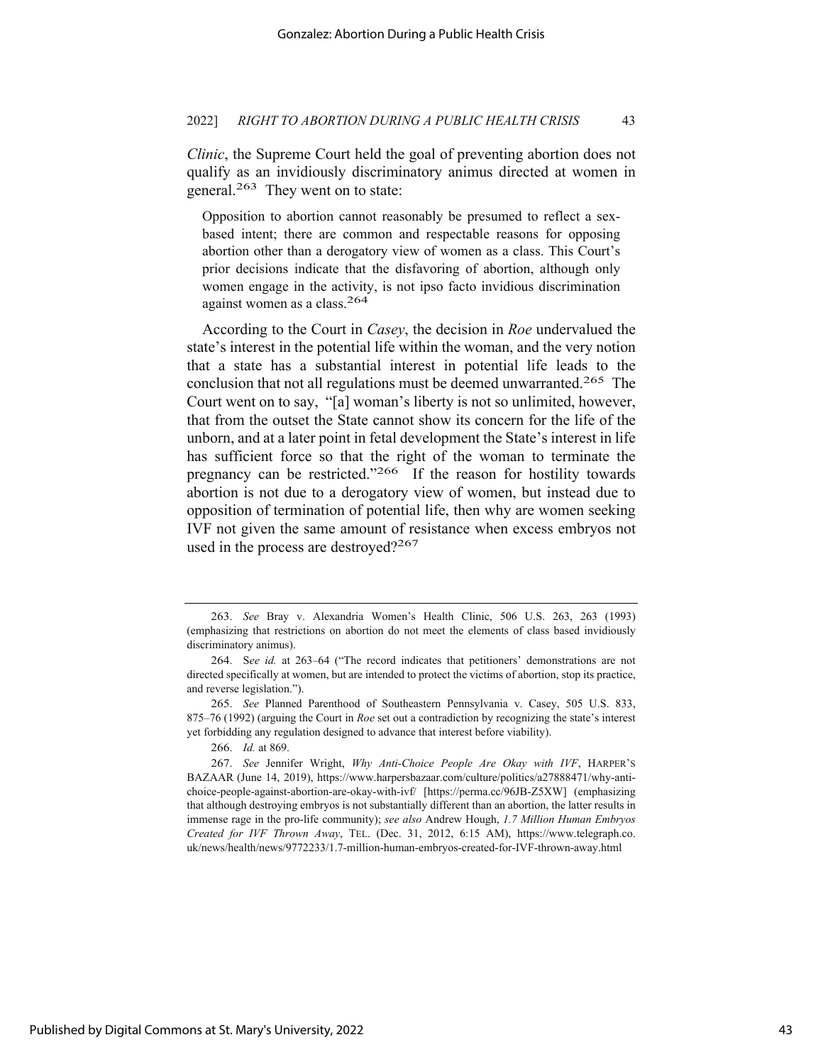*Clinic*, the Supreme Court held the goal of preventing abortion does not qualify as an invidiously discriminatory animus directed at women in general.[263] They went on to state:

> Opposition to abortion cannot reasonably be presumed to reflect a sex-based intent; there are common and respectable reasons for opposing abortion other than a derogatory view of women as a class. This Court's prior decisions indicate that the disfavoring of abortion, although only women engage in the activity, is not ipso facto invidious discrimination against women as a class.[264]

According to the Court in *Casey*, the decision in *Roe* undervalued the state's interest in the potential life within the woman, and the very notion that a state has a substantial interest in potential life leads to the conclusion that not all regulations must be deemed unwarranted.[265] The Court went on to say, "[a] woman's liberty is not so unlimited, however, that from the outset the State cannot show its concern for the life of the unborn, and at a later point in fetal development the State's interest in life has sufficient force so that the right of the woman to terminate the pregnancy can be restricted."[266] If the reason for hostility towards abortion is not due to a derogatory view of women, but instead due to opposition of termination of potential life, then why are women seeking IVF not given the same amount of resistance when excess embryos not used in the process are destroyed?[267]

---

263. *See* Bray v. Alexandria Women's Health Clinic, 506 U.S. 263, 263 (1993) (emphasizing that restrictions on abortion do not meet the elements of class based invidiously discriminatory animus).

264. S*ee id.* at 263–64 ("The record indicates that petitioners' demonstrations are not directed specifically at women, but are intended to protect the victims of abortion, stop its practice, and reverse legislation.").

265. *See* Planned Parenthood of Southeastern Pennsylvania v. Casey, 505 U.S. 833, 875–76 (1992) (arguing the Court in *Roe* set out a contradiction by recognizing the state's interest yet forbidding any regulation designed to advance that interest before viability).

266. *Id.* at 869.

267. *See* Jennifer Wright, *Why Anti-Choice People Are Okay with IVF*, HARPER'S BAZAAR (June 14, 2019), https://www.harpersbazaar.com/culture/politics/a27888471/why-anti-choice-people-against-abortion-are-okay-with-ivf/ [https://perma.cc/96JB-Z5XW] (emphasizing that although destroying embryos is not substantially different than an abortion, the latter results in immense rage in the pro-life community); *see also* Andrew Hough, *1.7 Million Human Embryos Created for IVF Thrown Away*, TEL. (Dec. 31, 2012, 6:15 AM), https://www.telegraph.co.uk/news/health/news/9772233/1.7-million-human-embryos-created-for-IVF-thrown-away.html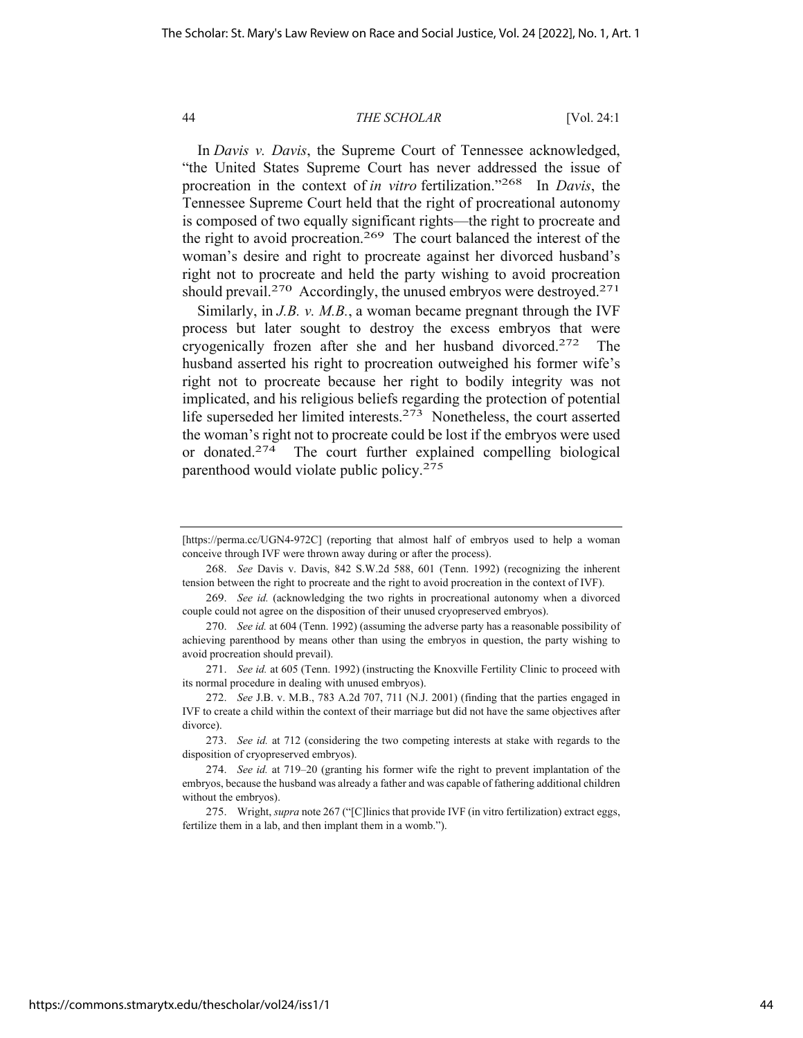In *Davis v. Davis*, the Supreme Court of Tennessee acknowledged, "the United States Supreme Court has never addressed the issue of procreation in the context of *in vitro* fertilization."[268] In *Davis*, the Tennessee Supreme Court held that the right of procreational autonomy is composed of two equally significant rights—the right to procreate and the right to avoid procreation.[269] The court balanced the interest of the woman's desire and right to procreate against her divorced husband's right not to procreate and held the party wishing to avoid procreation should prevail.[270] Accordingly, the unused embryos were destroyed.[271]

Similarly, in *J.B. v. M.B.*, a woman became pregnant through the IVF process but later sought to destroy the excess embryos that were cryogenically frozen after she and her husband divorced.[272] The husband asserted his right to procreation outweighed his former wife's right not to procreate because her right to bodily integrity was not implicated, and his religious beliefs regarding the protection of potential life superseded her limited interests.[273] Nonetheless, the court asserted the woman's right not to procreate could be lost if the embryos were used or donated.[274] The court further explained compelling biological parenthood would violate public policy.[275]

---

[https://perma.cc/UGN4-972C] (reporting that almost half of embryos used to help a woman conceive through IVF were thrown away during or after the process).

268. *See* Davis v. Davis, 842 S.W.2d 588, 601 (Tenn. 1992) (recognizing the inherent tension between the right to procreate and the right to avoid procreation in the context of IVF).

269. *See id.* (acknowledging the two rights in procreational autonomy when a divorced couple could not agree on the disposition of their unused cryopreserved embryos).

270. *See id.* at 604 (Tenn. 1992) (assuming the adverse party has a reasonable possibility of achieving parenthood by means other than using the embryos in question, the party wishing to avoid procreation should prevail).

271. *See id.* at 605 (Tenn. 1992) (instructing the Knoxville Fertility Clinic to proceed with its normal procedure in dealing with unused embryos).

272. *See* J.B. v. M.B., 783 A.2d 707, 711 (N.J. 2001) (finding that the parties engaged in IVF to create a child within the context of their marriage but did not have the same objectives after divorce).

273. *See id.* at 712 (considering the two competing interests at stake with regards to the disposition of cryopreserved embryos).

274. *See id.* at 719–20 (granting his former wife the right to prevent implantation of the embryos, because the husband was already a father and was capable of fathering additional children without the embryos).

275. Wright, *supra* note 267 ("[C]linics that provide IVF (in vitro fertilization) extract eggs, fertilize them in a lab, and then implant them in a womb.").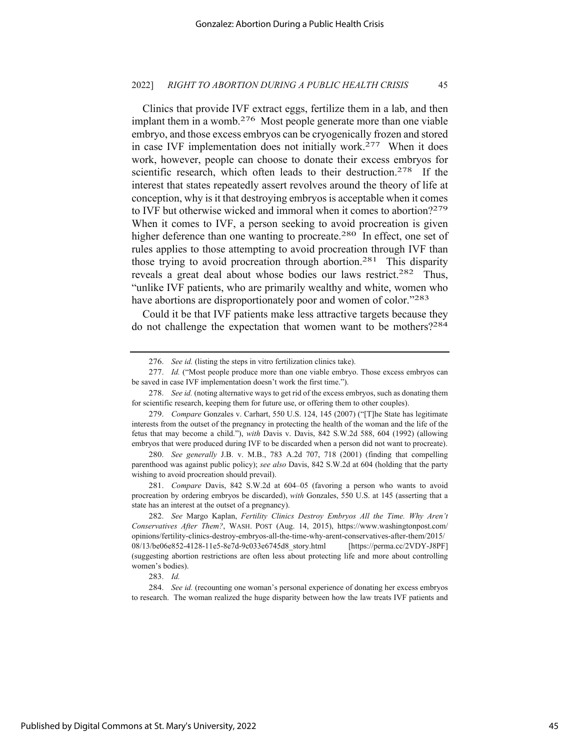Clinics that provide IVF extract eggs, fertilize them in a lab, and then implant them in a womb.[276] Most people generate more than one viable embryo, and those excess embryos can be cryogenically frozen and stored in case IVF implementation does not initially work.[277] When it does work, however, people can choose to donate their excess embryos for scientific research, which often leads to their destruction.[278] If the interest that states repeatedly assert revolves around the theory of life at conception, why is it that destroying embryos is acceptable when it comes to IVF but otherwise wicked and immoral when it comes to abortion?[279] When it comes to IVF, a person seeking to avoid procreation is given higher deference than one wanting to procreate.[280] In effect, one set of rules applies to those attempting to avoid procreation through IVF than those trying to avoid procreation through abortion.[281] This disparity reveals a great deal about whose bodies our laws restrict.[282] Thus, "unlike IVF patients, who are primarily wealthy and white, women who have abortions are disproportionately poor and women of color."[283]

Could it be that IVF patients make less attractive targets because they do not challenge the expectation that women want to be mothers?[284]

---

276. *See id.* (listing the steps in vitro fertilization clinics take).

277. *Id.* ("Most people produce more than one viable embryo. Those excess embryos can be saved in case IVF implementation doesn't work the first time.").

278. *See id.* (noting alternative ways to get rid of the excess embryos, such as donating them for scientific research, keeping them for future use, or offering them to other couples).

279. *Compare* Gonzales v. Carhart, 550 U.S. 124, 145 (2007) ("[T]he State has legitimate interests from the outset of the pregnancy in protecting the health of the woman and the life of the fetus that may become a child."), *with* Davis v. Davis, 842 S.W.2d 588, 604 (1992) (allowing embryos that were produced during IVF to be discarded when a person did not want to procreate).

280. *See generally* J.B. v. M.B., 783 A.2d 707, 718 (2001) (finding that compelling parenthood was against public policy); *see also* Davis, 842 S.W.2d at 604 (holding that the party wishing to avoid procreation should prevail).

281. *Compare* Davis, 842 S.W.2d at 604–05 (favoring a person who wants to avoid procreation by ordering embryos be discarded), *with* Gonzales, 550 U.S. at 145 (asserting that a state has an interest at the outset of a pregnancy).

282. *See* Margo Kaplan, *Fertility Clinics Destroy Embryos All the Time. Why Aren't Conservatives After Them?*, WASH. POST (Aug. 14, 2015), https://www.washingtonpost.com/opinions/fertility-clinics-destroy-embryos-all-the-time-why-arent-conservatives-after-them/2015/08/13/be06e852-4128-11e5-8e7d-9c033e6745d8_story.html [https://perma.cc/2VDY-J8PF] (suggesting abortion restrictions are often less about protecting life and more about controlling women's bodies).

283. *Id.*

284. *See id.* (recounting one woman's personal experience of donating her excess embryos to research. The woman realized the huge disparity between how the law treats IVF patients and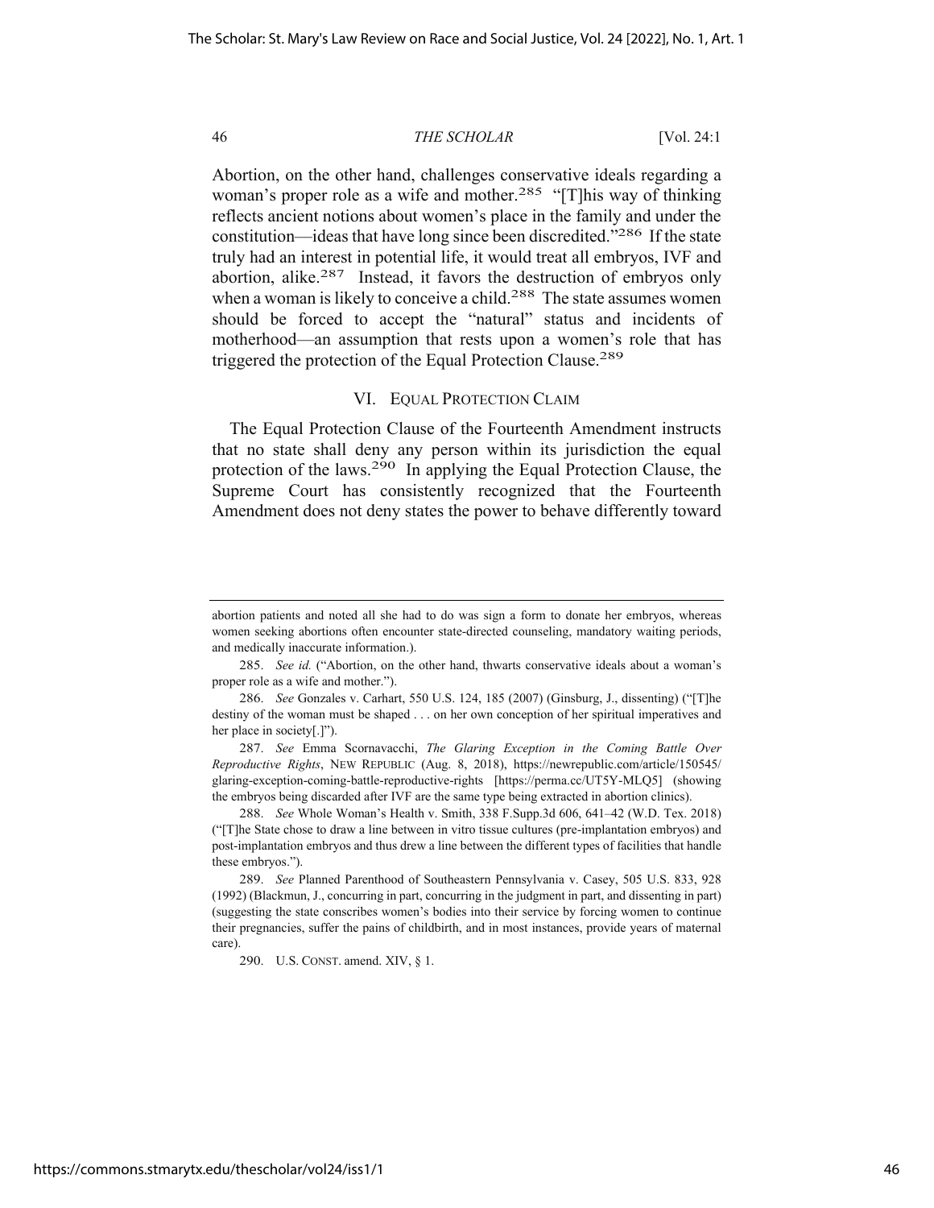Abortion, on the other hand, challenges conservative ideals regarding a woman's proper role as a wife and mother.[285] "[T]his way of thinking reflects ancient notions about women's place in the family and under the constitution—ideas that have long since been discredited."[286] If the state truly had an interest in potential life, it would treat all embryos, IVF and abortion, alike.[287] Instead, it favors the destruction of embryos only when a woman is likely to conceive a child.[288] The state assumes women should be forced to accept the "natural" status and incidents of motherhood—an assumption that rests upon a women's role that has triggered the protection of the Equal Protection Clause.[289]

## VI. EQUAL PROTECTION CLAIM

The Equal Protection Clause of the Fourteenth Amendment instructs that no state shall deny any person within its jurisdiction the equal protection of the laws.[290] In applying the Equal Protection Clause, the Supreme Court has consistently recognized that the Fourteenth Amendment does not deny states the power to behave differently toward

---

abortion patients and noted all she had to do was sign a form to donate her embryos, whereas women seeking abortions often encounter state-directed counseling, mandatory waiting periods, and medically inaccurate information.).

285. *See id.* ("Abortion, on the other hand, thwarts conservative ideals about a woman's proper role as a wife and mother.").

286. *See* Gonzales v. Carhart, 550 U.S. 124, 185 (2007) (Ginsburg, J., dissenting) ("[T]he destiny of the woman must be shaped . . . on her own conception of her spiritual imperatives and her place in society[.]").

287. *See* Emma Scornavacchi, *The Glaring Exception in the Coming Battle Over Reproductive Rights*, NEW REPUBLIC (Aug. 8, 2018), https://newrepublic.com/article/150545/glaring-exception-coming-battle-reproductive-rights [https://perma.cc/UT5Y-MLQ5] (showing the embryos being discarded after IVF are the same type being extracted in abortion clinics).

288. *See* Whole Woman's Health v. Smith, 338 F.Supp.3d 606, 641–42 (W.D. Tex. 2018) ("[T]he State chose to draw a line between in vitro tissue cultures (pre-implantation embryos) and post-implantation embryos and thus drew a line between the different types of facilities that handle these embryos.").

289. *See* Planned Parenthood of Southeastern Pennsylvania v. Casey, 505 U.S. 833, 928 (1992) (Blackmun, J., concurring in part, concurring in the judgment in part, and dissenting in part) (suggesting the state conscribes women's bodies into their service by forcing women to continue their pregnancies, suffer the pains of childbirth, and in most instances, provide years of maternal care).

290. U.S. CONST. amend. XIV, § 1.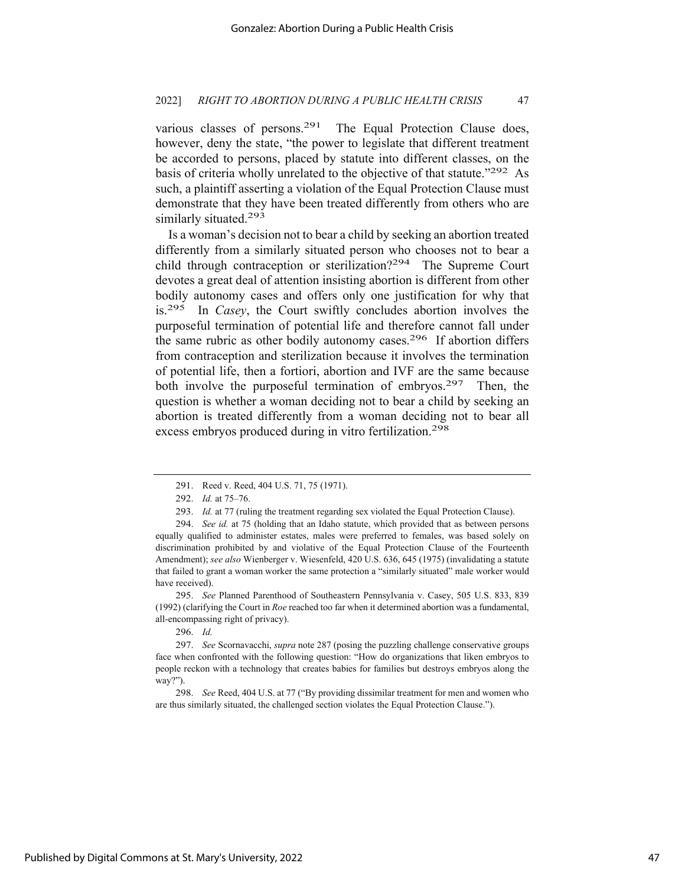various classes of persons.[291] The Equal Protection Clause does, however, deny the state, "the power to legislate that different treatment be accorded to persons, placed by statute into different classes, on the basis of criteria wholly unrelated to the objective of that statute."[292] As such, a plaintiff asserting a violation of the Equal Protection Clause must demonstrate that they have been treated differently from others who are similarly situated.[293]

Is a woman's decision not to bear a child by seeking an abortion treated differently from a similarly situated person who chooses not to bear a child through contraception or sterilization?[294] The Supreme Court devotes a great deal of attention insisting abortion is different from other bodily autonomy cases and offers only one justification for why that is.[295] In *Casey*, the Court swiftly concludes abortion involves the purposeful termination of potential life and therefore cannot fall under the same rubric as other bodily autonomy cases.[296] If abortion differs from contraception and sterilization because it involves the termination of potential life, then a fortiori, abortion and IVF are the same because both involve the purposeful termination of embryos.[297] Then, the question is whether a woman deciding not to bear a child by seeking an abortion is treated differently from a woman deciding not to bear all excess embryos produced during in vitro fertilization.[298]

---

291. Reed v. Reed, 404 U.S. 71, 75 (1971).

292. *Id.* at 75–76.

293. *Id.* at 77 (ruling the treatment regarding sex violated the Equal Protection Clause).

294. *See id.* at 75 (holding that an Idaho statute, which provided that as between persons equally qualified to administer estates, males were preferred to females, was based solely on discrimination prohibited by and violative of the Equal Protection Clause of the Fourteenth Amendment); *see also* Wienberger v. Wiesenfeld, 420 U.S. 636, 645 (1975) (invalidating a statute that failed to grant a woman worker the same protection a "similarly situated" male worker would have received).

295. *See* Planned Parenthood of Southeastern Pennsylvania v. Casey, 505 U.S. 833, 839 (1992) (clarifying the Court in *Roe* reached too far when it determined abortion was a fundamental, all-encompassing right of privacy).

296. *Id.*

297. *See* Scornavacchi, *supra* note 287 (posing the puzzling challenge conservative groups face when confronted with the following question: "How do organizations that liken embryos to people reckon with a technology that creates babies for families but destroys embryos along the way?").

298. *See* Reed, 404 U.S. at 77 ("By providing dissimilar treatment for men and women who are thus similarly situated, the challenged section violates the Equal Protection Clause.").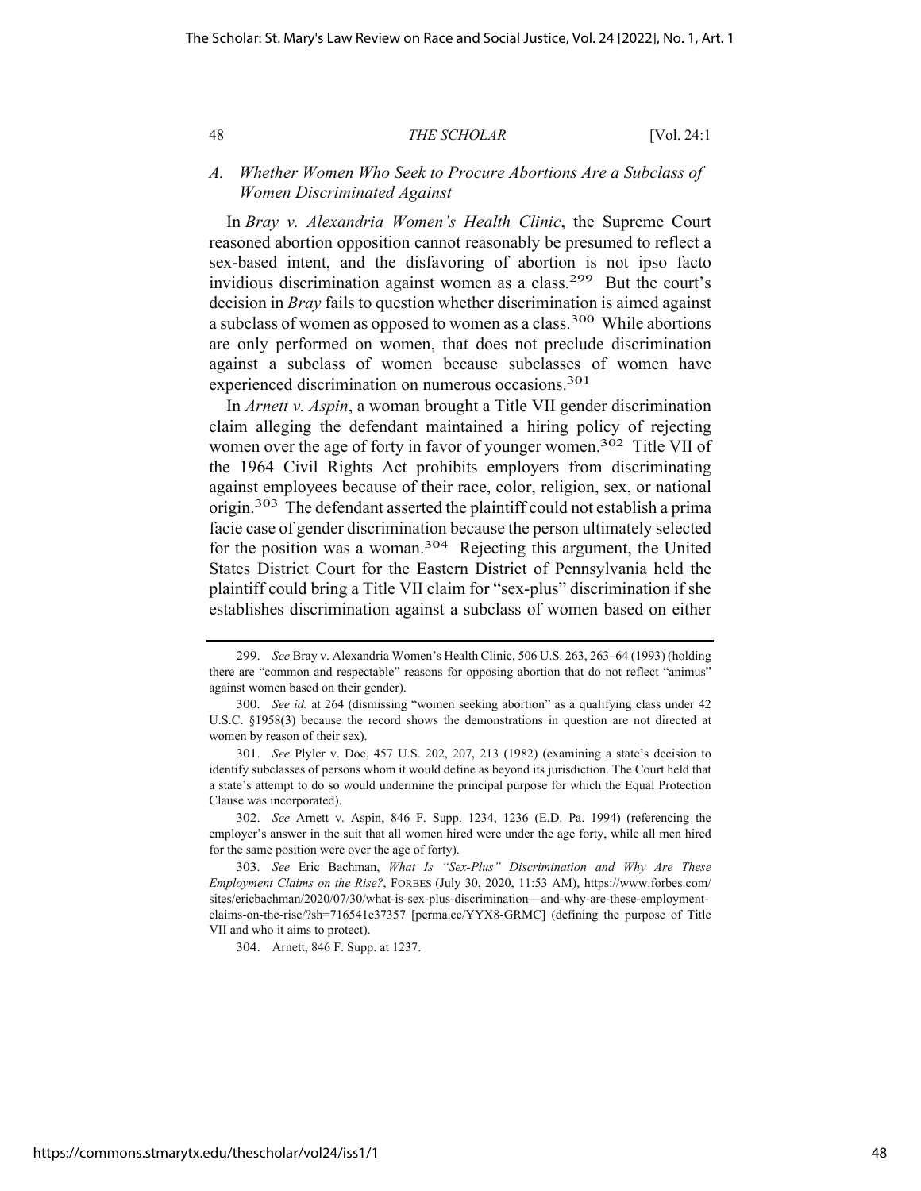### *A. Whether Women Who Seek to Procure Abortions Are a Subclass of Women Discriminated Against*

In *Bray v. Alexandria Women's Health Clinic*, the Supreme Court reasoned abortion opposition cannot reasonably be presumed to reflect a sex-based intent, and the disfavoring of abortion is not ipso facto invidious discrimination against women as a class.[299] But the court's decision in *Bray* fails to question whether discrimination is aimed against a subclass of women as opposed to women as a class.[300] While abortions are only performed on women, that does not preclude discrimination against a subclass of women because subclasses of women have experienced discrimination on numerous occasions.[301]

In *Arnett v. Aspin*, a woman brought a Title VII gender discrimination claim alleging the defendant maintained a hiring policy of rejecting women over the age of forty in favor of younger women.[302] Title VII of the 1964 Civil Rights Act prohibits employers from discriminating against employees because of their race, color, religion, sex, or national origin.[303] The defendant asserted the plaintiff could not establish a prima facie case of gender discrimination because the person ultimately selected for the position was a woman.[304] Rejecting this argument, the United States District Court for the Eastern District of Pennsylvania held the plaintiff could bring a Title VII claim for "sex-plus" discrimination if she establishes discrimination against a subclass of women based on either

---

299. *See* Bray v. Alexandria Women's Health Clinic, 506 U.S. 263, 263–64 (1993) (holding there are "common and respectable" reasons for opposing abortion that do not reflect "animus" against women based on their gender).

300. *See id.* at 264 (dismissing "women seeking abortion" as a qualifying class under 42 U.S.C. §1958(3) because the record shows the demonstrations in question are not directed at women by reason of their sex).

301. *See* Plyler v. Doe, 457 U.S. 202, 207, 213 (1982) (examining a state's decision to identify subclasses of persons whom it would define as beyond its jurisdiction. The Court held that a state's attempt to do so would undermine the principal purpose for which the Equal Protection Clause was incorporated).

302. *See* Arnett v. Aspin, 846 F. Supp. 1234, 1236 (E.D. Pa. 1994) (referencing the employer's answer in the suit that all women hired were under the age forty, while all men hired for the same position were over the age of forty).

303. *See* Eric Bachman, *What Is "Sex-Plus" Discrimination and Why Are These Employment Claims on the Rise?*, FORBES (July 30, 2020, 11:53 AM), https://www.forbes.com/sites/ericbachman/2020/07/30/what-is-sex-plus-discrimination—and-why-are-these-employment-claims-on-the-rise/?sh=716541e37357 [perma.cc/YYX8-GRMC] (defining the purpose of Title VII and who it aims to protect).

304. Arnett, 846 F. Supp. at 1237.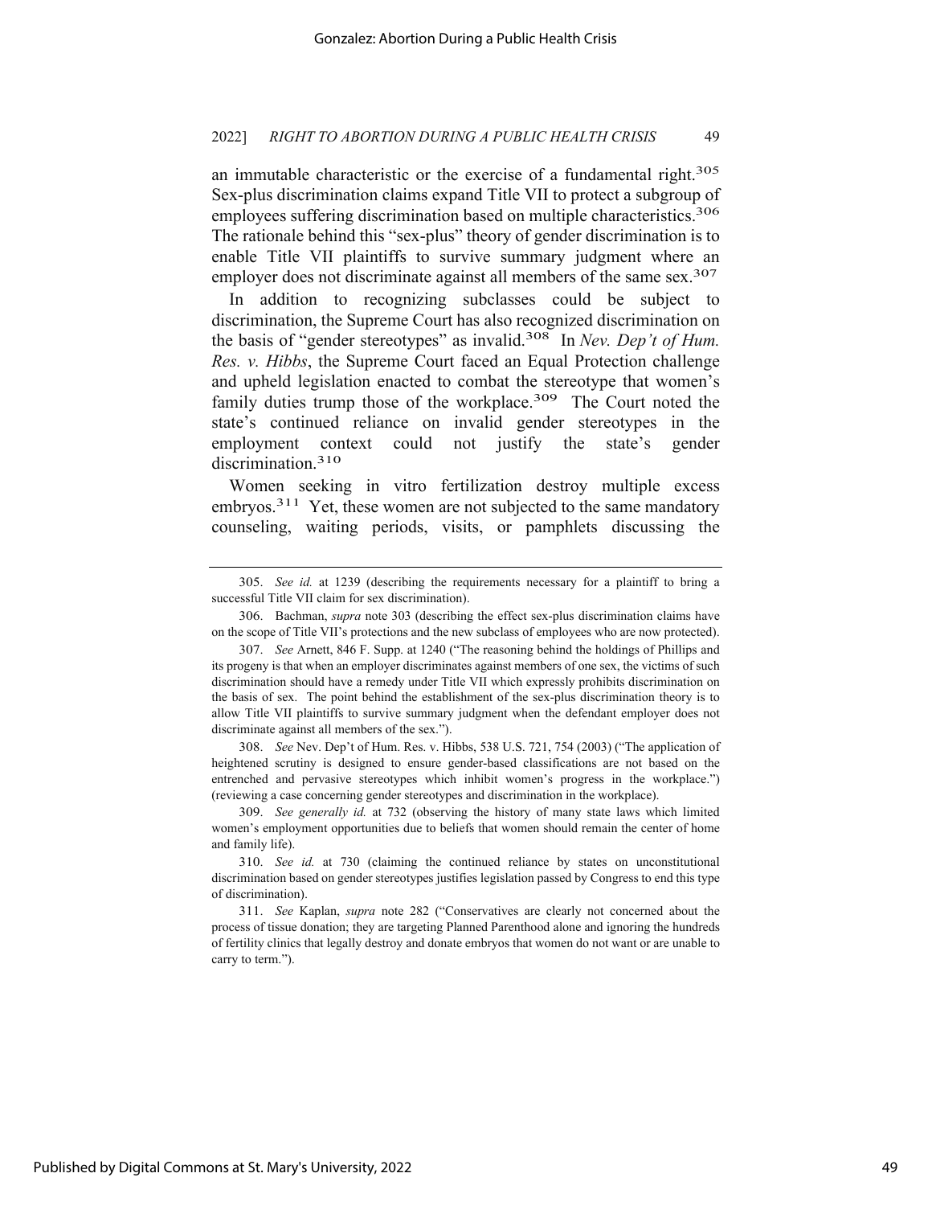an immutable characteristic or the exercise of a fundamental right.[305] Sex-plus discrimination claims expand Title VII to protect a subgroup of employees suffering discrimination based on multiple characteristics.[306] The rationale behind this "sex-plus" theory of gender discrimination is to enable Title VII plaintiffs to survive summary judgment where an employer does not discriminate against all members of the same sex.[307]

In addition to recognizing subclasses could be subject to discrimination, the Supreme Court has also recognized discrimination on the basis of "gender stereotypes" as invalid.[308] In *Nev. Dep't of Hum. Res. v. Hibbs*, the Supreme Court faced an Equal Protection challenge and upheld legislation enacted to combat the stereotype that women's family duties trump those of the workplace.[309] The Court noted the state's continued reliance on invalid gender stereotypes in the employment context could not justify the state's gender discrimination.[310]

Women seeking in vitro fertilization destroy multiple excess embryos.[311] Yet, these women are not subjected to the same mandatory counseling, waiting periods, visits, or pamphlets discussing the

---

305. *See id.* at 1239 (describing the requirements necessary for a plaintiff to bring a successful Title VII claim for sex discrimination).

306. Bachman, *supra* note 303 (describing the effect sex-plus discrimination claims have on the scope of Title VII's protections and the new subclass of employees who are now protected).

307. *See* Arnett, 846 F. Supp. at 1240 ("The reasoning behind the holdings of Phillips and its progeny is that when an employer discriminates against members of one sex, the victims of such discrimination should have a remedy under Title VII which expressly prohibits discrimination on the basis of sex. The point behind the establishment of the sex-plus discrimination theory is to allow Title VII plaintiffs to survive summary judgment when the defendant employer does not discriminate against all members of the sex.").

308. *See* Nev. Dep't of Hum. Res. v. Hibbs, 538 U.S. 721, 754 (2003) ("The application of heightened scrutiny is designed to ensure gender-based classifications are not based on the entrenched and pervasive stereotypes which inhibit women's progress in the workplace.") (reviewing a case concerning gender stereotypes and discrimination in the workplace).

309. *See generally id.* at 732 (observing the history of many state laws which limited women's employment opportunities due to beliefs that women should remain the center of home and family life).

310. *See id.* at 730 (claiming the continued reliance by states on unconstitutional discrimination based on gender stereotypes justifies legislation passed by Congress to end this type of discrimination).

311. *See* Kaplan, *supra* note 282 ("Conservatives are clearly not concerned about the process of tissue donation; they are targeting Planned Parenthood alone and ignoring the hundreds of fertility clinics that legally destroy and donate embryos that women do not want or are unable to carry to term.").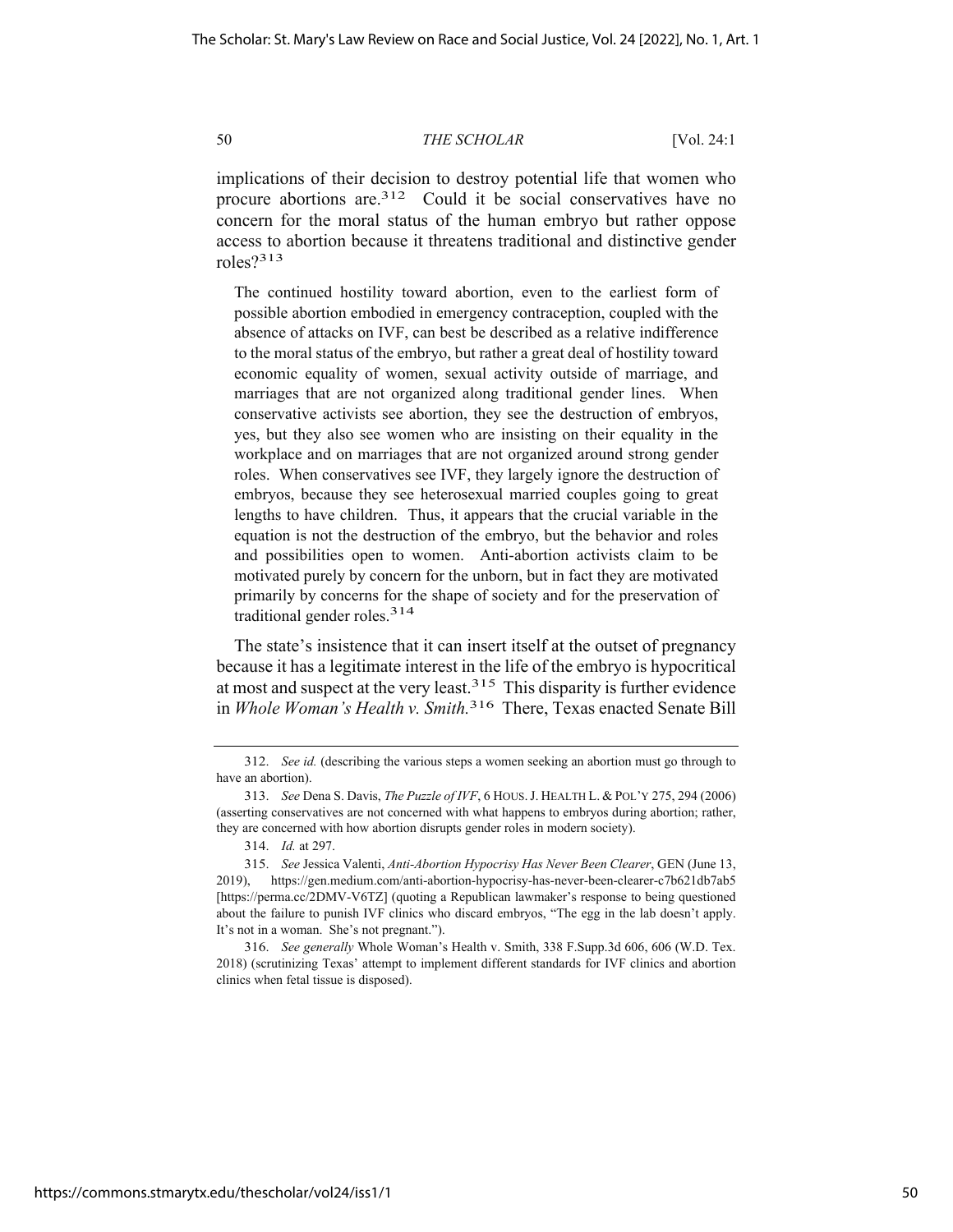implications of their decision to destroy potential life that women who procure abortions are.[312] Could it be social conservatives have no concern for the moral status of the human embryo but rather oppose access to abortion because it threatens traditional and distinctive gender roles?[313]

> The continued hostility toward abortion, even to the earliest form of possible abortion embodied in emergency contraception, coupled with the absence of attacks on IVF, can best be described as a relative indifference to the moral status of the embryo, but rather a great deal of hostility toward economic equality of women, sexual activity outside of marriage, and marriages that are not organized along traditional gender lines. When conservative activists see abortion, they see the destruction of embryos, yes, but they also see women who are insisting on their equality in the workplace and on marriages that are not organized around strong gender roles. When conservatives see IVF, they largely ignore the destruction of embryos, because they see heterosexual married couples going to great lengths to have children. Thus, it appears that the crucial variable in the equation is not the destruction of the embryo, but the behavior and roles and possibilities open to women. Anti-abortion activists claim to be motivated purely by concern for the unborn, but in fact they are motivated primarily by concerns for the shape of society and for the preservation of traditional gender roles.[314]

The state's insistence that it can insert itself at the outset of pregnancy because it has a legitimate interest in the life of the embryo is hypocritical at most and suspect at the very least.[315] This disparity is further evidence in *Whole Woman's Health v. Smith.*[316] There, Texas enacted Senate Bill

---

312. *See id.* (describing the various steps a women seeking an abortion must go through to have an abortion).

313. *See* Dena S. Davis, *The Puzzle of IVF*, 6 HOUS. J. HEALTH L. & POL'Y 275, 294 (2006) (asserting conservatives are not concerned with what happens to embryos during abortion; rather, they are concerned with how abortion disrupts gender roles in modern society).

314. *Id.* at 297.

315. *See* Jessica Valenti, *Anti-Abortion Hypocrisy Has Never Been Clearer*, GEN (June 13, 2019), https://gen.medium.com/anti-abortion-hypocrisy-has-never-been-clearer-c7b621db7ab5 [https://perma.cc/2DMV-V6TZ] (quoting a Republican lawmaker's response to being questioned about the failure to punish IVF clinics who discard embryos, "The egg in the lab doesn't apply. It's not in a woman. She's not pregnant.").

316. *See generally* Whole Woman's Health v. Smith, 338 F.Supp.3d 606, 606 (W.D. Tex. 2018) (scrutinizing Texas' attempt to implement different standards for IVF clinics and abortion clinics when fetal tissue is disposed).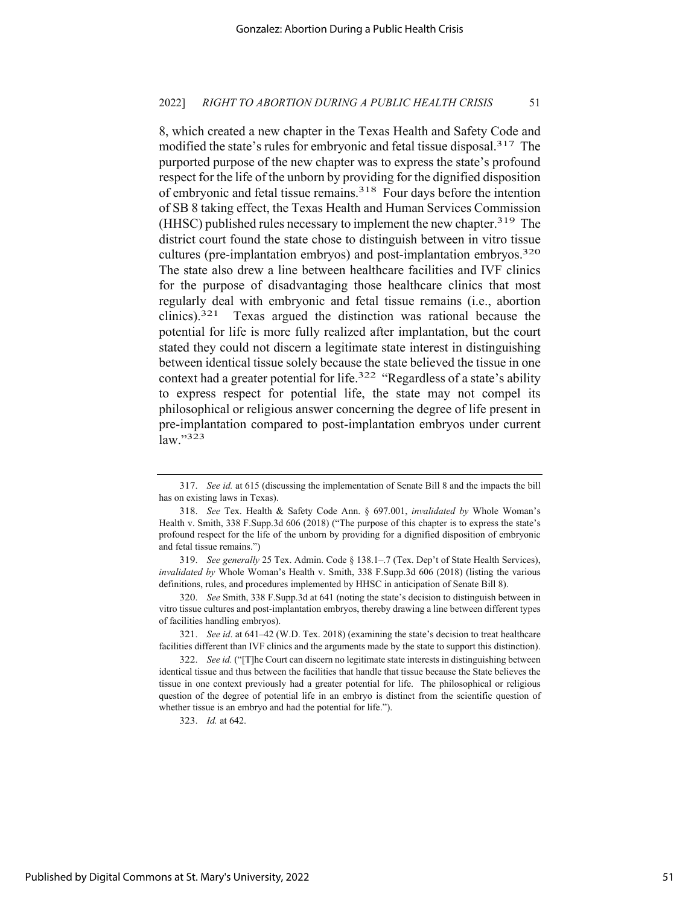8, which created a new chapter in the Texas Health and Safety Code and modified the state's rules for embryonic and fetal tissue disposal.[317] The purported purpose of the new chapter was to express the state's profound respect for the life of the unborn by providing for the dignified disposition of embryonic and fetal tissue remains.[318] Four days before the intention of SB 8 taking effect, the Texas Health and Human Services Commission (HHSC) published rules necessary to implement the new chapter.[319] The district court found the state chose to distinguish between in vitro tissue cultures (pre-implantation embryos) and post-implantation embryos.[320] The state also drew a line between healthcare facilities and IVF clinics for the purpose of disadvantaging those healthcare clinics that most regularly deal with embryonic and fetal tissue remains (i.e., abortion clinics).[321] Texas argued the distinction was rational because the potential for life is more fully realized after implantation, but the court stated they could not discern a legitimate state interest in distinguishing between identical tissue solely because the state believed the tissue in one context had a greater potential for life.[322] "Regardless of a state's ability to express respect for potential life, the state may not compel its philosophical or religious answer concerning the degree of life present in pre-implantation compared to post-implantation embryos under current law."[323]

---

317. *See id.* at 615 (discussing the implementation of Senate Bill 8 and the impacts the bill has on existing laws in Texas).

318. *See* Tex. Health & Safety Code Ann. § 697.001, *invalidated by* Whole Woman's Health v. Smith, 338 F.Supp.3d 606 (2018) ("The purpose of this chapter is to express the state's profound respect for the life of the unborn by providing for a dignified disposition of embryonic and fetal tissue remains.")

319. *See generally* 25 Tex. Admin. Code § 138.1–.7 (Tex. Dep't of State Health Services), *invalidated by* Whole Woman's Health v. Smith, 338 F.Supp.3d 606 (2018) (listing the various definitions, rules, and procedures implemented by HHSC in anticipation of Senate Bill 8).

320. *See* Smith, 338 F.Supp.3d at 641 (noting the state's decision to distinguish between in vitro tissue cultures and post-implantation embryos, thereby drawing a line between different types of facilities handling embryos).

321. *See id*. at 641–42 (W.D. Tex. 2018) (examining the state's decision to treat healthcare facilities different than IVF clinics and the arguments made by the state to support this distinction).

322. *See id.* ("[T]he Court can discern no legitimate state interests in distinguishing between identical tissue and thus between the facilities that handle that tissue because the State believes the tissue in one context previously had a greater potential for life. The philosophical or religious question of the degree of potential life in an embryo is distinct from the scientific question of whether tissue is an embryo and had the potential for life.").

323. *Id.* at 642.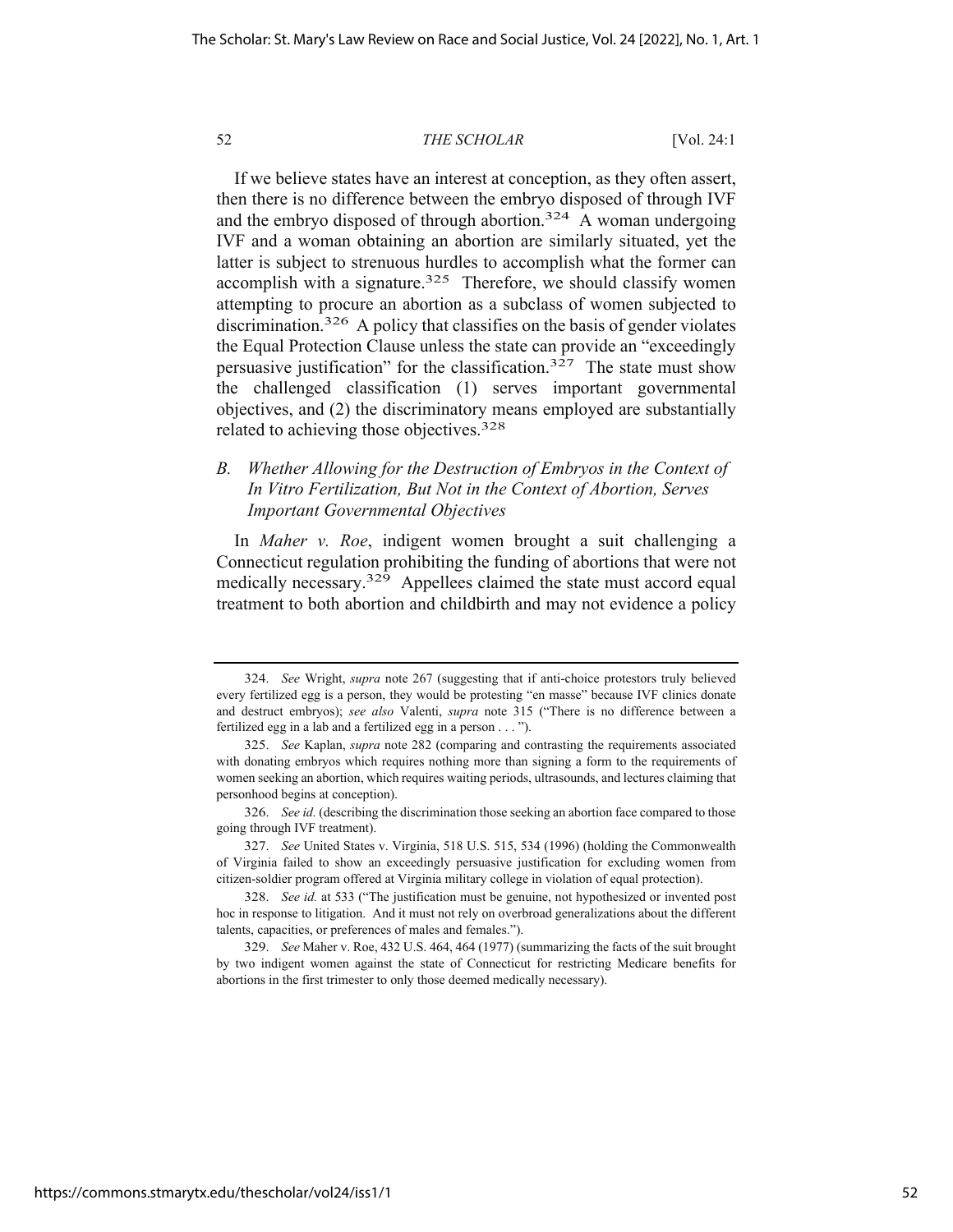If we believe states have an interest at conception, as they often assert, then there is no difference between the embryo disposed of through IVF and the embryo disposed of through abortion.[324] A woman undergoing IVF and a woman obtaining an abortion are similarly situated, yet the latter is subject to strenuous hurdles to accomplish what the former can accomplish with a signature.[325] Therefore, we should classify women attempting to procure an abortion as a subclass of women subjected to discrimination.[326] A policy that classifies on the basis of gender violates the Equal Protection Clause unless the state can provide an "exceedingly persuasive justification" for the classification.[327] The state must show the challenged classification (1) serves important governmental objectives, and (2) the discriminatory means employed are substantially related to achieving those objectives.[328]

### *B. Whether Allowing for the Destruction of Embryos in the Context of In Vitro Fertilization, But Not in the Context of Abortion, Serves Important Governmental Objectives*

In *Maher v. Roe*, indigent women brought a suit challenging a Connecticut regulation prohibiting the funding of abortions that were not medically necessary.[329] Appellees claimed the state must accord equal treatment to both abortion and childbirth and may not evidence a policy

---

324. *See* Wright, *supra* note 267 (suggesting that if anti-choice protestors truly believed every fertilized egg is a person, they would be protesting "en masse" because IVF clinics donate and destruct embryos); *see also* Valenti, *supra* note 315 ("There is no difference between a fertilized egg in a lab and a fertilized egg in a person . . . ").

325. *See* Kaplan, *supra* note 282 (comparing and contrasting the requirements associated with donating embryos which requires nothing more than signing a form to the requirements of women seeking an abortion, which requires waiting periods, ultrasounds, and lectures claiming that personhood begins at conception).

326. *See id.* (describing the discrimination those seeking an abortion face compared to those going through IVF treatment).

327. *See* United States v. Virginia, 518 U.S. 515, 534 (1996) (holding the Commonwealth of Virginia failed to show an exceedingly persuasive justification for excluding women from citizen-soldier program offered at Virginia military college in violation of equal protection).

328. *See id.* at 533 ("The justification must be genuine, not hypothesized or invented post hoc in response to litigation. And it must not rely on overbroad generalizations about the different talents, capacities, or preferences of males and females.").

329. *See* Maher v. Roe, 432 U.S. 464, 464 (1977) (summarizing the facts of the suit brought by two indigent women against the state of Connecticut for restricting Medicare benefits for abortions in the first trimester to only those deemed medically necessary).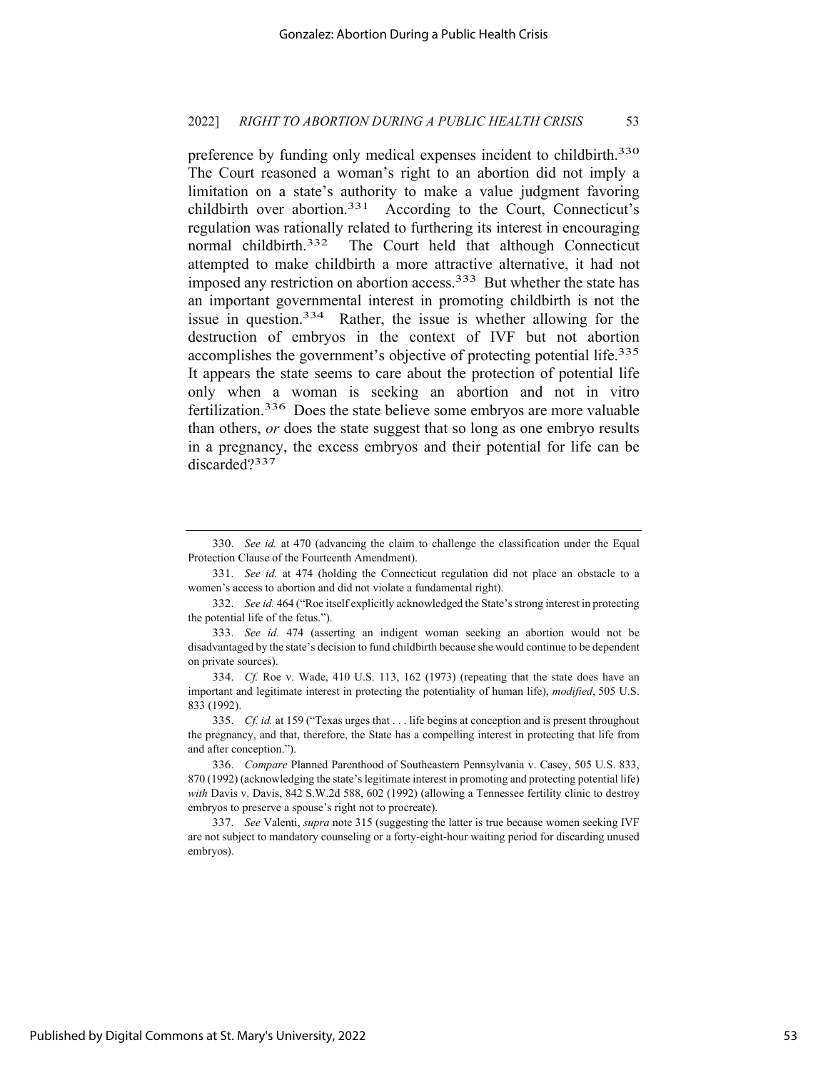preference by funding only medical expenses incident to childbirth.[330] The Court reasoned a woman's right to an abortion did not imply a limitation on a state's authority to make a value judgment favoring childbirth over abortion.[331] According to the Court, Connecticut's regulation was rationally related to furthering its interest in encouraging normal childbirth.[332] The Court held that although Connecticut attempted to make childbirth a more attractive alternative, it had not imposed any restriction on abortion access.[333] But whether the state has an important governmental interest in promoting childbirth is not the issue in question.[334] Rather, the issue is whether allowing for the destruction of embryos in the context of IVF but not abortion accomplishes the government's objective of protecting potential life.[335] It appears the state seems to care about the protection of potential life only when a woman is seeking an abortion and not in vitro fertilization.[336] Does the state believe some embryos are more valuable than others, *or* does the state suggest that so long as one embryo results in a pregnancy, the excess embryos and their potential for life can be discarded?[337]

---

330. *See id.* at 470 (advancing the claim to challenge the classification under the Equal Protection Clause of the Fourteenth Amendment).

331. *See id.* at 474 (holding the Connecticut regulation did not place an obstacle to a women's access to abortion and did not violate a fundamental right).

332. *See id.* 464 ("Roe itself explicitly acknowledged the State's strong interest in protecting the potential life of the fetus.").

333. *See id.* 474 (asserting an indigent woman seeking an abortion would not be disadvantaged by the state's decision to fund childbirth because she would continue to be dependent on private sources).

334. *Cf.* Roe v. Wade, 410 U.S. 113, 162 (1973) (repeating that the state does have an important and legitimate interest in protecting the potentiality of human life), *modified*, 505 U.S. 833 (1992).

335. *Cf. id.* at 159 ("Texas urges that . . . life begins at conception and is present throughout the pregnancy, and that, therefore, the State has a compelling interest in protecting that life from and after conception.").

336. *Compare* Planned Parenthood of Southeastern Pennsylvania v. Casey, 505 U.S. 833, 870 (1992) (acknowledging the state's legitimate interest in promoting and protecting potential life) *with* Davis v. Davis, 842 S.W.2d 588, 602 (1992) (allowing a Tennessee fertility clinic to destroy embryos to preserve a spouse's right not to procreate).

337. *See* Valenti, *supra* note 315 (suggesting the latter is true because women seeking IVF are not subject to mandatory counseling or a forty-eight-hour waiting period for discarding unused embryos).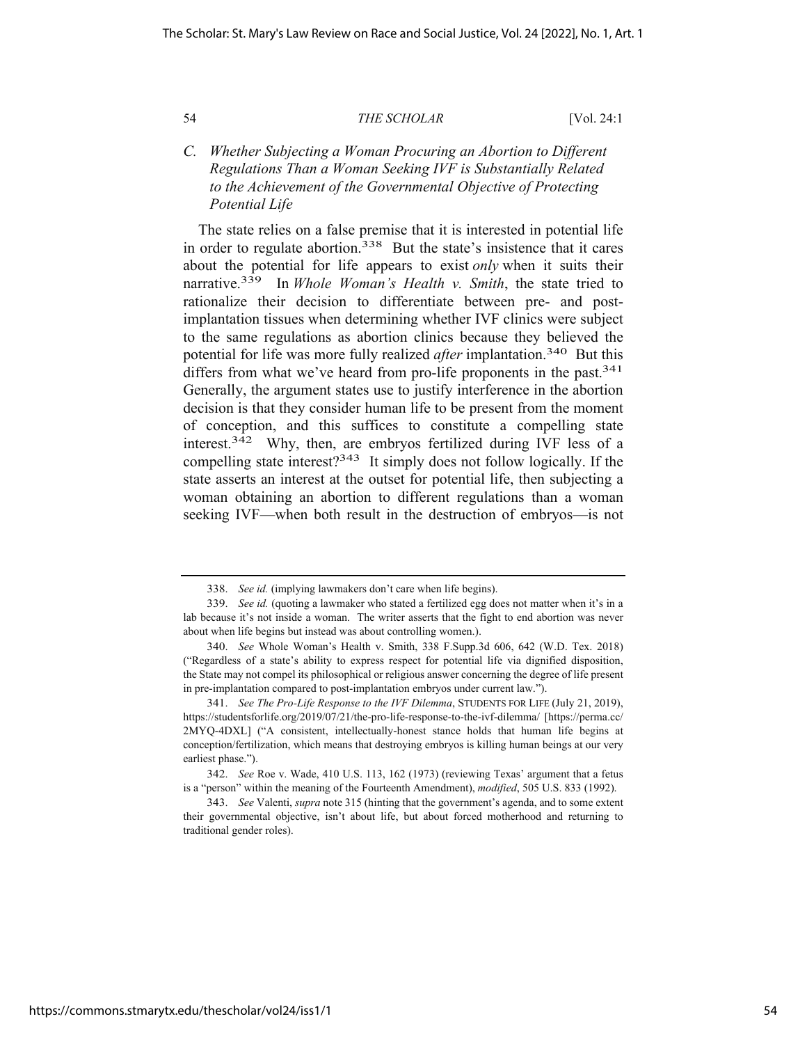### *C. Whether Subjecting a Woman Procuring an Abortion to Different Regulations Than a Woman Seeking IVF is Substantially Related to the Achievement of the Governmental Objective of Protecting Potential Life*

The state relies on a false premise that it is interested in potential life in order to regulate abortion.[338] But the state's insistence that it cares about the potential for life appears to exist *only* when it suits their narrative.[339] In *Whole Woman's Health v. Smith*, the state tried to rationalize their decision to differentiate between pre- and post-implantation tissues when determining whether IVF clinics were subject to the same regulations as abortion clinics because they believed the potential for life was more fully realized *after* implantation.[340] But this differs from what we've heard from pro-life proponents in the past.[341] Generally, the argument states use to justify interference in the abortion decision is that they consider human life to be present from the moment of conception, and this suffices to constitute a compelling state interest.[342] Why, then, are embryos fertilized during IVF less of a compelling state interest?[343] It simply does not follow logically. If the state asserts an interest at the outset for potential life, then subjecting a woman obtaining an abortion to different regulations than a woman seeking IVF—when both result in the destruction of embryos—is not

---

338. *See id.* (implying lawmakers don't care when life begins).

339. *See id.* (quoting a lawmaker who stated a fertilized egg does not matter when it's in a lab because it's not inside a woman. The writer asserts that the fight to end abortion was never about when life begins but instead was about controlling women.).

340. *See* Whole Woman's Health v. Smith, 338 F.Supp.3d 606, 642 (W.D. Tex. 2018) ("Regardless of a state's ability to express respect for potential life via dignified disposition, the State may not compel its philosophical or religious answer concerning the degree of life present in pre-implantation compared to post-implantation embryos under current law.").

341. *See The Pro-Life Response to the IVF Dilemma*, STUDENTS FOR LIFE (July 21, 2019), https://studentsforlife.org/2019/07/21/the-pro-life-response-to-the-ivf-dilemma/ [https://perma.cc/2MYQ-4DXL] ("A consistent, intellectually-honest stance holds that human life begins at conception/fertilization, which means that destroying embryos is killing human beings at our very earliest phase.").

342. *See* Roe v. Wade, 410 U.S. 113, 162 (1973) (reviewing Texas' argument that a fetus is a "person" within the meaning of the Fourteenth Amendment), *modified*, 505 U.S. 833 (1992).

343. *See* Valenti, *supra* note 315 (hinting that the government's agenda, and to some extent their governmental objective, isn't about life, but about forced motherhood and returning to traditional gender roles).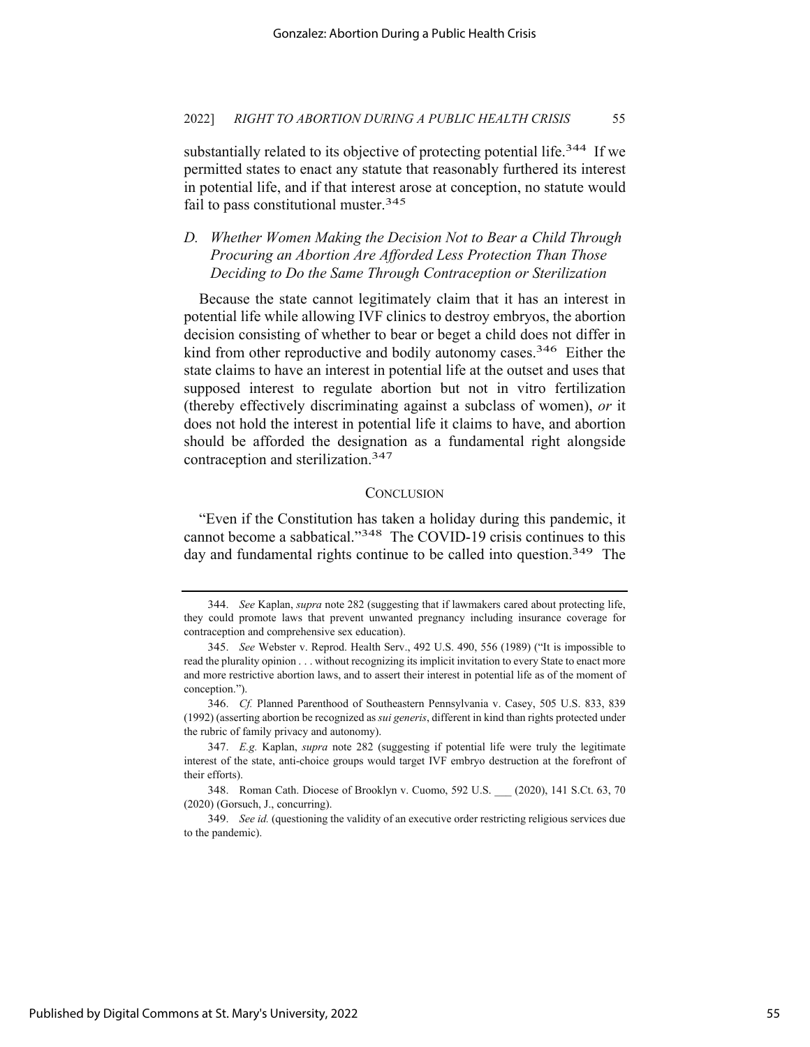substantially related to its objective of protecting potential life.[344] If we permitted states to enact any statute that reasonably furthered its interest in potential life, and if that interest arose at conception, no statute would fail to pass constitutional muster.[345]

### *D. Whether Women Making the Decision Not to Bear a Child Through Procuring an Abortion Are Afforded Less Protection Than Those Deciding to Do the Same Through Contraception or Sterilization*

Because the state cannot legitimately claim that it has an interest in potential life while allowing IVF clinics to destroy embryos, the abortion decision consisting of whether to bear or beget a child does not differ in kind from other reproductive and bodily autonomy cases.[346] Either the state claims to have an interest in potential life at the outset and uses that supposed interest to regulate abortion but not in vitro fertilization (thereby effectively discriminating against a subclass of women), *or* it does not hold the interest in potential life it claims to have, and abortion should be afforded the designation as a fundamental right alongside contraception and sterilization.[347]

## CONCLUSION

"Even if the Constitution has taken a holiday during this pandemic, it cannot become a sabbatical."[348] The COVID-19 crisis continues to this day and fundamental rights continue to be called into question.[349] The

---

344. *See* Kaplan, *supra* note 282 (suggesting that if lawmakers cared about protecting life, they could promote laws that prevent unwanted pregnancy including insurance coverage for contraception and comprehensive sex education).

345. *See* Webster v. Reprod. Health Serv., 492 U.S. 490, 556 (1989) ("It is impossible to read the plurality opinion . . . without recognizing its implicit invitation to every State to enact more and more restrictive abortion laws, and to assert their interest in potential life as of the moment of conception.").

346. *Cf.* Planned Parenthood of Southeastern Pennsylvania v. Casey, 505 U.S. 833, 839 (1992) (asserting abortion be recognized as *sui generis*, different in kind than rights protected under the rubric of family privacy and autonomy).

347. *E.g.* Kaplan, *supra* note 282 (suggesting if potential life were truly the legitimate interest of the state, anti-choice groups would target IVF embryo destruction at the forefront of their efforts).

348. Roman Cath. Diocese of Brooklyn v. Cuomo, 592 U.S. ___ (2020), 141 S.Ct. 63, 70 (2020) (Gorsuch, J., concurring).

349. *See id.* (questioning the validity of an executive order restricting religious services due to the pandemic).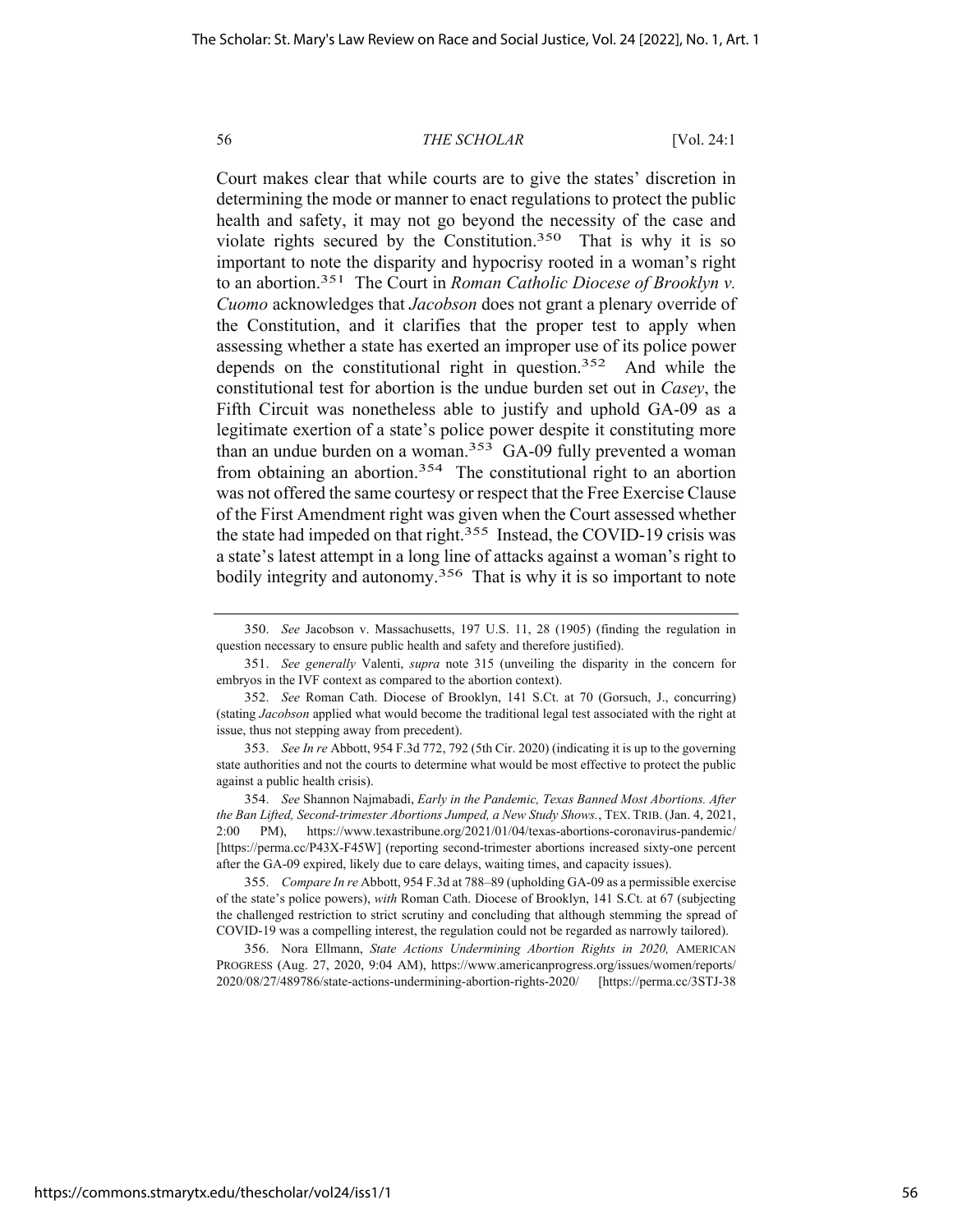Court makes clear that while courts are to give the states' discretion in determining the mode or manner to enact regulations to protect the public health and safety, it may not go beyond the necessity of the case and violate rights secured by the Constitution.[350] That is why it is so important to note the disparity and hypocrisy rooted in a woman's right to an abortion.[351] The Court in *Roman Catholic Diocese of Brooklyn v. Cuomo* acknowledges that *Jacobson* does not grant a plenary override of the Constitution, and it clarifies that the proper test to apply when assessing whether a state has exerted an improper use of its police power depends on the constitutional right in question.[352] And while the constitutional test for abortion is the undue burden set out in *Casey*, the Fifth Circuit was nonetheless able to justify and uphold GA-09 as a legitimate exertion of a state's police power despite it constituting more than an undue burden on a woman.[353] GA-09 fully prevented a woman from obtaining an abortion.[354] The constitutional right to an abortion was not offered the same courtesy or respect that the Free Exercise Clause of the First Amendment right was given when the Court assessed whether the state had impeded on that right.[355] Instead, the COVID-19 crisis was a state's latest attempt in a long line of attacks against a woman's right to bodily integrity and autonomy.[356] That is why it is so important to note

---

350. *See* Jacobson v. Massachusetts, 197 U.S. 11, 28 (1905) (finding the regulation in question necessary to ensure public health and safety and therefore justified).

351. *See generally* Valenti, *supra* note 315 (unveiling the disparity in the concern for embryos in the IVF context as compared to the abortion context).

352. *See* Roman Cath. Diocese of Brooklyn, 141 S.Ct. at 70 (Gorsuch, J., concurring) (stating *Jacobson* applied what would become the traditional legal test associated with the right at issue, thus not stepping away from precedent).

353. *See In re* Abbott, 954 F.3d 772, 792 (5th Cir. 2020) (indicating it is up to the governing state authorities and not the courts to determine what would be most effective to protect the public against a public health crisis).

354. *See* Shannon Najmabadi, *Early in the Pandemic, Texas Banned Most Abortions. After the Ban Lifted, Second-trimester Abortions Jumped, a New Study Shows.*, TEX. TRIB. (Jan. 4, 2021, 2:00 PM), https://www.texastribune.org/2021/01/04/texas-abortions-coronavirus-pandemic/ [https://perma.cc/P43X-F45W] (reporting second-trimester abortions increased sixty-one percent after the GA-09 expired, likely due to care delays, waiting times, and capacity issues).

355. *Compare In re* Abbott, 954 F.3d at 788–89 (upholding GA-09 as a permissible exercise of the state's police powers), *with* Roman Cath. Diocese of Brooklyn, 141 S.Ct. at 67 (subjecting the challenged restriction to strict scrutiny and concluding that although stemming the spread of COVID-19 was a compelling interest, the regulation could not be regarded as narrowly tailored).

356. Nora Ellmann, *State Actions Undermining Abortion Rights in 2020,* AMERICAN PROGRESS (Aug. 27, 2020, 9:04 AM), https://www.americanprogress.org/issues/women/reports/2020/08/27/489786/state-actions-undermining-abortion-rights-2020/ [https://perma.cc/3STJ-38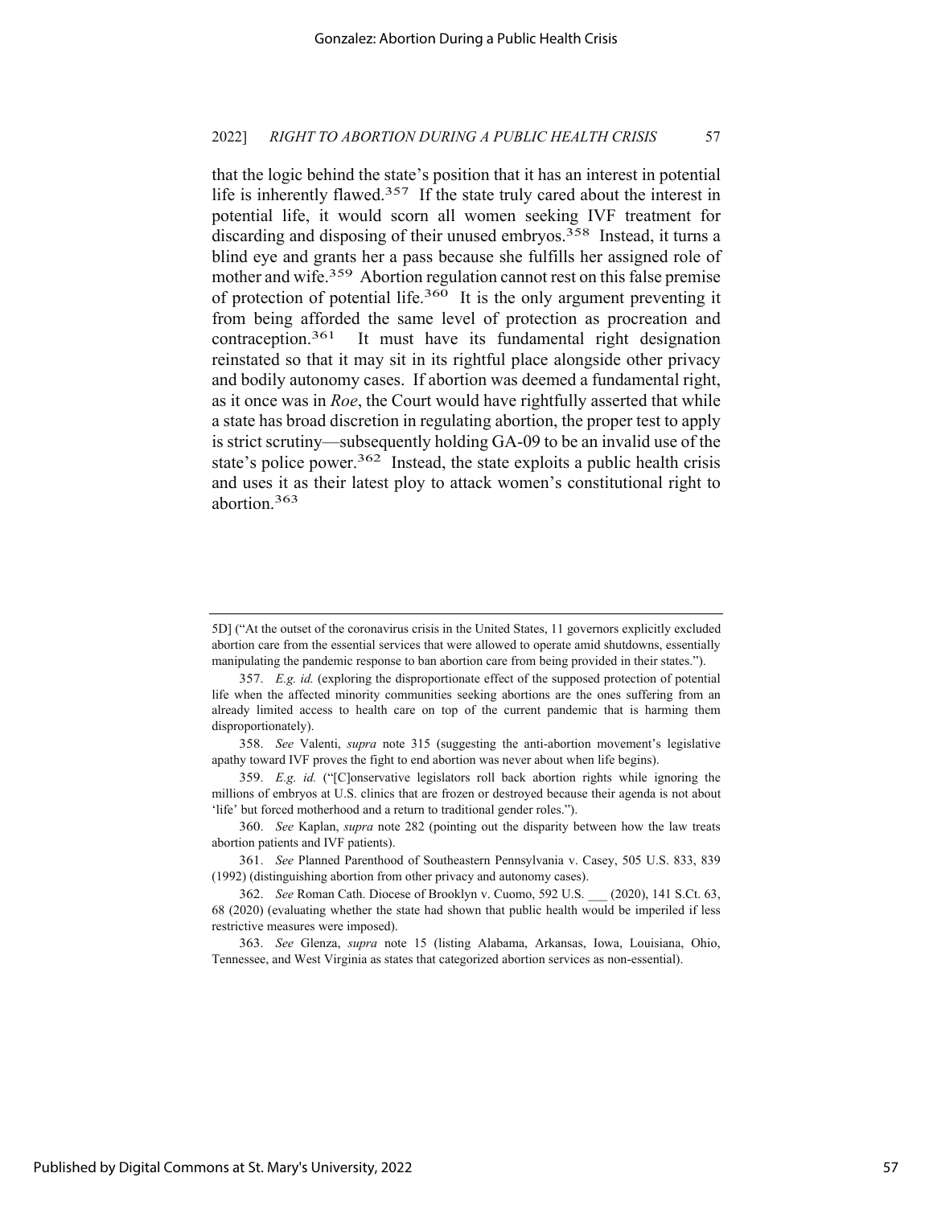that the logic behind the state's position that it has an interest in potential life is inherently flawed.[357] If the state truly cared about the interest in potential life, it would scorn all women seeking IVF treatment for discarding and disposing of their unused embryos.[358] Instead, it turns a blind eye and grants her a pass because she fulfills her assigned role of mother and wife.[359] Abortion regulation cannot rest on this false premise of protection of potential life.[360] It is the only argument preventing it from being afforded the same level of protection as procreation and contraception.[361] It must have its fundamental right designation reinstated so that it may sit in its rightful place alongside other privacy and bodily autonomy cases. If abortion was deemed a fundamental right, as it once was in *Roe*, the Court would have rightfully asserted that while a state has broad discretion in regulating abortion, the proper test to apply is strict scrutiny—subsequently holding GA-09 to be an invalid use of the state's police power.[362] Instead, the state exploits a public health crisis and uses it as their latest ploy to attack women's constitutional right to abortion.[363]

---

5D] ("At the outset of the coronavirus crisis in the United States, 11 governors explicitly excluded abortion care from the essential services that were allowed to operate amid shutdowns, essentially manipulating the pandemic response to ban abortion care from being provided in their states.").

357. *E.g. id.* (exploring the disproportionate effect of the supposed protection of potential life when the affected minority communities seeking abortions are the ones suffering from an already limited access to health care on top of the current pandemic that is harming them disproportionately).

358. *See* Valenti, *supra* note 315 (suggesting the anti-abortion movement's legislative apathy toward IVF proves the fight to end abortion was never about when life begins).

359. *E.g. id.* ("[C]onservative legislators roll back abortion rights while ignoring the millions of embryos at U.S. clinics that are frozen or destroyed because their agenda is not about 'life' but forced motherhood and a return to traditional gender roles.").

360. *See* Kaplan, *supra* note 282 (pointing out the disparity between how the law treats abortion patients and IVF patients).

361. *See* Planned Parenthood of Southeastern Pennsylvania v. Casey, 505 U.S. 833, 839 (1992) (distinguishing abortion from other privacy and autonomy cases).

362. *See* Roman Cath. Diocese of Brooklyn v. Cuomo, 592 U.S. ___ (2020), 141 S.Ct. 63, 68 (2020) (evaluating whether the state had shown that public health would be imperiled if less restrictive measures were imposed).

363. *See* Glenza, *supra* note 15 (listing Alabama, Arkansas, Iowa, Louisiana, Ohio, Tennessee, and West Virginia as states that categorized abortion services as non-essential).